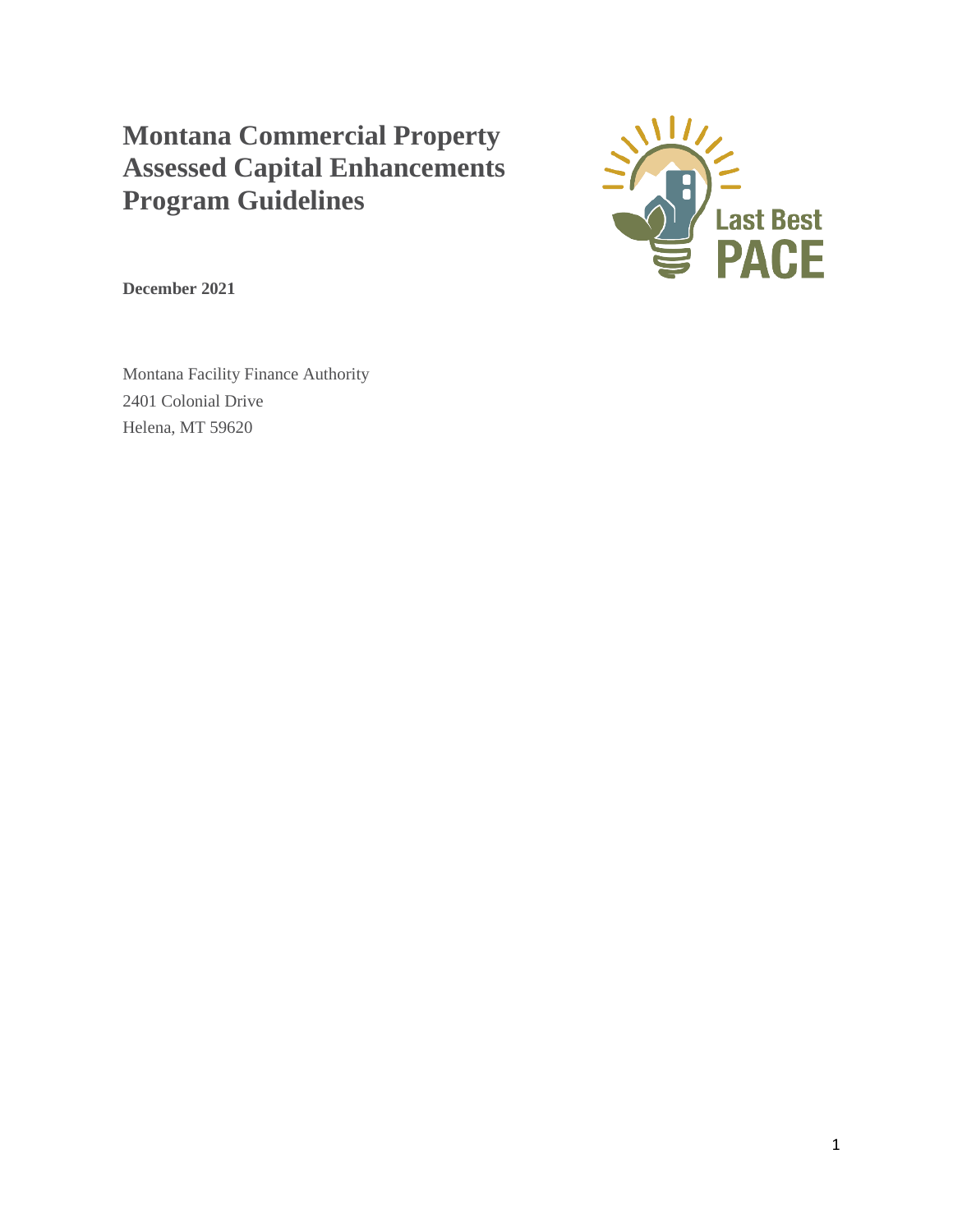# Montana Commercial Property Assessed Capital Enhancements Program Guidelines

**December 2021**

Montana Facility Finance Authority
2401 Colonial Drive
Helena, MT 59620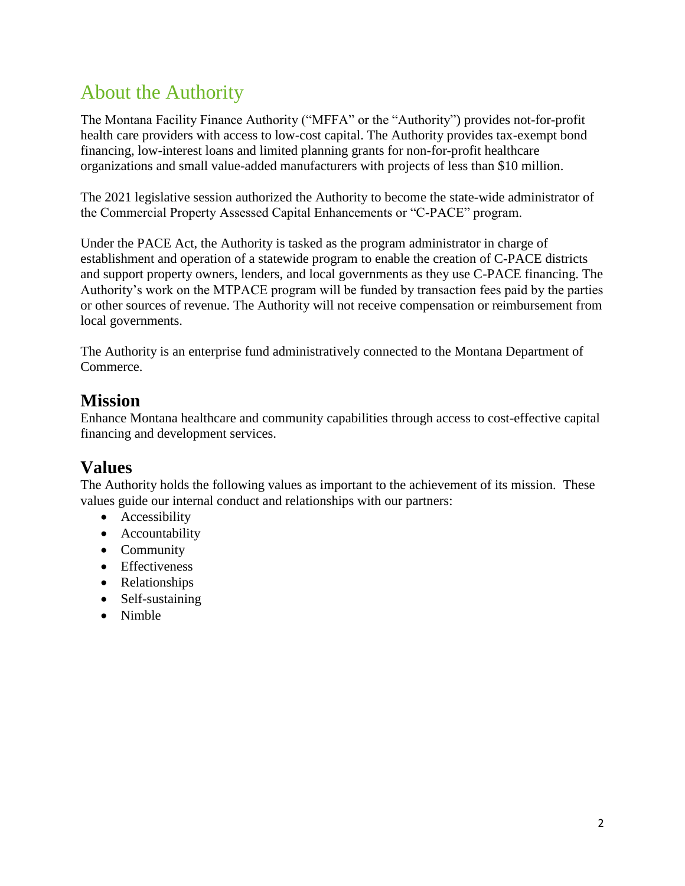# About the Authority

The Montana Facility Finance Authority ("MFFA" or the "Authority") provides not-for-profit health care providers with access to low-cost capital. The Authority provides tax-exempt bond financing, low-interest loans and limited planning grants for non-for-profit healthcare organizations and small value-added manufacturers with projects of less than $10 million.

The 2021 legislative session authorized the Authority to become the state-wide administrator of the Commercial Property Assessed Capital Enhancements or "C-PACE" program.

Under the PACE Act, the Authority is tasked as the program administrator in charge of establishment and operation of a statewide program to enable the creation of C-PACE districts and support property owners, lenders, and local governments as they use C-PACE financing. The Authority's work on the MTPACE program will be funded by transaction fees paid by the parties or other sources of revenue. The Authority will not receive compensation or reimbursement from local governments.

The Authority is an enterprise fund administratively connected to the Montana Department of Commerce.

## Mission

Enhance Montana healthcare and community capabilities through access to cost-effective capital financing and development services.

## Values

The Authority holds the following values as important to the achievement of its mission. These values guide our internal conduct and relationships with our partners:

- Accessibility
- Accountability
- Community
- Effectiveness
- Relationships
- Self-sustaining
- Nimble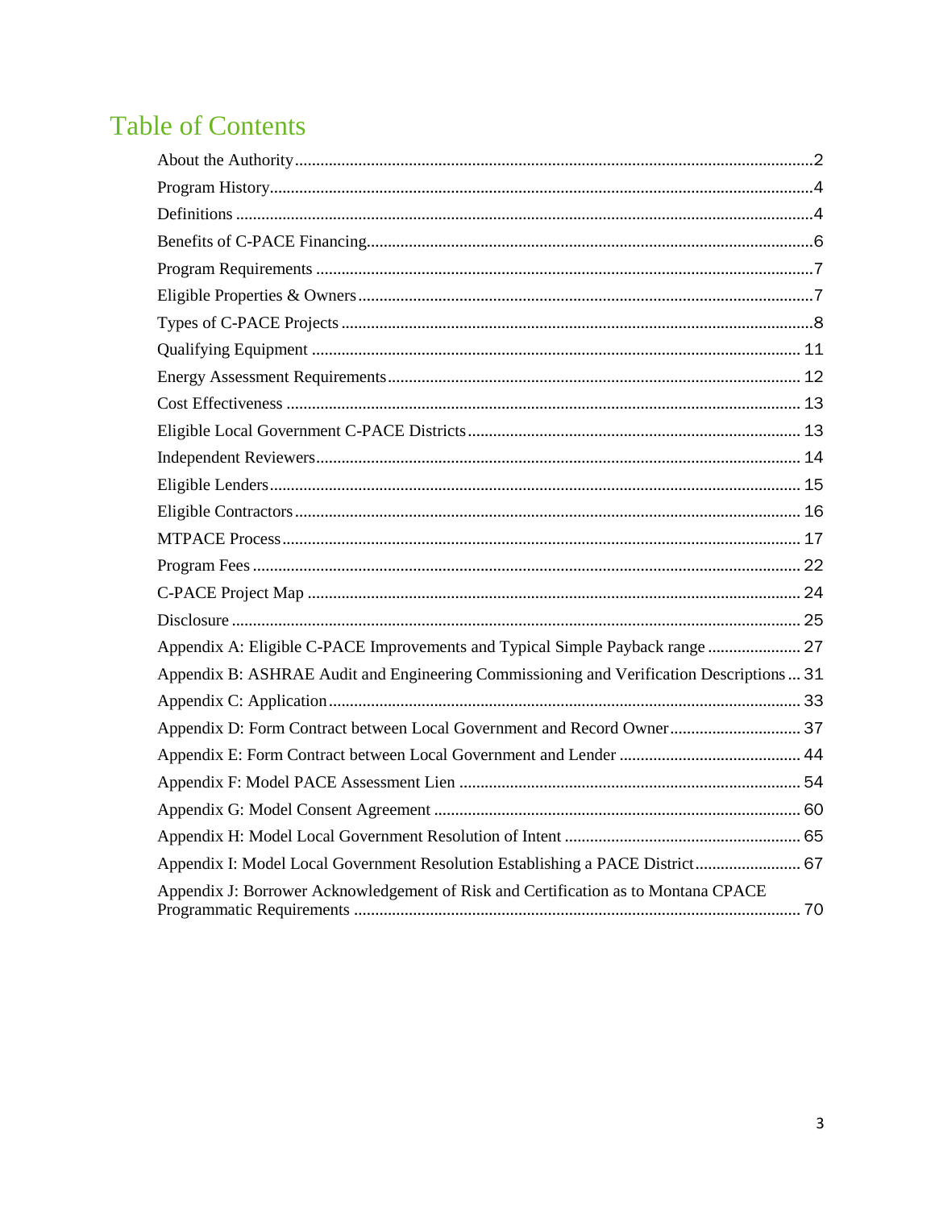# Table of Contents

About the Authority .......... 2
Program History .......... 4
Definitions .......... 4
Benefits of C-PACE Financing .......... 6
Program Requirements .......... 7
Eligible Properties & Owners .......... 7
Types of C-PACE Projects .......... 8
Qualifying Equipment .......... 11
Energy Assessment Requirements .......... 12
Cost Effectiveness .......... 13
Eligible Local Government C-PACE Districts .......... 13
Independent Reviewers .......... 14
Eligible Lenders .......... 15
Eligible Contractors .......... 16
MTPACE Process .......... 17
Program Fees .......... 22
C-PACE Project Map .......... 24
Disclosure .......... 25
Appendix A: Eligible C-PACE Improvements and Typical Simple Payback range .......... 27
Appendix B: ASHRAE Audit and Engineering Commissioning and Verification Descriptions .......... 31
Appendix C: Application .......... 33
Appendix D: Form Contract between Local Government and Record Owner .......... 37
Appendix E: Form Contract between Local Government and Lender .......... 44
Appendix F: Model PACE Assessment Lien .......... 54
Appendix G: Model Consent Agreement .......... 60
Appendix H: Model Local Government Resolution of Intent .......... 65
Appendix I: Model Local Government Resolution Establishing a PACE District .......... 67
Appendix J: Borrower Acknowledgement of Risk and Certification as to Montana CPACE Programmatic Requirements .......... 70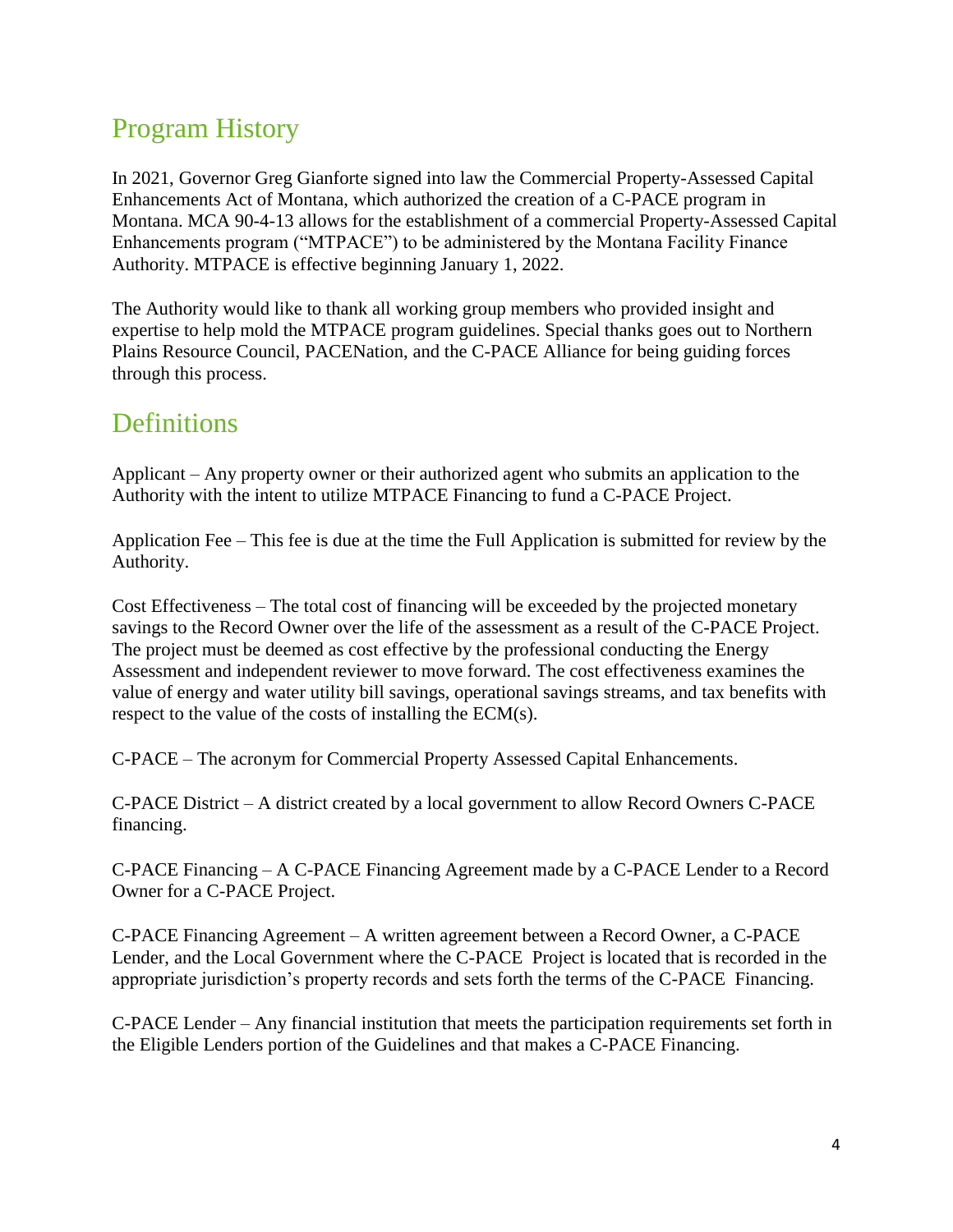## Program History

In 2021, Governor Greg Gianforte signed into law the Commercial Property-Assessed Capital Enhancements Act of Montana, which authorized the creation of a C-PACE program in Montana. MCA 90-4-13 allows for the establishment of a commercial Property-Assessed Capital Enhancements program ("MTPACE") to be administered by the Montana Facility Finance Authority. MTPACE is effective beginning January 1, 2022.

The Authority would like to thank all working group members who provided insight and expertise to help mold the MTPACE program guidelines. Special thanks goes out to Northern Plains Resource Council, PACENation, and the C-PACE Alliance for being guiding forces through this process.

## Definitions

Applicant – Any property owner or their authorized agent who submits an application to the Authority with the intent to utilize MTPACE Financing to fund a C-PACE Project.

Application Fee – This fee is due at the time the Full Application is submitted for review by the Authority.

Cost Effectiveness – The total cost of financing will be exceeded by the projected monetary savings to the Record Owner over the life of the assessment as a result of the C-PACE Project. The project must be deemed as cost effective by the professional conducting the Energy Assessment and independent reviewer to move forward. The cost effectiveness examines the value of energy and water utility bill savings, operational savings streams, and tax benefits with respect to the value of the costs of installing the ECM(s).

C-PACE – The acronym for Commercial Property Assessed Capital Enhancements.

C-PACE District – A district created by a local government to allow Record Owners C-PACE financing.

C-PACE Financing – A C-PACE Financing Agreement made by a C-PACE Lender to a Record Owner for a C-PACE Project.

C-PACE Financing Agreement – A written agreement between a Record Owner, a C-PACE Lender, and the Local Government where the C-PACE Project is located that is recorded in the appropriate jurisdiction's property records and sets forth the terms of the C-PACE Financing.

C-PACE Lender – Any financial institution that meets the participation requirements set forth in the Eligible Lenders portion of the Guidelines and that makes a C-PACE Financing.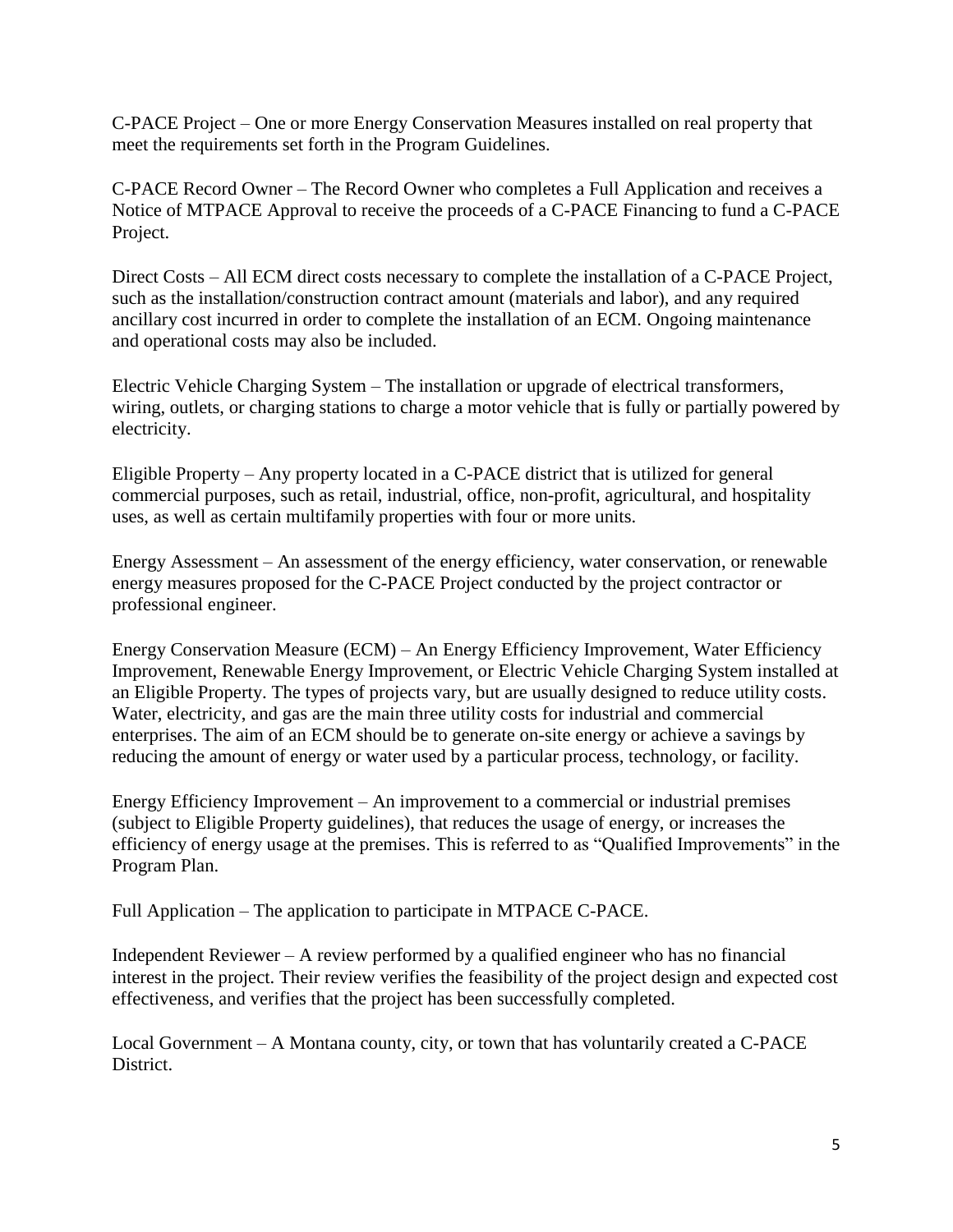C-PACE Project – One or more Energy Conservation Measures installed on real property that meet the requirements set forth in the Program Guidelines.

C-PACE Record Owner – The Record Owner who completes a Full Application and receives a Notice of MTPACE Approval to receive the proceeds of a C-PACE Financing to fund a C-PACE Project.

Direct Costs – All ECM direct costs necessary to complete the installation of a C-PACE Project, such as the installation/construction contract amount (materials and labor), and any required ancillary cost incurred in order to complete the installation of an ECM. Ongoing maintenance and operational costs may also be included.

Electric Vehicle Charging System – The installation or upgrade of electrical transformers, wiring, outlets, or charging stations to charge a motor vehicle that is fully or partially powered by electricity.

Eligible Property – Any property located in a C-PACE district that is utilized for general commercial purposes, such as retail, industrial, office, non-profit, agricultural, and hospitality uses, as well as certain multifamily properties with four or more units.

Energy Assessment – An assessment of the energy efficiency, water conservation, or renewable energy measures proposed for the C-PACE Project conducted by the project contractor or professional engineer.

Energy Conservation Measure (ECM) – An Energy Efficiency Improvement, Water Efficiency Improvement, Renewable Energy Improvement, or Electric Vehicle Charging System installed at an Eligible Property. The types of projects vary, but are usually designed to reduce utility costs. Water, electricity, and gas are the main three utility costs for industrial and commercial enterprises. The aim of an ECM should be to generate on-site energy or achieve a savings by reducing the amount of energy or water used by a particular process, technology, or facility.

Energy Efficiency Improvement – An improvement to a commercial or industrial premises (subject to Eligible Property guidelines), that reduces the usage of energy, or increases the efficiency of energy usage at the premises. This is referred to as "Qualified Improvements" in the Program Plan.

Full Application – The application to participate in MTPACE C-PACE.

Independent Reviewer – A review performed by a qualified engineer who has no financial interest in the project. Their review verifies the feasibility of the project design and expected cost effectiveness, and verifies that the project has been successfully completed.

Local Government – A Montana county, city, or town that has voluntarily created a C-PACE District.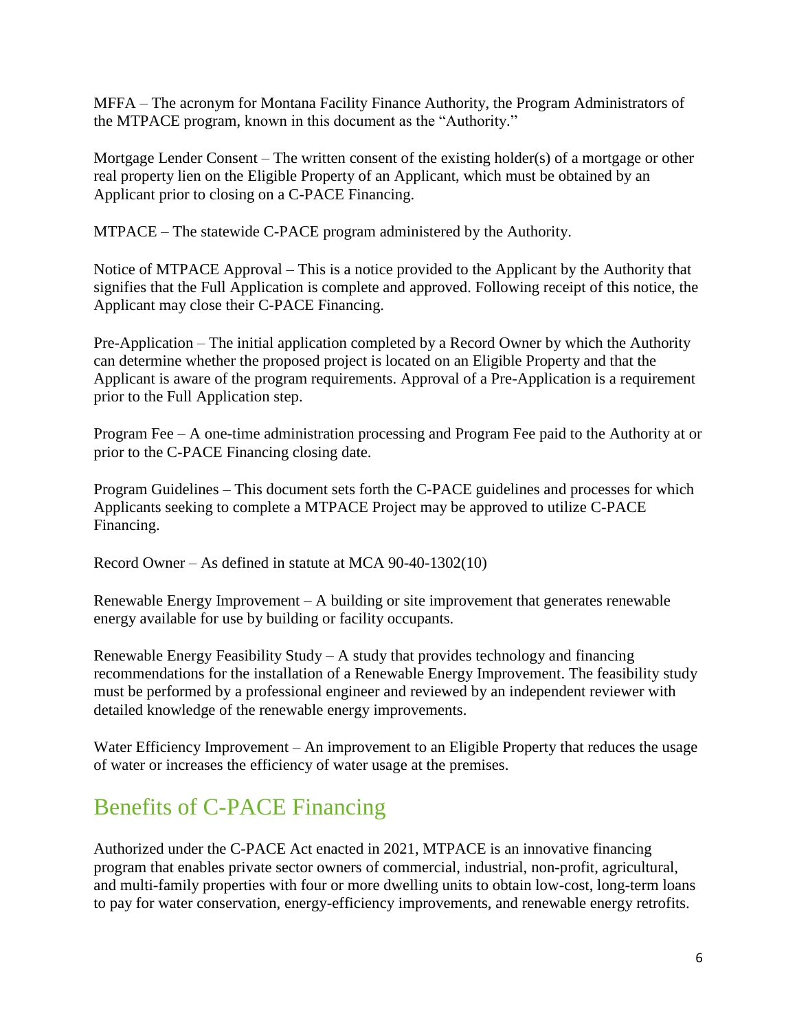MFFA – The acronym for Montana Facility Finance Authority, the Program Administrators of the MTPACE program, known in this document as the "Authority."

Mortgage Lender Consent – The written consent of the existing holder(s) of a mortgage or other real property lien on the Eligible Property of an Applicant, which must be obtained by an Applicant prior to closing on a C-PACE Financing.

MTPACE – The statewide C-PACE program administered by the Authority.

Notice of MTPACE Approval – This is a notice provided to the Applicant by the Authority that signifies that the Full Application is complete and approved. Following receipt of this notice, the Applicant may close their C-PACE Financing.

Pre-Application – The initial application completed by a Record Owner by which the Authority can determine whether the proposed project is located on an Eligible Property and that the Applicant is aware of the program requirements. Approval of a Pre-Application is a requirement prior to the Full Application step.

Program Fee – A one-time administration processing and Program Fee paid to the Authority at or prior to the C-PACE Financing closing date.

Program Guidelines – This document sets forth the C-PACE guidelines and processes for which Applicants seeking to complete a MTPACE Project may be approved to utilize C-PACE Financing.

Record Owner – As defined in statute at MCA 90-40-1302(10)

Renewable Energy Improvement – A building or site improvement that generates renewable energy available for use by building or facility occupants.

Renewable Energy Feasibility Study – A study that provides technology and financing recommendations for the installation of a Renewable Energy Improvement. The feasibility study must be performed by a professional engineer and reviewed by an independent reviewer with detailed knowledge of the renewable energy improvements.

Water Efficiency Improvement – An improvement to an Eligible Property that reduces the usage of water or increases the efficiency of water usage at the premises.

## Benefits of C-PACE Financing

Authorized under the C-PACE Act enacted in 2021, MTPACE is an innovative financing program that enables private sector owners of commercial, industrial, non-profit, agricultural, and multi-family properties with four or more dwelling units to obtain low-cost, long-term loans to pay for water conservation, energy-efficiency improvements, and renewable energy retrofits.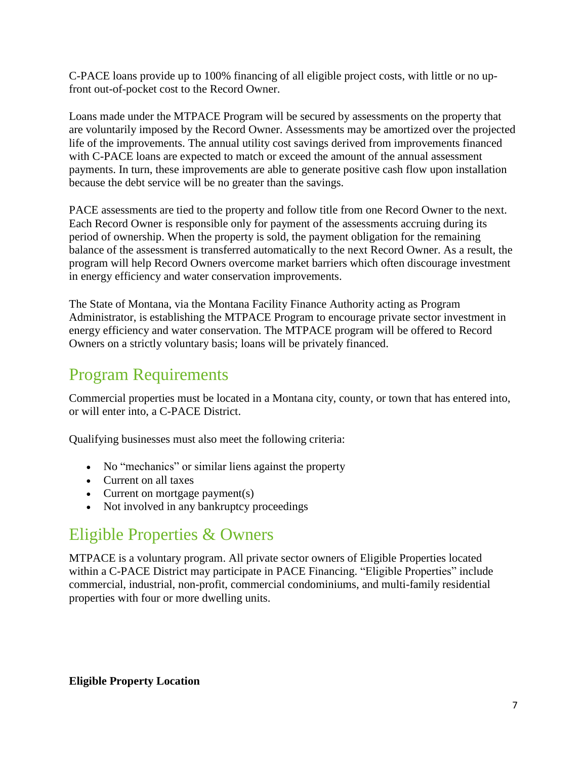C-PACE loans provide up to 100% financing of all eligible project costs, with little or no up-front out-of-pocket cost to the Record Owner.

Loans made under the MTPACE Program will be secured by assessments on the property that are voluntarily imposed by the Record Owner. Assessments may be amortized over the projected life of the improvements. The annual utility cost savings derived from improvements financed with C-PACE loans are expected to match or exceed the amount of the annual assessment payments. In turn, these improvements are able to generate positive cash flow upon installation because the debt service will be no greater than the savings.

PACE assessments are tied to the property and follow title from one Record Owner to the next. Each Record Owner is responsible only for payment of the assessments accruing during its period of ownership. When the property is sold, the payment obligation for the remaining balance of the assessment is transferred automatically to the next Record Owner. As a result, the program will help Record Owners overcome market barriers which often discourage investment in energy efficiency and water conservation improvements.

The State of Montana, via the Montana Facility Finance Authority acting as Program Administrator, is establishing the MTPACE Program to encourage private sector investment in energy efficiency and water conservation. The MTPACE program will be offered to Record Owners on a strictly voluntary basis; loans will be privately financed.

## Program Requirements

Commercial properties must be located in a Montana city, county, or town that has entered into, or will enter into, a C-PACE District.

Qualifying businesses must also meet the following criteria:

- No "mechanics" or similar liens against the property
- Current on all taxes
- Current on mortgage payment(s)
- Not involved in any bankruptcy proceedings

## Eligible Properties & Owners

MTPACE is a voluntary program. All private sector owners of Eligible Properties located within a C-PACE District may participate in PACE Financing. "Eligible Properties" include commercial, industrial, non-profit, commercial condominiums, and multi-family residential properties with four or more dwelling units.

**Eligible Property Location**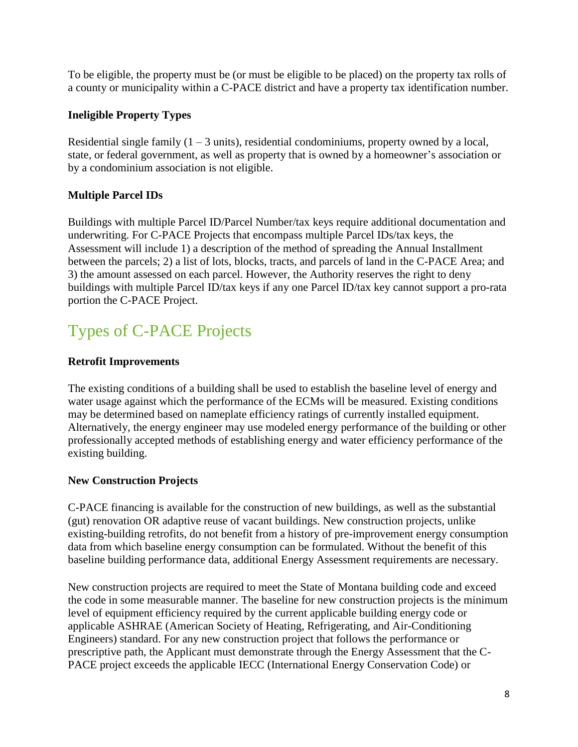To be eligible, the property must be (or must be eligible to be placed) on the property tax rolls of a county or municipality within a C-PACE district and have a property tax identification number.

**Ineligible Property Types**

Residential single family (1 – 3 units), residential condominiums, property owned by a local, state, or federal government, as well as property that is owned by a homeowner's association or by a condominium association is not eligible.

**Multiple Parcel IDs**

Buildings with multiple Parcel ID/Parcel Number/tax keys require additional documentation and underwriting. For C-PACE Projects that encompass multiple Parcel IDs/tax keys, the Assessment will include 1) a description of the method of spreading the Annual Installment between the parcels; 2) a list of lots, blocks, tracts, and parcels of land in the C-PACE Area; and 3) the amount assessed on each parcel. However, the Authority reserves the right to deny buildings with multiple Parcel ID/tax keys if any one Parcel ID/tax key cannot support a pro-rata portion the C-PACE Project.

## Types of C-PACE Projects

**Retrofit Improvements**

The existing conditions of a building shall be used to establish the baseline level of energy and water usage against which the performance of the ECMs will be measured. Existing conditions may be determined based on nameplate efficiency ratings of currently installed equipment. Alternatively, the energy engineer may use modeled energy performance of the building or other professionally accepted methods of establishing energy and water efficiency performance of the existing building.

**New Construction Projects**

C-PACE financing is available for the construction of new buildings, as well as the substantial (gut) renovation OR adaptive reuse of vacant buildings. New construction projects, unlike existing-building retrofits, do not benefit from a history of pre-improvement energy consumption data from which baseline energy consumption can be formulated. Without the benefit of this baseline building performance data, additional Energy Assessment requirements are necessary.

New construction projects are required to meet the State of Montana building code and exceed the code in some measurable manner. The baseline for new construction projects is the minimum level of equipment efficiency required by the current applicable building energy code or applicable ASHRAE (American Society of Heating, Refrigerating, and Air-Conditioning Engineers) standard. For any new construction project that follows the performance or prescriptive path, the Applicant must demonstrate through the Energy Assessment that the C-PACE project exceeds the applicable IECC (International Energy Conservation Code) or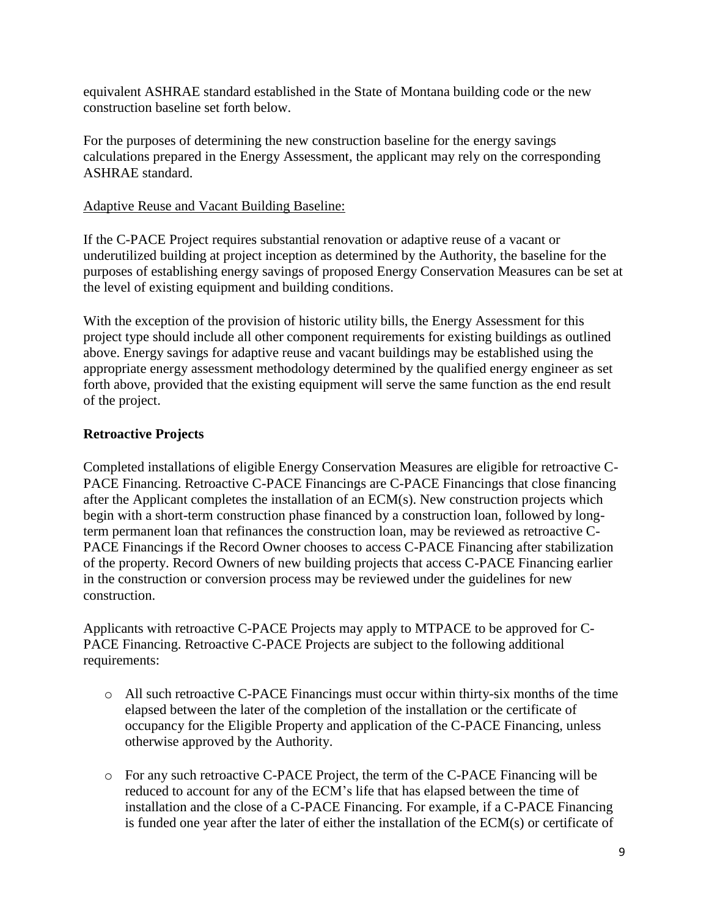equivalent ASHRAE standard established in the State of Montana building code or the new construction baseline set forth below.

For the purposes of determining the new construction baseline for the energy savings calculations prepared in the Energy Assessment, the applicant may rely on the corresponding ASHRAE standard.

Adaptive Reuse and Vacant Building Baseline:

If the C-PACE Project requires substantial renovation or adaptive reuse of a vacant or underutilized building at project inception as determined by the Authority, the baseline for the purposes of establishing energy savings of proposed Energy Conservation Measures can be set at the level of existing equipment and building conditions.

With the exception of the provision of historic utility bills, the Energy Assessment for this project type should include all other component requirements for existing buildings as outlined above. Energy savings for adaptive reuse and vacant buildings may be established using the appropriate energy assessment methodology determined by the qualified energy engineer as set forth above, provided that the existing equipment will serve the same function as the end result of the project.

**Retroactive Projects**

Completed installations of eligible Energy Conservation Measures are eligible for retroactive C-PACE Financing. Retroactive C-PACE Financings are C-PACE Financings that close financing after the Applicant completes the installation of an ECM(s). New construction projects which begin with a short-term construction phase financed by a construction loan, followed by long-term permanent loan that refinances the construction loan, may be reviewed as retroactive C-PACE Financings if the Record Owner chooses to access C-PACE Financing after stabilization of the property. Record Owners of new building projects that access C-PACE Financing earlier in the construction or conversion process may be reviewed under the guidelines for new construction.

Applicants with retroactive C-PACE Projects may apply to MTPACE to be approved for C-PACE Financing. Retroactive C-PACE Projects are subject to the following additional requirements:

- All such retroactive C-PACE Financings must occur within thirty-six months of the time elapsed between the later of the completion of the installation or the certificate of occupancy for the Eligible Property and application of the C-PACE Financing, unless otherwise approved by the Authority.
- For any such retroactive C-PACE Project, the term of the C-PACE Financing will be reduced to account for any of the ECM's life that has elapsed between the time of installation and the close of a C-PACE Financing. For example, if a C-PACE Financing is funded one year after the later of either the installation of the ECM(s) or certificate of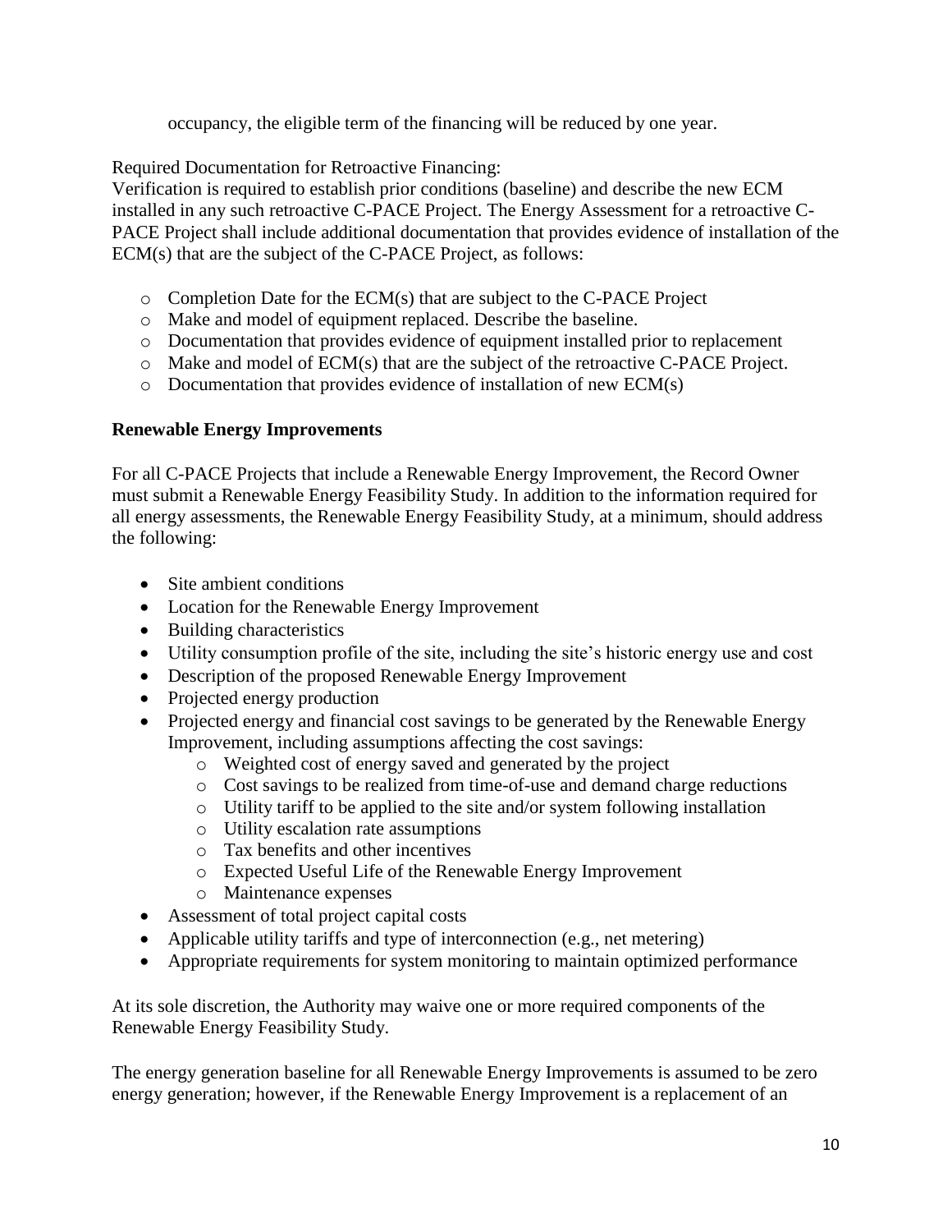occupancy, the eligible term of the financing will be reduced by one year.

Required Documentation for Retroactive Financing:
Verification is required to establish prior conditions (baseline) and describe the new ECM installed in any such retroactive C-PACE Project. The Energy Assessment for a retroactive C-PACE Project shall include additional documentation that provides evidence of installation of the ECM(s) that are the subject of the C-PACE Project, as follows:

- Completion Date for the ECM(s) that are subject to the C-PACE Project
- Make and model of equipment replaced. Describe the baseline.
- Documentation that provides evidence of equipment installed prior to replacement
- Make and model of ECM(s) that are the subject of the retroactive C-PACE Project.
- Documentation that provides evidence of installation of new ECM(s)

**Renewable Energy Improvements**

For all C-PACE Projects that include a Renewable Energy Improvement, the Record Owner must submit a Renewable Energy Feasibility Study. In addition to the information required for all energy assessments, the Renewable Energy Feasibility Study, at a minimum, should address the following:

- Site ambient conditions
- Location for the Renewable Energy Improvement
- Building characteristics
- Utility consumption profile of the site, including the site's historic energy use and cost
- Description of the proposed Renewable Energy Improvement
- Projected energy production
- Projected energy and financial cost savings to be generated by the Renewable Energy Improvement, including assumptions affecting the cost savings:
    - Weighted cost of energy saved and generated by the project
    - Cost savings to be realized from time-of-use and demand charge reductions
    - Utility tariff to be applied to the site and/or system following installation
    - Utility escalation rate assumptions
    - Tax benefits and other incentives
    - Expected Useful Life of the Renewable Energy Improvement
    - Maintenance expenses
- Assessment of total project capital costs
- Applicable utility tariffs and type of interconnection (e.g., net metering)
- Appropriate requirements for system monitoring to maintain optimized performance

At its sole discretion, the Authority may waive one or more required components of the Renewable Energy Feasibility Study.

The energy generation baseline for all Renewable Energy Improvements is assumed to be zero energy generation; however, if the Renewable Energy Improvement is a replacement of an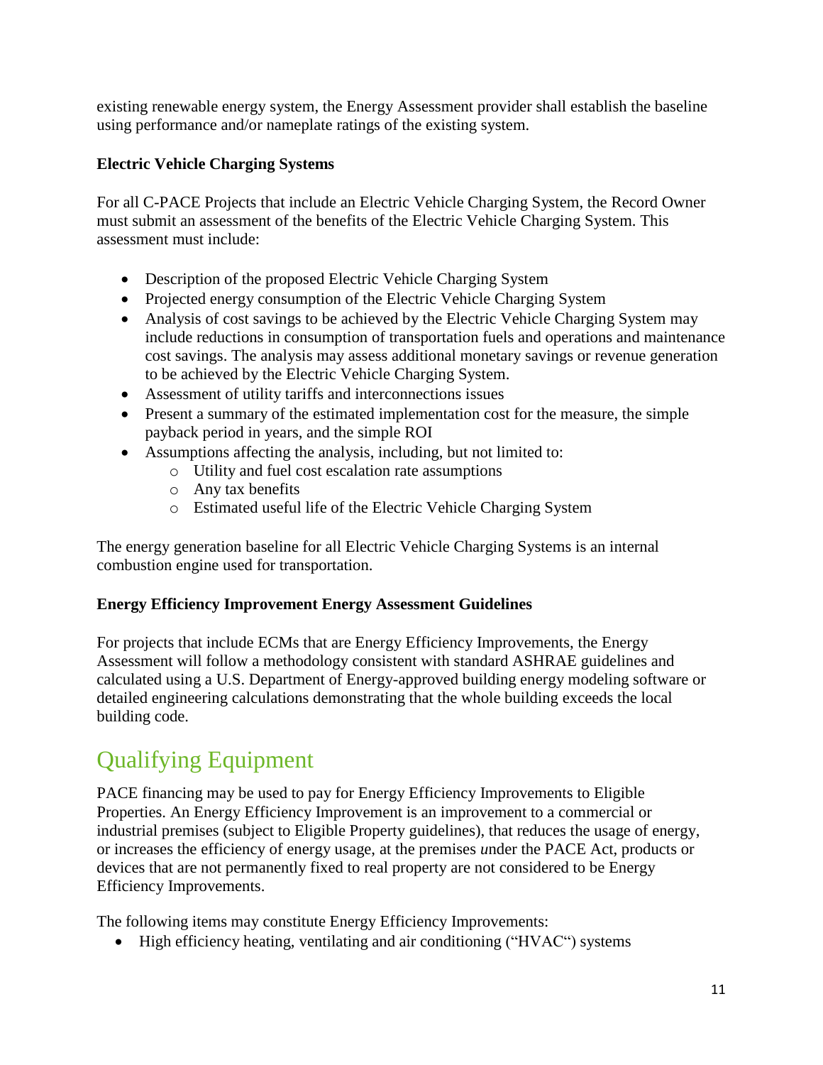existing renewable energy system, the Energy Assessment provider shall establish the baseline using performance and/or nameplate ratings of the existing system.

**Electric Vehicle Charging Systems**

For all C-PACE Projects that include an Electric Vehicle Charging System, the Record Owner must submit an assessment of the benefits of the Electric Vehicle Charging System. This assessment must include:

- Description of the proposed Electric Vehicle Charging System
- Projected energy consumption of the Electric Vehicle Charging System
- Analysis of cost savings to be achieved by the Electric Vehicle Charging System may include reductions in consumption of transportation fuels and operations and maintenance cost savings. The analysis may assess additional monetary savings or revenue generation to be achieved by the Electric Vehicle Charging System.
- Assessment of utility tariffs and interconnections issues
- Present a summary of the estimated implementation cost for the measure, the simple payback period in years, and the simple ROI
- Assumptions affecting the analysis, including, but not limited to:
    - Utility and fuel cost escalation rate assumptions
    - Any tax benefits
    - Estimated useful life of the Electric Vehicle Charging System

The energy generation baseline for all Electric Vehicle Charging Systems is an internal combustion engine used for transportation.

**Energy Efficiency Improvement Energy Assessment Guidelines**

For projects that include ECMs that are Energy Efficiency Improvements, the Energy Assessment will follow a methodology consistent with standard ASHRAE guidelines and calculated using a U.S. Department of Energy-approved building energy modeling software or detailed engineering calculations demonstrating that the whole building exceeds the local building code.

## Qualifying Equipment

PACE financing may be used to pay for Energy Efficiency Improvements to Eligible Properties. An Energy Efficiency Improvement is an improvement to a commercial or industrial premises (subject to Eligible Property guidelines), that reduces the usage of energy, or increases the efficiency of energy usage, at the premises *u*nder the PACE Act, products or devices that are not permanently fixed to real property are not considered to be Energy Efficiency Improvements.

The following items may constitute Energy Efficiency Improvements:

- High efficiency heating, ventilating and air conditioning ("HVAC") systems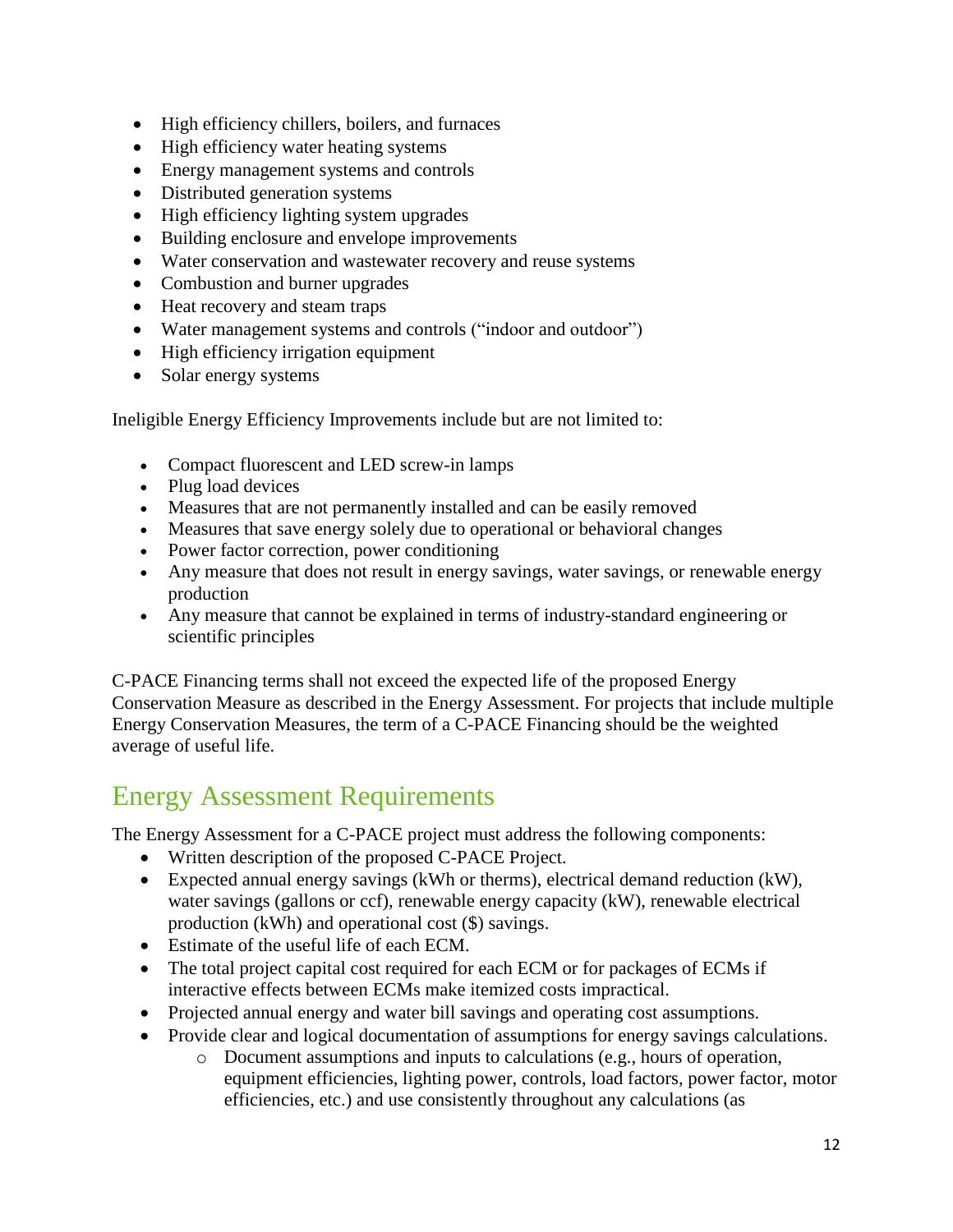- High efficiency chillers, boilers, and furnaces
- High efficiency water heating systems
- Energy management systems and controls
- Distributed generation systems
- High efficiency lighting system upgrades
- Building enclosure and envelope improvements
- Water conservation and wastewater recovery and reuse systems
- Combustion and burner upgrades
- Heat recovery and steam traps
- Water management systems and controls ("indoor and outdoor")
- High efficiency irrigation equipment
- Solar energy systems

Ineligible Energy Efficiency Improvements include but are not limited to:

- Compact fluorescent and LED screw-in lamps
- Plug load devices
- Measures that are not permanently installed and can be easily removed
- Measures that save energy solely due to operational or behavioral changes
- Power factor correction, power conditioning
- Any measure that does not result in energy savings, water savings, or renewable energy production
- Any measure that cannot be explained in terms of industry-standard engineering or scientific principles

C-PACE Financing terms shall not exceed the expected life of the proposed Energy Conservation Measure as described in the Energy Assessment. For projects that include multiple Energy Conservation Measures, the term of a C-PACE Financing should be the weighted average of useful life.

## Energy Assessment Requirements

The Energy Assessment for a C-PACE project must address the following components:

- Written description of the proposed C-PACE Project.
- Expected annual energy savings (kWh or therms), electrical demand reduction (kW), water savings (gallons or ccf), renewable energy capacity (kW), renewable electrical production (kWh) and operational cost ($) savings.
- Estimate of the useful life of each ECM.
- The total project capital cost required for each ECM or for packages of ECMs if interactive effects between ECMs make itemized costs impractical.
- Projected annual energy and water bill savings and operating cost assumptions.
- Provide clear and logical documentation of assumptions for energy savings calculations.
  - Document assumptions and inputs to calculations (e.g., hours of operation, equipment efficiencies, lighting power, controls, load factors, power factor, motor efficiencies, etc.) and use consistently throughout any calculations (as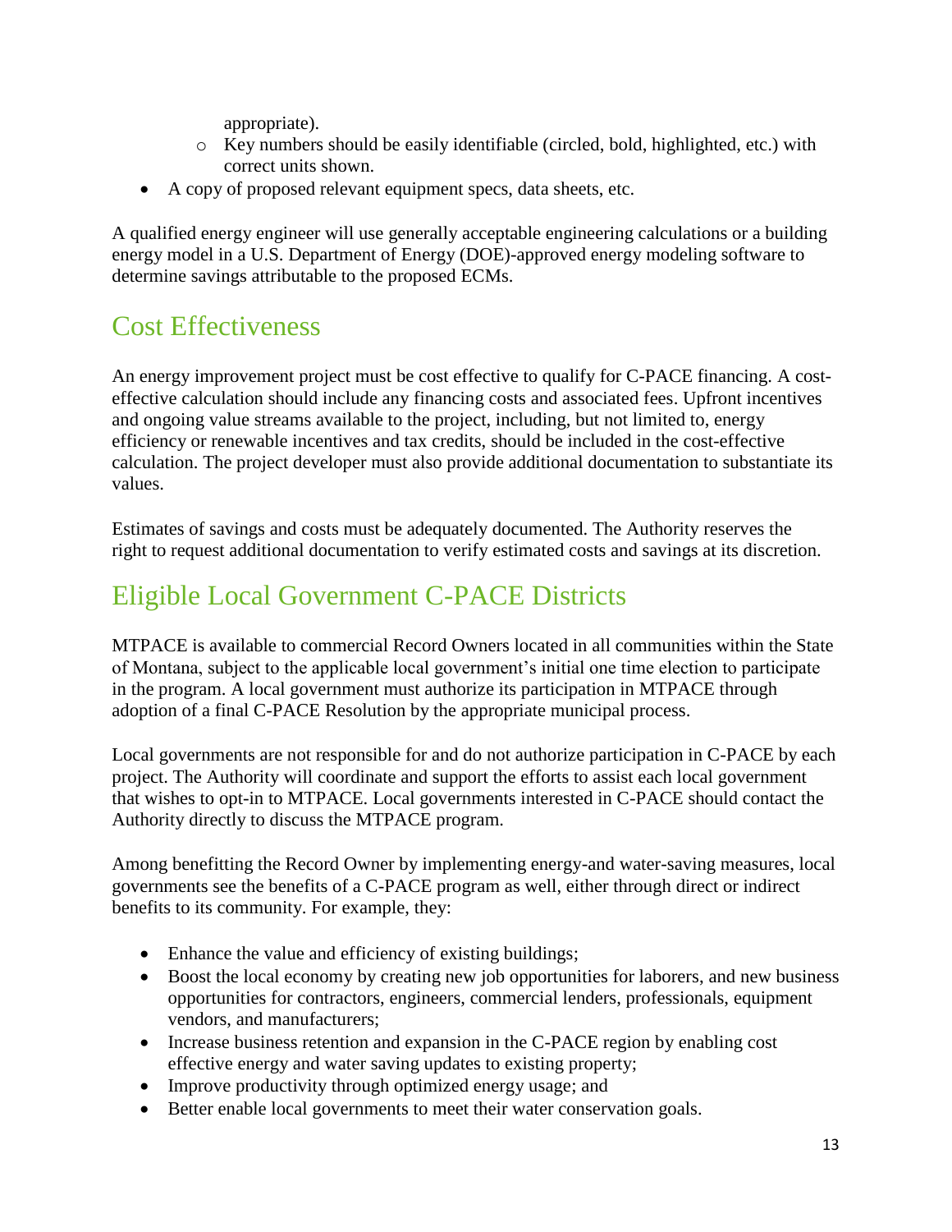appropriate).
  - Key numbers should be easily identifiable (circled, bold, highlighted, etc.) with correct units shown.
- A copy of proposed relevant equipment specs, data sheets, etc.

A qualified energy engineer will use generally acceptable engineering calculations or a building energy model in a U.S. Department of Energy (DOE)-approved energy modeling software to determine savings attributable to the proposed ECMs.

## Cost Effectiveness

An energy improvement project must be cost effective to qualify for C-PACE financing. A cost-effective calculation should include any financing costs and associated fees. Upfront incentives and ongoing value streams available to the project, including, but not limited to, energy efficiency or renewable incentives and tax credits, should be included in the cost-effective calculation. The project developer must also provide additional documentation to substantiate its values.

Estimates of savings and costs must be adequately documented. The Authority reserves the right to request additional documentation to verify estimated costs and savings at its discretion.

## Eligible Local Government C-PACE Districts

MTPACE is available to commercial Record Owners located in all communities within the State of Montana, subject to the applicable local government's initial one time election to participate in the program. A local government must authorize its participation in MTPACE through adoption of a final C-PACE Resolution by the appropriate municipal process.

Local governments are not responsible for and do not authorize participation in C-PACE by each project. The Authority will coordinate and support the efforts to assist each local government that wishes to opt-in to MTPACE. Local governments interested in C-PACE should contact the Authority directly to discuss the MTPACE program.

Among benefitting the Record Owner by implementing energy-and water-saving measures, local governments see the benefits of a C-PACE program as well, either through direct or indirect benefits to its community. For example, they:

- Enhance the value and efficiency of existing buildings;
- Boost the local economy by creating new job opportunities for laborers, and new business opportunities for contractors, engineers, commercial lenders, professionals, equipment vendors, and manufacturers;
- Increase business retention and expansion in the C-PACE region by enabling cost effective energy and water saving updates to existing property;
- Improve productivity through optimized energy usage; and
- Better enable local governments to meet their water conservation goals.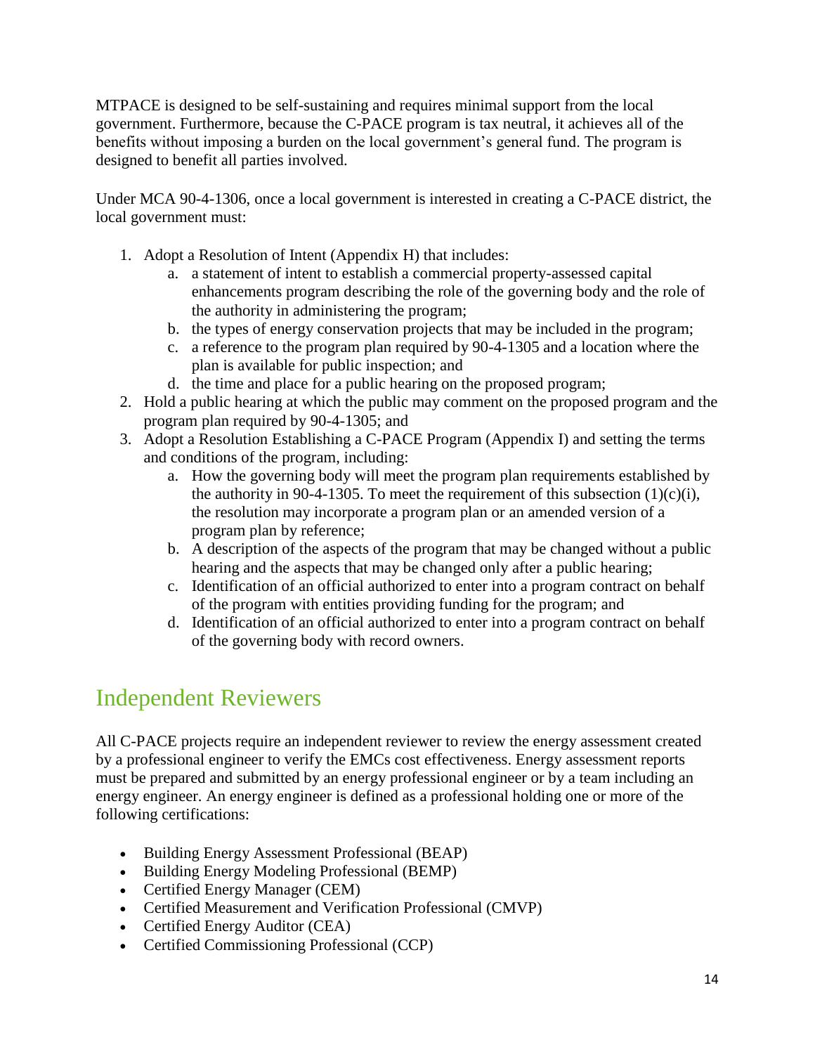MTPACE is designed to be self-sustaining and requires minimal support from the local government. Furthermore, because the C-PACE program is tax neutral, it achieves all of the benefits without imposing a burden on the local government's general fund. The program is designed to benefit all parties involved.

Under MCA 90-4-1306, once a local government is interested in creating a C-PACE district, the local government must:

1. Adopt a Resolution of Intent (Appendix H) that includes:
   a. a statement of intent to establish a commercial property-assessed capital enhancements program describing the role of the governing body and the role of the authority in administering the program;
   b. the types of energy conservation projects that may be included in the program;
   c. a reference to the program plan required by 90-4-1305 and a location where the plan is available for public inspection; and
   d. the time and place for a public hearing on the proposed program;
2. Hold a public hearing at which the public may comment on the proposed program and the program plan required by 90-4-1305; and
3. Adopt a Resolution Establishing a C-PACE Program (Appendix I) and setting the terms and conditions of the program, including:
   a. How the governing body will meet the program plan requirements established by the authority in 90-4-1305. To meet the requirement of this subsection (1)(c)(i), the resolution may incorporate a program plan or an amended version of a program plan by reference;
   b. A description of the aspects of the program that may be changed without a public hearing and the aspects that may be changed only after a public hearing;
   c. Identification of an official authorized to enter into a program contract on behalf of the program with entities providing funding for the program; and
   d. Identification of an official authorized to enter into a program contract on behalf of the governing body with record owners.

## Independent Reviewers

All C-PACE projects require an independent reviewer to review the energy assessment created by a professional engineer to verify the EMCs cost effectiveness. Energy assessment reports must be prepared and submitted by an energy professional engineer or by a team including an energy engineer. An energy engineer is defined as a professional holding one or more of the following certifications:

- Building Energy Assessment Professional (BEAP)
- Building Energy Modeling Professional (BEMP)
- Certified Energy Manager (CEM)
- Certified Measurement and Verification Professional (CMVP)
- Certified Energy Auditor (CEA)
- Certified Commissioning Professional (CCP)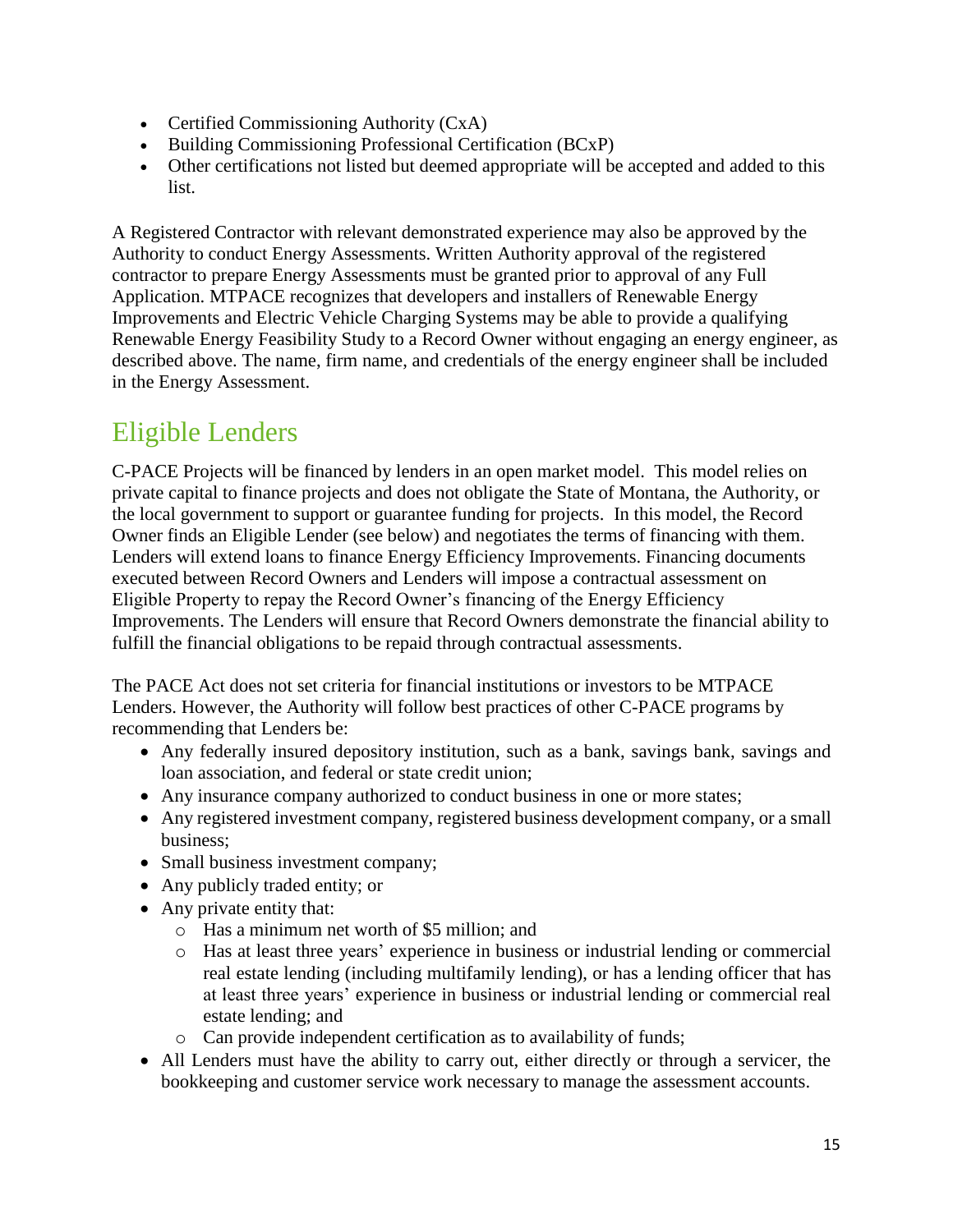- Certified Commissioning Authority (CxA)
- Building Commissioning Professional Certification (BCxP)
- Other certifications not listed but deemed appropriate will be accepted and added to this list.

A Registered Contractor with relevant demonstrated experience may also be approved by the Authority to conduct Energy Assessments. Written Authority approval of the registered contractor to prepare Energy Assessments must be granted prior to approval of any Full Application. MTPACE recognizes that developers and installers of Renewable Energy Improvements and Electric Vehicle Charging Systems may be able to provide a qualifying Renewable Energy Feasibility Study to a Record Owner without engaging an energy engineer, as described above. The name, firm name, and credentials of the energy engineer shall be included in the Energy Assessment.

## Eligible Lenders

C-PACE Projects will be financed by lenders in an open market model. This model relies on private capital to finance projects and does not obligate the State of Montana, the Authority, or the local government to support or guarantee funding for projects. In this model, the Record Owner finds an Eligible Lender (see below) and negotiates the terms of financing with them. Lenders will extend loans to finance Energy Efficiency Improvements. Financing documents executed between Record Owners and Lenders will impose a contractual assessment on Eligible Property to repay the Record Owner's financing of the Energy Efficiency Improvements. The Lenders will ensure that Record Owners demonstrate the financial ability to fulfill the financial obligations to be repaid through contractual assessments.

The PACE Act does not set criteria for financial institutions or investors to be MTPACE Lenders. However, the Authority will follow best practices of other C-PACE programs by recommending that Lenders be:

- Any federally insured depository institution, such as a bank, savings bank, savings and loan association, and federal or state credit union;
- Any insurance company authorized to conduct business in one or more states;
- Any registered investment company, registered business development company, or a small business;
- Small business investment company;
- Any publicly traded entity; or
- Any private entity that:
  - Has a minimum net worth of $5 million; and
  - Has at least three years' experience in business or industrial lending or commercial real estate lending (including multifamily lending), or has a lending officer that has at least three years' experience in business or industrial lending or commercial real estate lending; and
  - Can provide independent certification as to availability of funds;
- All Lenders must have the ability to carry out, either directly or through a servicer, the bookkeeping and customer service work necessary to manage the assessment accounts.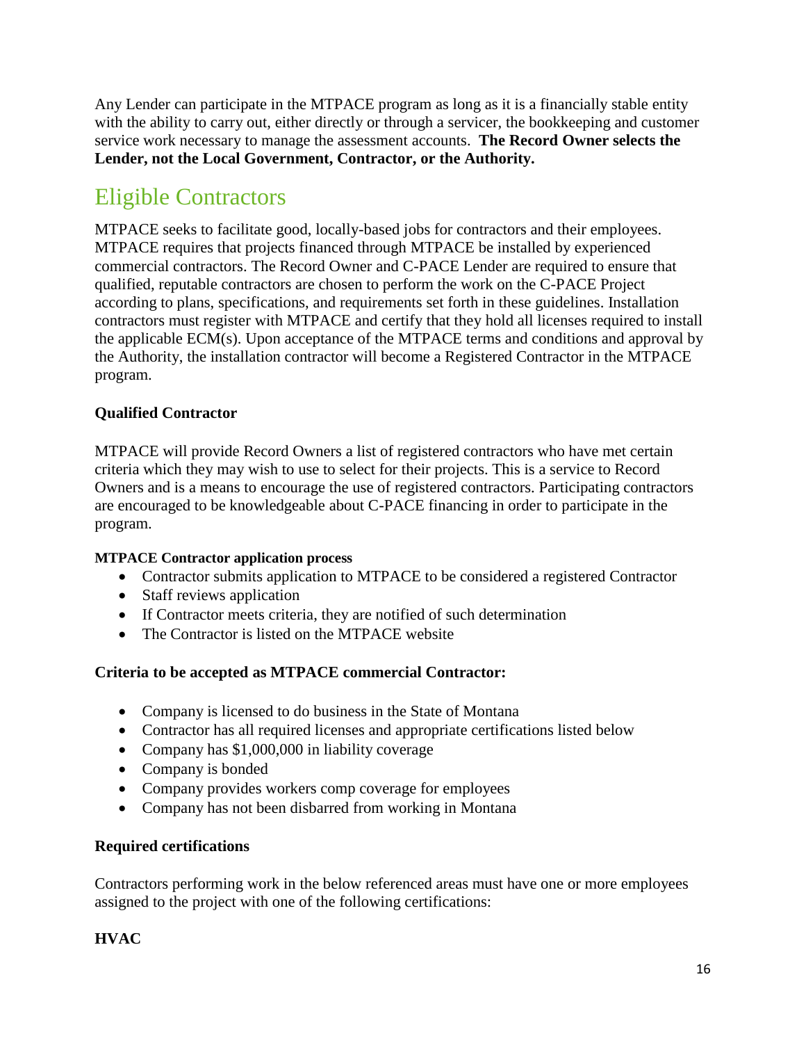Any Lender can participate in the MTPACE program as long as it is a financially stable entity with the ability to carry out, either directly or through a servicer, the bookkeeping and customer service work necessary to manage the assessment accounts. **The Record Owner selects the Lender, not the Local Government, Contractor, or the Authority.**

## Eligible Contractors

MTPACE seeks to facilitate good, locally-based jobs for contractors and their employees. MTPACE requires that projects financed through MTPACE be installed by experienced commercial contractors. The Record Owner and C-PACE Lender are required to ensure that qualified, reputable contractors are chosen to perform the work on the C-PACE Project according to plans, specifications, and requirements set forth in these guidelines. Installation contractors must register with MTPACE and certify that they hold all licenses required to install the applicable ECM(s). Upon acceptance of the MTPACE terms and conditions and approval by the Authority, the installation contractor will become a Registered Contractor in the MTPACE program.

**Qualified Contractor**

MTPACE will provide Record Owners a list of registered contractors who have met certain criteria which they may wish to use to select for their projects. This is a service to Record Owners and is a means to encourage the use of registered contractors. Participating contractors are encouraged to be knowledgeable about C-PACE financing in order to participate in the program.

**MTPACE Contractor application process**

- Contractor submits application to MTPACE to be considered a registered Contractor
- Staff reviews application
- If Contractor meets criteria, they are notified of such determination
- The Contractor is listed on the MTPACE website

**Criteria to be accepted as MTPACE commercial Contractor:**

- Company is licensed to do business in the State of Montana
- Contractor has all required licenses and appropriate certifications listed below
- Company has $1,000,000 in liability coverage
- Company is bonded
- Company provides workers comp coverage for employees
- Company has not been disbarred from working in Montana

**Required certifications**

Contractors performing work in the below referenced areas must have one or more employees assigned to the project with one of the following certifications:

**HVAC**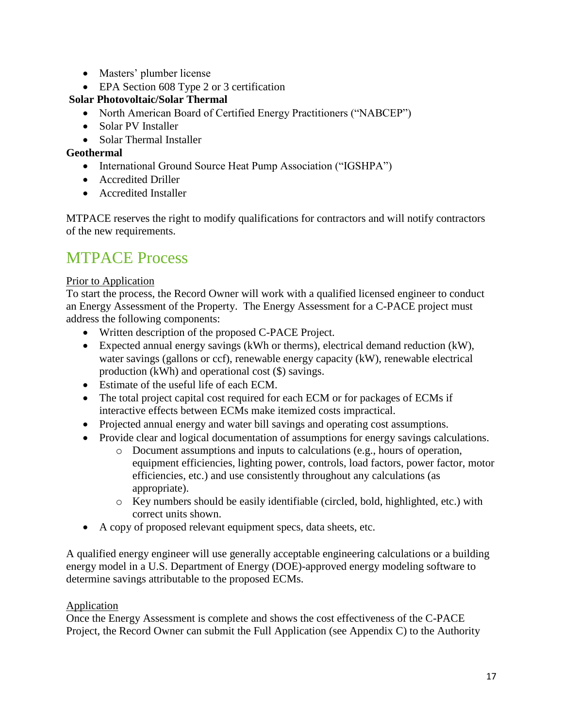- Masters' plumber license
- EPA Section 608 Type 2 or 3 certification

**Solar Photovoltaic/Solar Thermal**

- North American Board of Certified Energy Practitioners ("NABCEP")
- Solar PV Installer
- Solar Thermal Installer

**Geothermal**

- International Ground Source Heat Pump Association ("IGSHPA")
- Accredited Driller
- Accredited Installer

MTPACE reserves the right to modify qualifications for contractors and will notify contractors of the new requirements.

# MTPACE Process

Prior to Application

To start the process, the Record Owner will work with a qualified licensed engineer to conduct an Energy Assessment of the Property. The Energy Assessment for a C-PACE project must address the following components:

- Written description of the proposed C-PACE Project.
- Expected annual energy savings (kWh or therms), electrical demand reduction (kW), water savings (gallons or ccf), renewable energy capacity (kW), renewable electrical production (kWh) and operational cost ($) savings.
- Estimate of the useful life of each ECM.
- The total project capital cost required for each ECM or for packages of ECMs if interactive effects between ECMs make itemized costs impractical.
- Projected annual energy and water bill savings and operating cost assumptions.
- Provide clear and logical documentation of assumptions for energy savings calculations.
  - Document assumptions and inputs to calculations (e.g., hours of operation, equipment efficiencies, lighting power, controls, load factors, power factor, motor efficiencies, etc.) and use consistently throughout any calculations (as appropriate).
  - Key numbers should be easily identifiable (circled, bold, highlighted, etc.) with correct units shown.
- A copy of proposed relevant equipment specs, data sheets, etc.

A qualified energy engineer will use generally acceptable engineering calculations or a building energy model in a U.S. Department of Energy (DOE)-approved energy modeling software to determine savings attributable to the proposed ECMs.

Application

Once the Energy Assessment is complete and shows the cost effectiveness of the C-PACE Project, the Record Owner can submit the Full Application (see Appendix C) to the Authority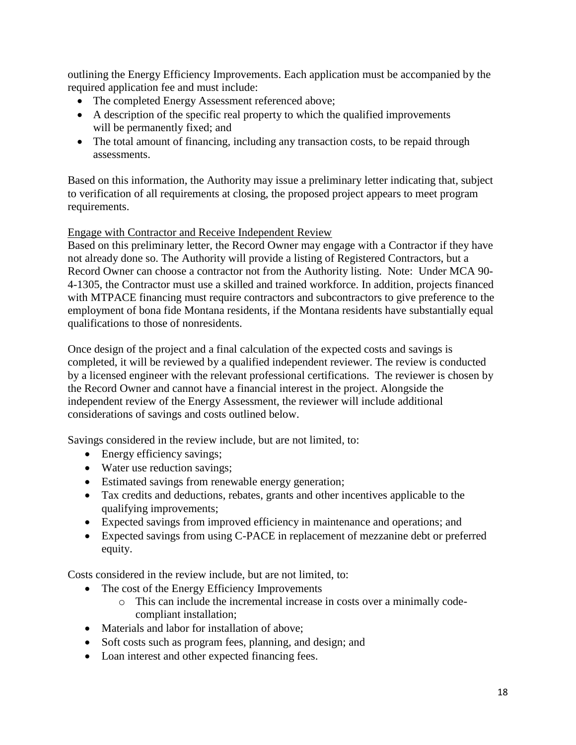outlining the Energy Efficiency Improvements. Each application must be accompanied by the required application fee and must include:

- The completed Energy Assessment referenced above;
- A description of the specific real property to which the qualified improvements will be permanently fixed; and
- The total amount of financing, including any transaction costs, to be repaid through assessments.

Based on this information, the Authority may issue a preliminary letter indicating that, subject to verification of all requirements at closing, the proposed project appears to meet program requirements.

Engage with Contractor and Receive Independent Review

Based on this preliminary letter, the Record Owner may engage with a Contractor if they have not already done so. The Authority will provide a listing of Registered Contractors, but a Record Owner can choose a contractor not from the Authority listing. Note: Under MCA 90-4-1305, the Contractor must use a skilled and trained workforce. In addition, projects financed with MTPACE financing must require contractors and subcontractors to give preference to the employment of bona fide Montana residents, if the Montana residents have substantially equal qualifications to those of nonresidents.

Once design of the project and a final calculation of the expected costs and savings is completed, it will be reviewed by a qualified independent reviewer. The review is conducted by a licensed engineer with the relevant professional certifications. The reviewer is chosen by the Record Owner and cannot have a financial interest in the project. Alongside the independent review of the Energy Assessment, the reviewer will include additional considerations of savings and costs outlined below.

Savings considered in the review include, but are not limited, to:

- Energy efficiency savings;
- Water use reduction savings;
- Estimated savings from renewable energy generation;
- Tax credits and deductions, rebates, grants and other incentives applicable to the qualifying improvements;
- Expected savings from improved efficiency in maintenance and operations; and
- Expected savings from using C-PACE in replacement of mezzanine debt or preferred equity.

Costs considered in the review include, but are not limited, to:

- The cost of the Energy Efficiency Improvements
  - This can include the incremental increase in costs over a minimally code-compliant installation;
- Materials and labor for installation of above;
- Soft costs such as program fees, planning, and design; and
- Loan interest and other expected financing fees.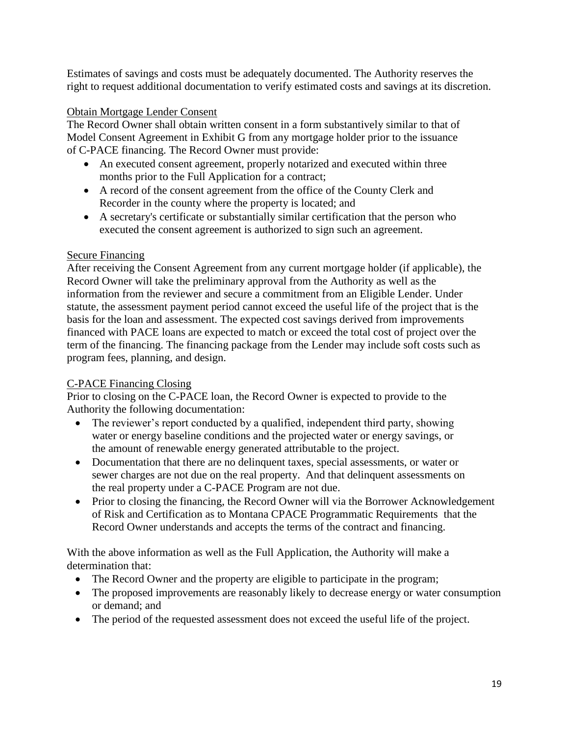Estimates of savings and costs must be adequately documented. The Authority reserves the right to request additional documentation to verify estimated costs and savings at its discretion.

Obtain Mortgage Lender Consent

The Record Owner shall obtain written consent in a form substantively similar to that of Model Consent Agreement in Exhibit G from any mortgage holder prior to the issuance of C-PACE financing. The Record Owner must provide:

- An executed consent agreement, properly notarized and executed within three months prior to the Full Application for a contract;
- A record of the consent agreement from the office of the County Clerk and Recorder in the county where the property is located; and
- A secretary's certificate or substantially similar certification that the person who executed the consent agreement is authorized to sign such an agreement.

Secure Financing

After receiving the Consent Agreement from any current mortgage holder (if applicable), the Record Owner will take the preliminary approval from the Authority as well as the information from the reviewer and secure a commitment from an Eligible Lender. Under statute, the assessment payment period cannot exceed the useful life of the project that is the basis for the loan and assessment. The expected cost savings derived from improvements financed with PACE loans are expected to match or exceed the total cost of project over the term of the financing. The financing package from the Lender may include soft costs such as program fees, planning, and design.

C-PACE Financing Closing

Prior to closing on the C-PACE loan, the Record Owner is expected to provide to the Authority the following documentation:

- The reviewer's report conducted by a qualified, independent third party, showing water or energy baseline conditions and the projected water or energy savings, or the amount of renewable energy generated attributable to the project.
- Documentation that there are no delinquent taxes, special assessments, or water or sewer charges are not due on the real property. And that delinquent assessments on the real property under a C-PACE Program are not due.
- Prior to closing the financing, the Record Owner will via the Borrower Acknowledgement of Risk and Certification as to Montana CPACE Programmatic Requirements that the Record Owner understands and accepts the terms of the contract and financing.

With the above information as well as the Full Application, the Authority will make a determination that:

- The Record Owner and the property are eligible to participate in the program;
- The proposed improvements are reasonably likely to decrease energy or water consumption or demand; and
- The period of the requested assessment does not exceed the useful life of the project.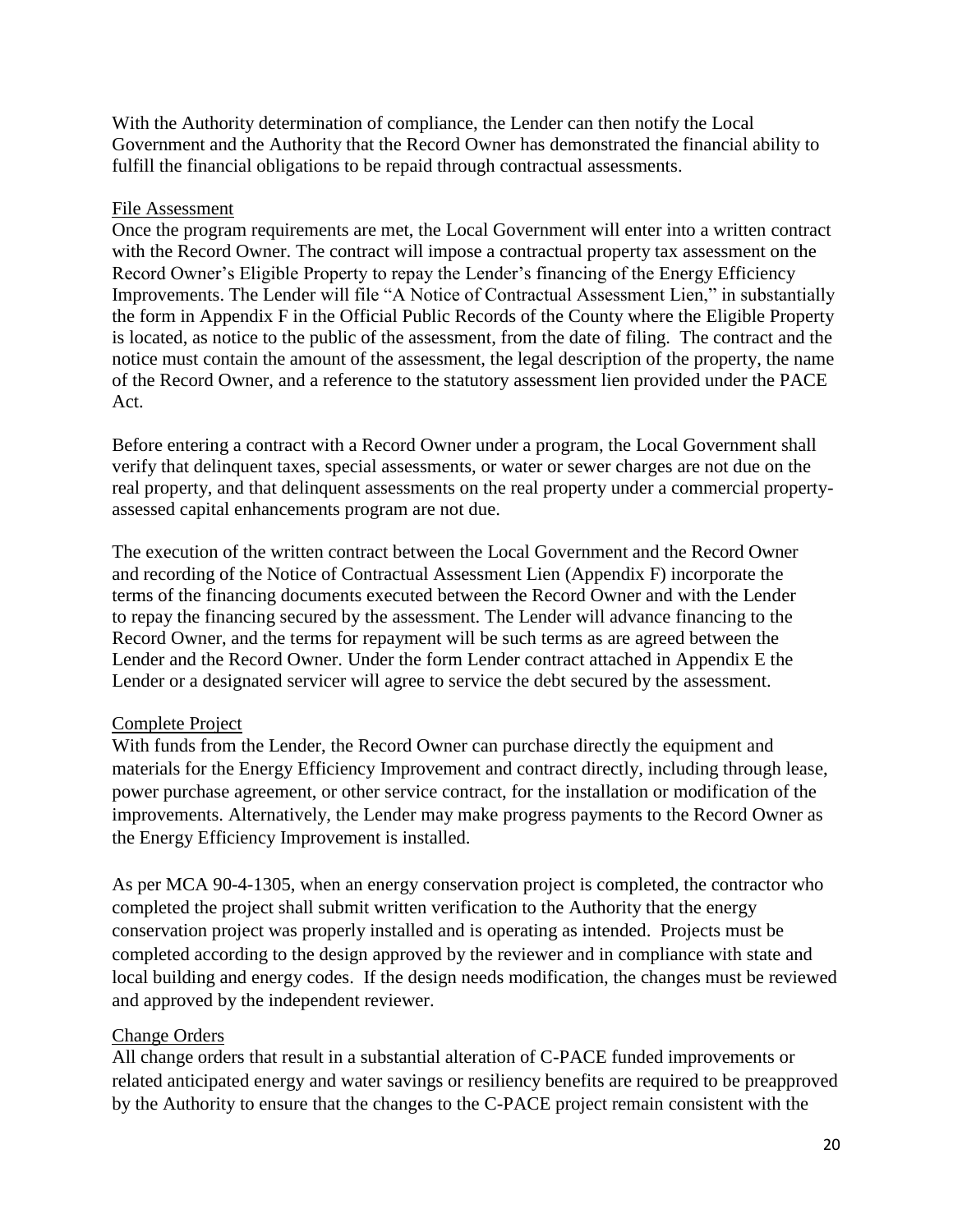With the Authority determination of compliance, the Lender can then notify the Local Government and the Authority that the Record Owner has demonstrated the financial ability to fulfill the financial obligations to be repaid through contractual assessments.

<u>File Assessment</u>

Once the program requirements are met, the Local Government will enter into a written contract with the Record Owner. The contract will impose a contractual property tax assessment on the Record Owner's Eligible Property to repay the Lender's financing of the Energy Efficiency Improvements. The Lender will file "A Notice of Contractual Assessment Lien," in substantially the form in Appendix F in the Official Public Records of the County where the Eligible Property is located, as notice to the public of the assessment, from the date of filing. The contract and the notice must contain the amount of the assessment, the legal description of the property, the name of the Record Owner, and a reference to the statutory assessment lien provided under the PACE Act.

Before entering a contract with a Record Owner under a program, the Local Government shall verify that delinquent taxes, special assessments, or water or sewer charges are not due on the real property, and that delinquent assessments on the real property under a commercial property-assessed capital enhancements program are not due.

The execution of the written contract between the Local Government and the Record Owner and recording of the Notice of Contractual Assessment Lien (Appendix F) incorporate the terms of the financing documents executed between the Record Owner and with the Lender to repay the financing secured by the assessment. The Lender will advance financing to the Record Owner, and the terms for repayment will be such terms as are agreed between the Lender and the Record Owner. Under the form Lender contract attached in Appendix E the Lender or a designated servicer will agree to service the debt secured by the assessment.

<u>Complete Project</u>

With funds from the Lender, the Record Owner can purchase directly the equipment and materials for the Energy Efficiency Improvement and contract directly, including through lease, power purchase agreement, or other service contract, for the installation or modification of the improvements. Alternatively, the Lender may make progress payments to the Record Owner as the Energy Efficiency Improvement is installed.

As per MCA 90-4-1305, when an energy conservation project is completed, the contractor who completed the project shall submit written verification to the Authority that the energy conservation project was properly installed and is operating as intended. Projects must be completed according to the design approved by the reviewer and in compliance with state and local building and energy codes. If the design needs modification, the changes must be reviewed and approved by the independent reviewer.

<u>Change Orders</u>

All change orders that result in a substantial alteration of C-PACE funded improvements or related anticipated energy and water savings or resiliency benefits are required to be preapproved by the Authority to ensure that the changes to the C-PACE project remain consistent with the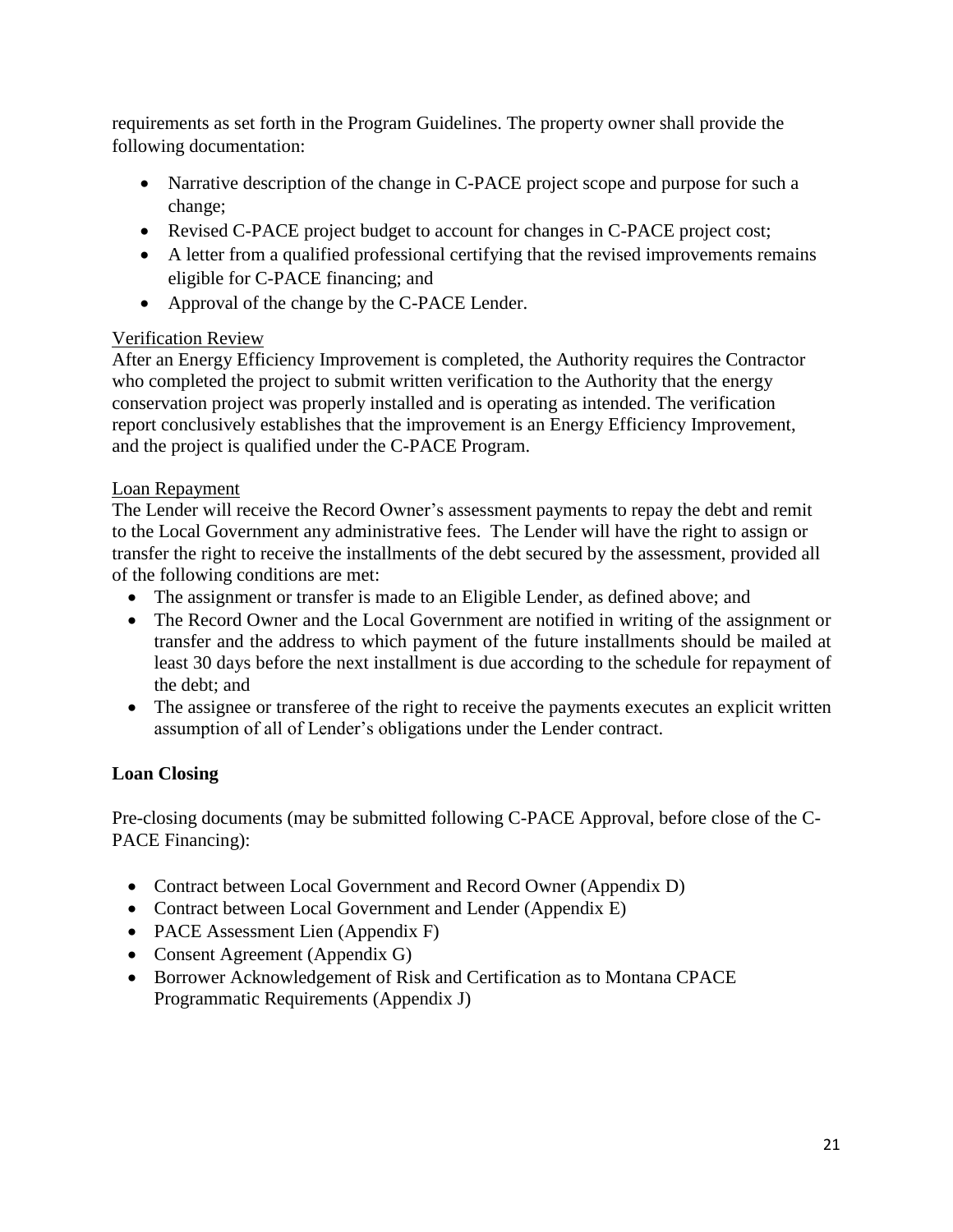requirements as set forth in the Program Guidelines. The property owner shall provide the following documentation:

- Narrative description of the change in C-PACE project scope and purpose for such a change;
- Revised C-PACE project budget to account for changes in C-PACE project cost;
- A letter from a qualified professional certifying that the revised improvements remains eligible for C-PACE financing; and
- Approval of the change by the C-PACE Lender.

<u>Verification Review</u>

After an Energy Efficiency Improvement is completed, the Authority requires the Contractor who completed the project to submit written verification to the Authority that the energy conservation project was properly installed and is operating as intended. The verification report conclusively establishes that the improvement is an Energy Efficiency Improvement, and the project is qualified under the C-PACE Program.

<u>Loan Repayment</u>

The Lender will receive the Record Owner's assessment payments to repay the debt and remit to the Local Government any administrative fees. The Lender will have the right to assign or transfer the right to receive the installments of the debt secured by the assessment, provided all of the following conditions are met:

- The assignment or transfer is made to an Eligible Lender, as defined above; and
- The Record Owner and the Local Government are notified in writing of the assignment or transfer and the address to which payment of the future installments should be mailed at least 30 days before the next installment is due according to the schedule for repayment of the debt; and
- The assignee or transferee of the right to receive the payments executes an explicit written assumption of all of Lender's obligations under the Lender contract.

**Loan Closing**

Pre-closing documents (may be submitted following C-PACE Approval, before close of the C-PACE Financing):

- Contract between Local Government and Record Owner (Appendix D)
- Contract between Local Government and Lender (Appendix E)
- PACE Assessment Lien (Appendix F)
- Consent Agreement (Appendix G)
- Borrower Acknowledgement of Risk and Certification as to Montana CPACE Programmatic Requirements (Appendix J)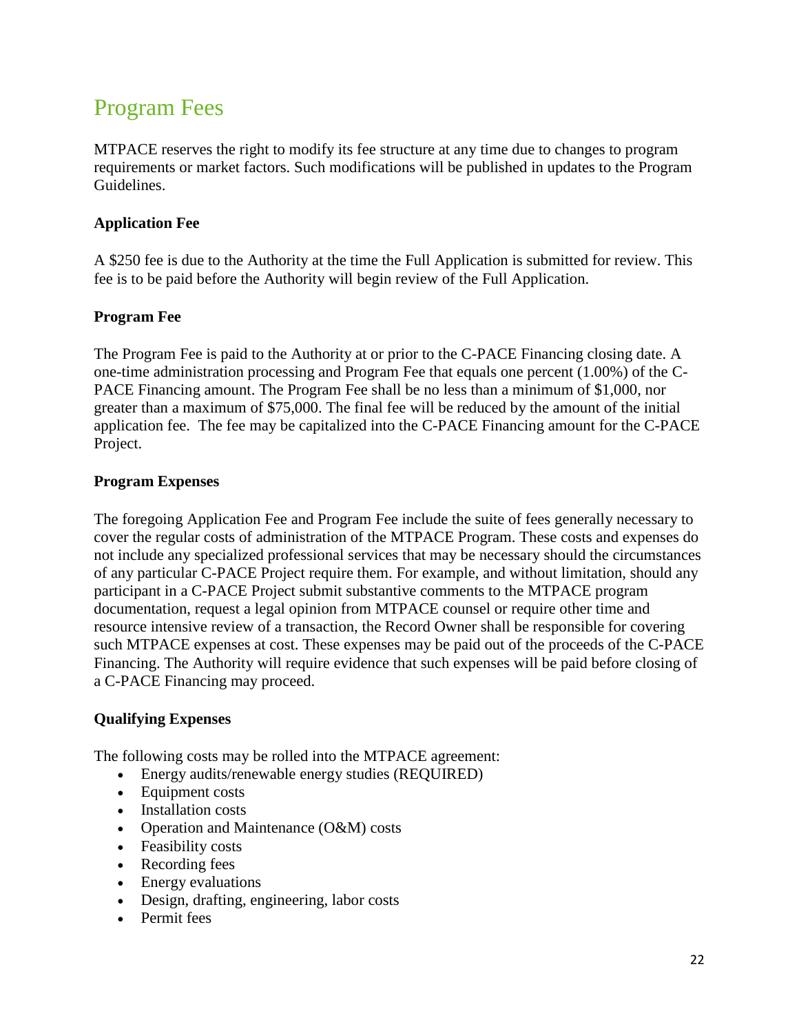# Program Fees

MTPACE reserves the right to modify its fee structure at any time due to changes to program requirements or market factors. Such modifications will be published in updates to the Program Guidelines.

### Application Fee

A $250 fee is due to the Authority at the time the Full Application is submitted for review. This fee is to be paid before the Authority will begin review of the Full Application.

### Program Fee

The Program Fee is paid to the Authority at or prior to the C-PACE Financing closing date. A one-time administration processing and Program Fee that equals one percent (1.00%) of the C-PACE Financing amount. The Program Fee shall be no less than a minimum of $1,000, nor greater than a maximum of $75,000. The final fee will be reduced by the amount of the initial application fee. The fee may be capitalized into the C-PACE Financing amount for the C-PACE Project.

### Program Expenses

The foregoing Application Fee and Program Fee include the suite of fees generally necessary to cover the regular costs of administration of the MTPACE Program. These costs and expenses do not include any specialized professional services that may be necessary should the circumstances of any particular C-PACE Project require them. For example, and without limitation, should any participant in a C-PACE Project submit substantive comments to the MTPACE program documentation, request a legal opinion from MTPACE counsel or require other time and resource intensive review of a transaction, the Record Owner shall be responsible for covering such MTPACE expenses at cost. These expenses may be paid out of the proceeds of the C-PACE Financing. The Authority will require evidence that such expenses will be paid before closing of a C-PACE Financing may proceed.

### Qualifying Expenses

The following costs may be rolled into the MTPACE agreement:

- Energy audits/renewable energy studies (REQUIRED)
- Equipment costs
- Installation costs
- Operation and Maintenance (O&M) costs
- Feasibility costs
- Recording fees
- Energy evaluations
- Design, drafting, engineering, labor costs
- Permit fees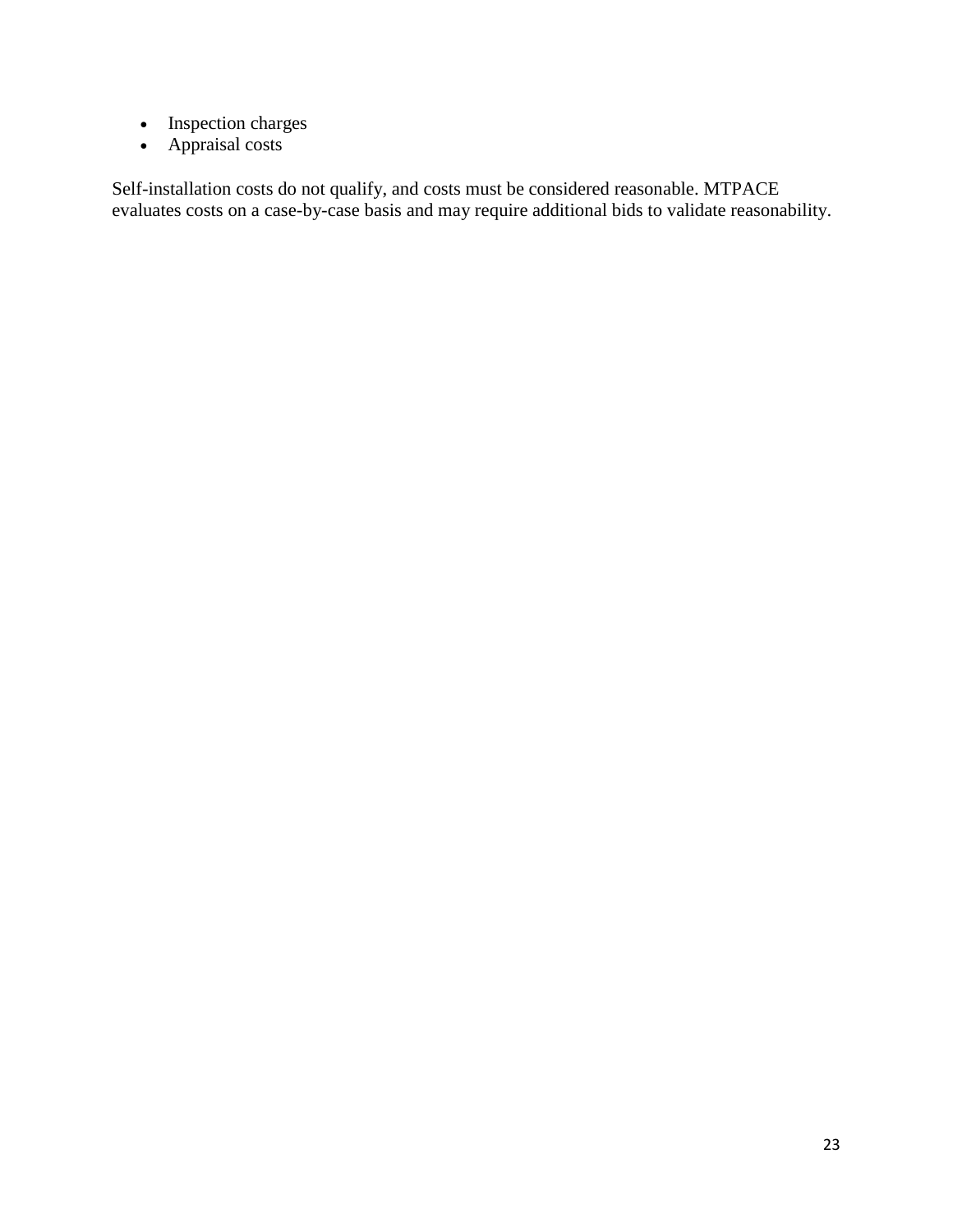- Inspection charges
- Appraisal costs

Self-installation costs do not qualify, and costs must be considered reasonable. MTPACE evaluates costs on a case-by-case basis and may require additional bids to validate reasonability.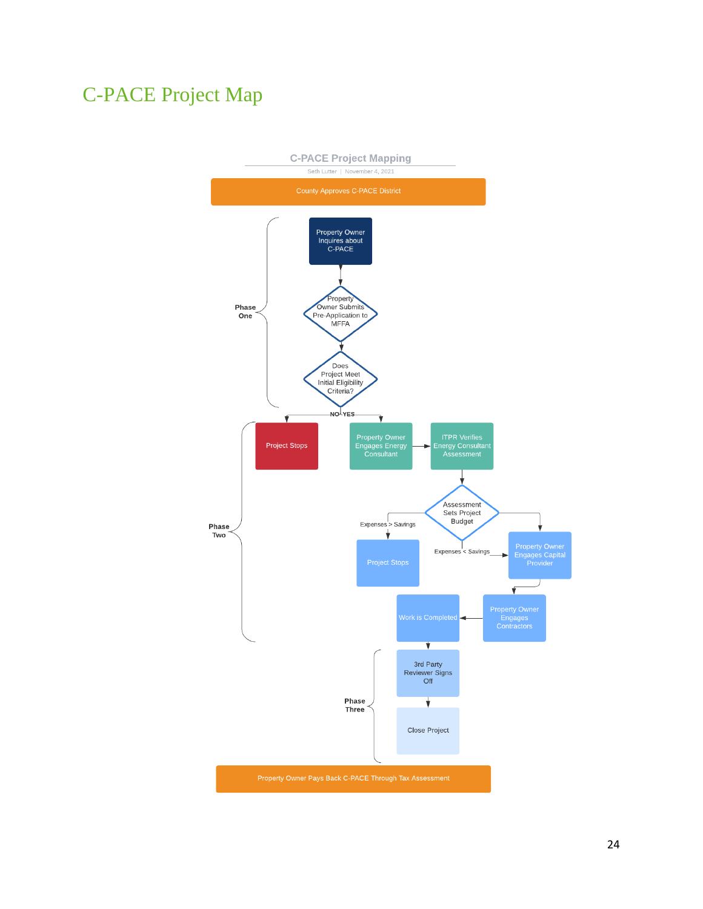# C-PACE Project Map

C-PACE Project Mapping

Seth Lutter | November 4, 2021

County Approves C-PACE District

**Phase One**

Property Owner Inquires about C-PACE

Property Owner Submits Pre-Application to MFFA

Does Project Meet Initial Eligibility Criteria?

NO / YES

**Phase Two**

Project Stops

Property Owner Engages Energy Consultant

ITPR Verifies Energy Consultant Assessment

Assessment Sets Project Budget

Expenses > Savings

Project Stops

Expenses < Savings

Property Owner Engages Capital Provider

Property Owner Engages Contractors

Work is Completed

**Phase Three**

3rd Party Reviewer Signs Off

Close Project

Property Owner Pays Back C-PACE Through Tax Assessment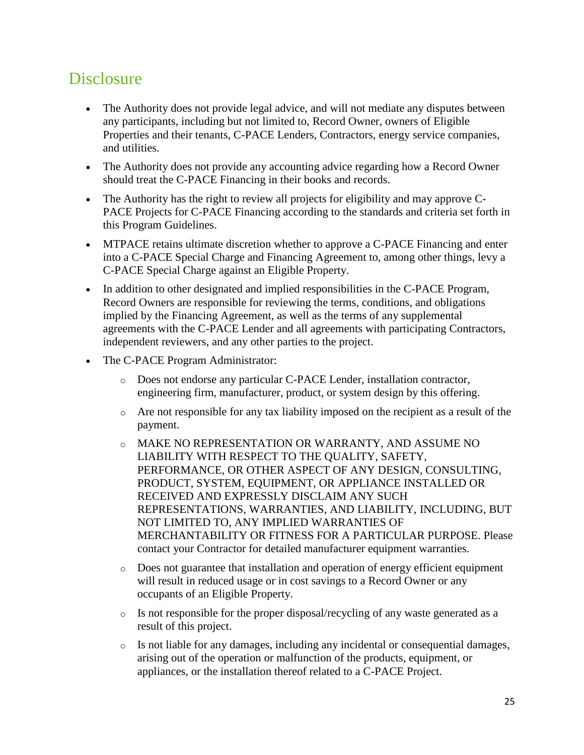# Disclosure

- The Authority does not provide legal advice, and will not mediate any disputes between any participants, including but not limited to, Record Owner, owners of Eligible Properties and their tenants, C-PACE Lenders, Contractors, energy service companies, and utilities.
- The Authority does not provide any accounting advice regarding how a Record Owner should treat the C-PACE Financing in their books and records.
- The Authority has the right to review all projects for eligibility and may approve C-PACE Projects for C-PACE Financing according to the standards and criteria set forth in this Program Guidelines.
- MTPACE retains ultimate discretion whether to approve a C-PACE Financing and enter into a C-PACE Special Charge and Financing Agreement to, among other things, levy a C-PACE Special Charge against an Eligible Property.
- In addition to other designated and implied responsibilities in the C-PACE Program, Record Owners are responsible for reviewing the terms, conditions, and obligations implied by the Financing Agreement, as well as the terms of any supplemental agreements with the C-PACE Lender and all agreements with participating Contractors, independent reviewers, and any other parties to the project.
- The C-PACE Program Administrator:
  - Does not endorse any particular C-PACE Lender, installation contractor, engineering firm, manufacturer, product, or system design by this offering.
  - Are not responsible for any tax liability imposed on the recipient as a result of the payment.
  - MAKE NO REPRESENTATION OR WARRANTY, AND ASSUME NO LIABILITY WITH RESPECT TO THE QUALITY, SAFETY, PERFORMANCE, OR OTHER ASPECT OF ANY DESIGN, CONSULTING, PRODUCT, SYSTEM, EQUIPMENT, OR APPLIANCE INSTALLED OR RECEIVED AND EXPRESSLY DISCLAIM ANY SUCH REPRESENTATIONS, WARRANTIES, AND LIABILITY, INCLUDING, BUT NOT LIMITED TO, ANY IMPLIED WARRANTIES OF MERCHANTABILITY OR FITNESS FOR A PARTICULAR PURPOSE. Please contact your Contractor for detailed manufacturer equipment warranties.
  - Does not guarantee that installation and operation of energy efficient equipment will result in reduced usage or in cost savings to a Record Owner or any occupants of an Eligible Property.
  - Is not responsible for the proper disposal/recycling of any waste generated as a result of this project.
  - Is not liable for any damages, including any incidental or consequential damages, arising out of the operation or malfunction of the products, equipment, or appliances, or the installation thereof related to a C-PACE Project.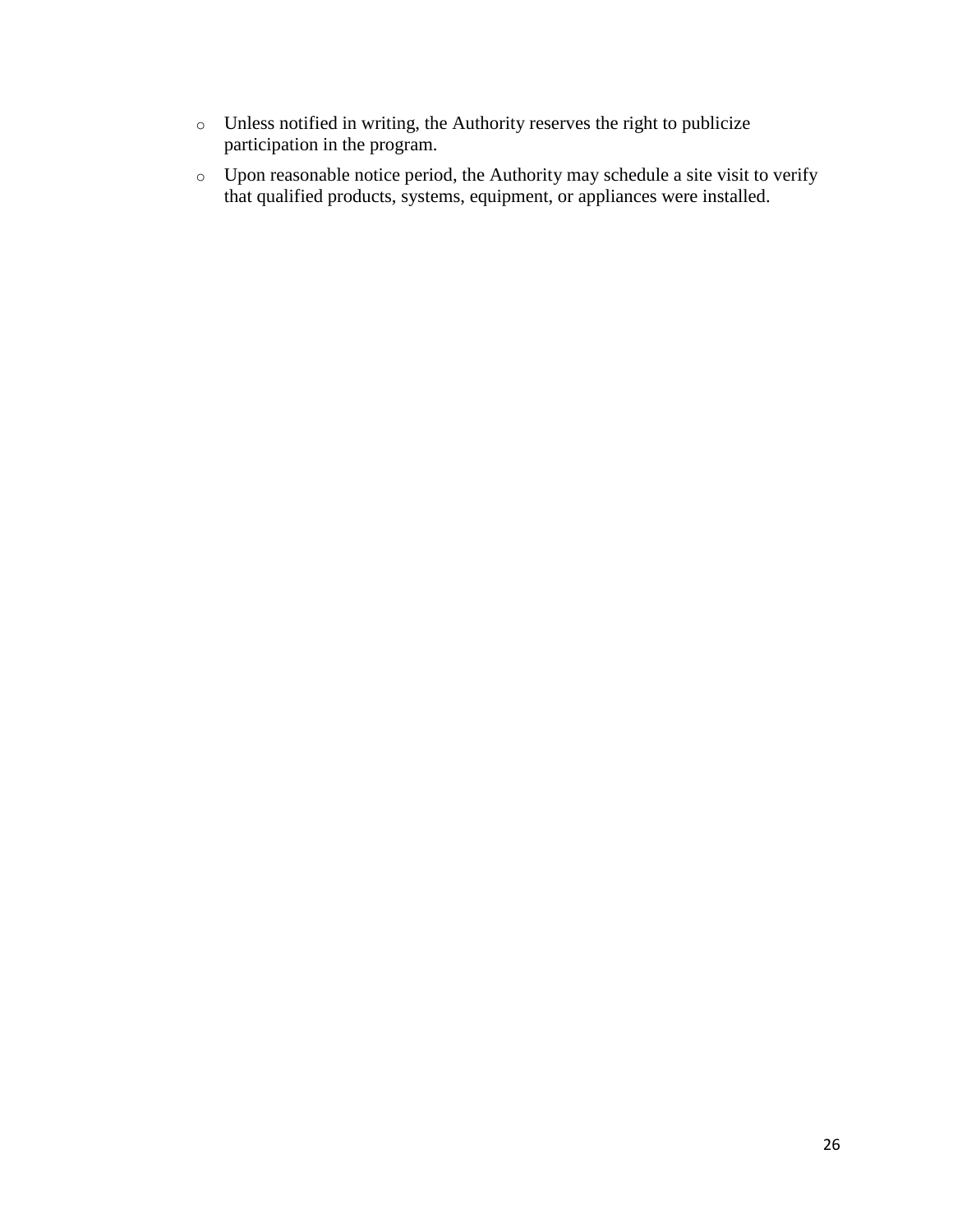- Unless notified in writing, the Authority reserves the right to publicize participation in the program.
- Upon reasonable notice period, the Authority may schedule a site visit to verify that qualified products, systems, equipment, or appliances were installed.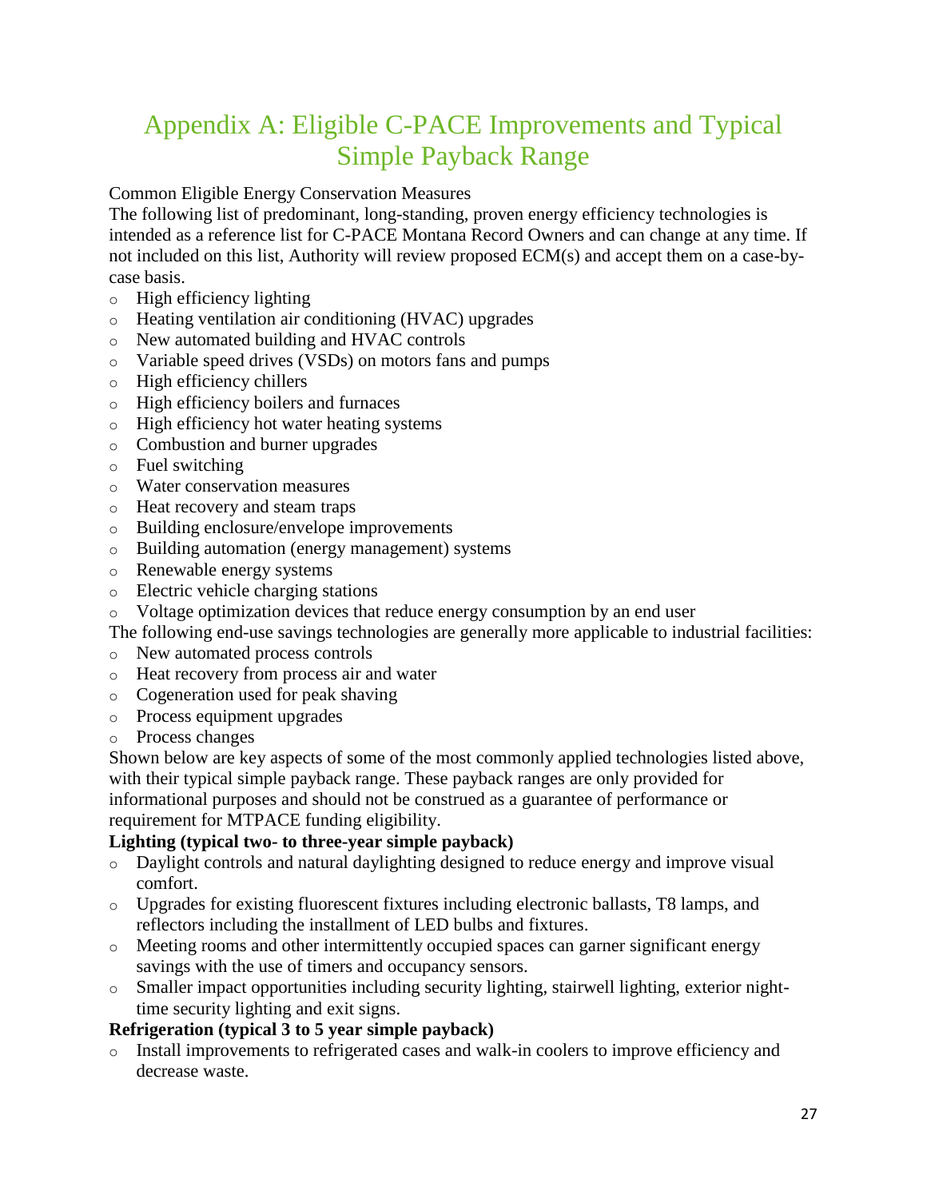# Appendix A: Eligible C-PACE Improvements and Typical Simple Payback Range

Common Eligible Energy Conservation Measures

The following list of predominant, long-standing, proven energy efficiency technologies is intended as a reference list for C-PACE Montana Record Owners and can change at any time. If not included on this list, Authority will review proposed ECM(s) and accept them on a case-by-case basis.

- High efficiency lighting
- Heating ventilation air conditioning (HVAC) upgrades
- New automated building and HVAC controls
- Variable speed drives (VSDs) on motors fans and pumps
- High efficiency chillers
- High efficiency boilers and furnaces
- High efficiency hot water heating systems
- Combustion and burner upgrades
- Fuel switching
- Water conservation measures
- Heat recovery and steam traps
- Building enclosure/envelope improvements
- Building automation (energy management) systems
- Renewable energy systems
- Electric vehicle charging stations
- Voltage optimization devices that reduce energy consumption by an end user

The following end-use savings technologies are generally more applicable to industrial facilities:

- New automated process controls
- Heat recovery from process air and water
- Cogeneration used for peak shaving
- Process equipment upgrades
- Process changes

Shown below are key aspects of some of the most commonly applied technologies listed above, with their typical simple payback range. These payback ranges are only provided for informational purposes and should not be construed as a guarantee of performance or requirement for MTPACE funding eligibility.

**Lighting (typical two- to three-year simple payback)**

- Daylight controls and natural daylighting designed to reduce energy and improve visual comfort.
- Upgrades for existing fluorescent fixtures including electronic ballasts, T8 lamps, and reflectors including the installment of LED bulbs and fixtures.
- Meeting rooms and other intermittently occupied spaces can garner significant energy savings with the use of timers and occupancy sensors.
- Smaller impact opportunities including security lighting, stairwell lighting, exterior night-time security lighting and exit signs.

**Refrigeration (typical 3 to 5 year simple payback)**

- Install improvements to refrigerated cases and walk-in coolers to improve efficiency and decrease waste.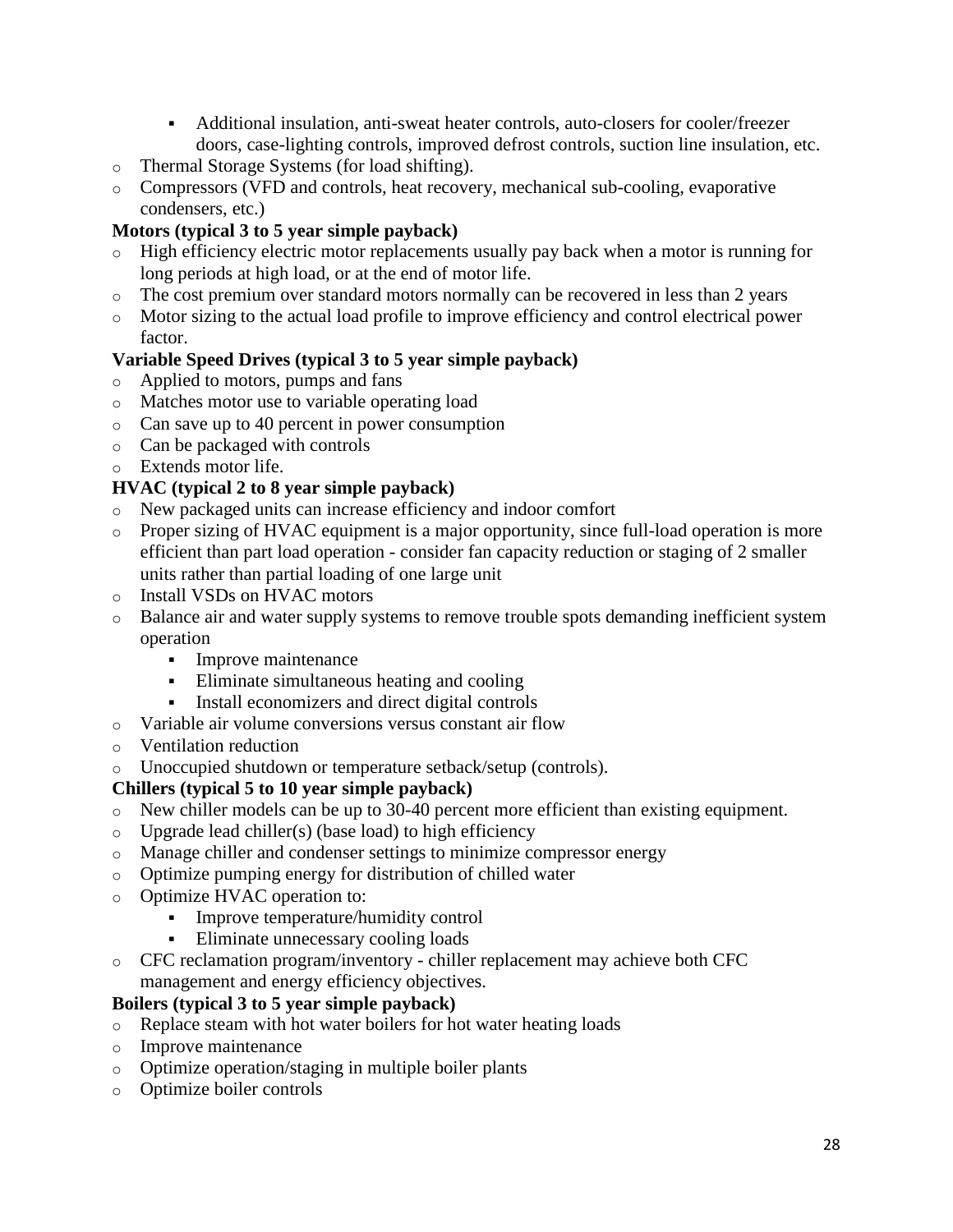- Additional insulation, anti-sweat heater controls, auto-closers for cooler/freezer doors, case-lighting controls, improved defrost controls, suction line insulation, etc.
- Thermal Storage Systems (for load shifting).
- Compressors (VFD and controls, heat recovery, mechanical sub-cooling, evaporative condensers, etc.)

**Motors (typical 3 to 5 year simple payback)**

- High efficiency electric motor replacements usually pay back when a motor is running for long periods at high load, or at the end of motor life.
- The cost premium over standard motors normally can be recovered in less than 2 years
- Motor sizing to the actual load profile to improve efficiency and control electrical power factor.

**Variable Speed Drives (typical 3 to 5 year simple payback)**

- Applied to motors, pumps and fans
- Matches motor use to variable operating load
- Can save up to 40 percent in power consumption
- Can be packaged with controls
- Extends motor life.

**HVAC (typical 2 to 8 year simple payback)**

- New packaged units can increase efficiency and indoor comfort
- Proper sizing of HVAC equipment is a major opportunity, since full-load operation is more efficient than part load operation - consider fan capacity reduction or staging of 2 smaller units rather than partial loading of one large unit
- Install VSDs on HVAC motors
- Balance air and water supply systems to remove trouble spots demanding inefficient system operation
    - Improve maintenance
    - Eliminate simultaneous heating and cooling
    - Install economizers and direct digital controls
- Variable air volume conversions versus constant air flow
- Ventilation reduction
- Unoccupied shutdown or temperature setback/setup (controls).

**Chillers (typical 5 to 10 year simple payback)**

- New chiller models can be up to 30-40 percent more efficient than existing equipment.
- Upgrade lead chiller(s) (base load) to high efficiency
- Manage chiller and condenser settings to minimize compressor energy
- Optimize pumping energy for distribution of chilled water
- Optimize HVAC operation to:
    - Improve temperature/humidity control
    - Eliminate unnecessary cooling loads
- CFC reclamation program/inventory - chiller replacement may achieve both CFC management and energy efficiency objectives.

**Boilers (typical 3 to 5 year simple payback)**

- Replace steam with hot water boilers for hot water heating loads
- Improve maintenance
- Optimize operation/staging in multiple boiler plants
- Optimize boiler controls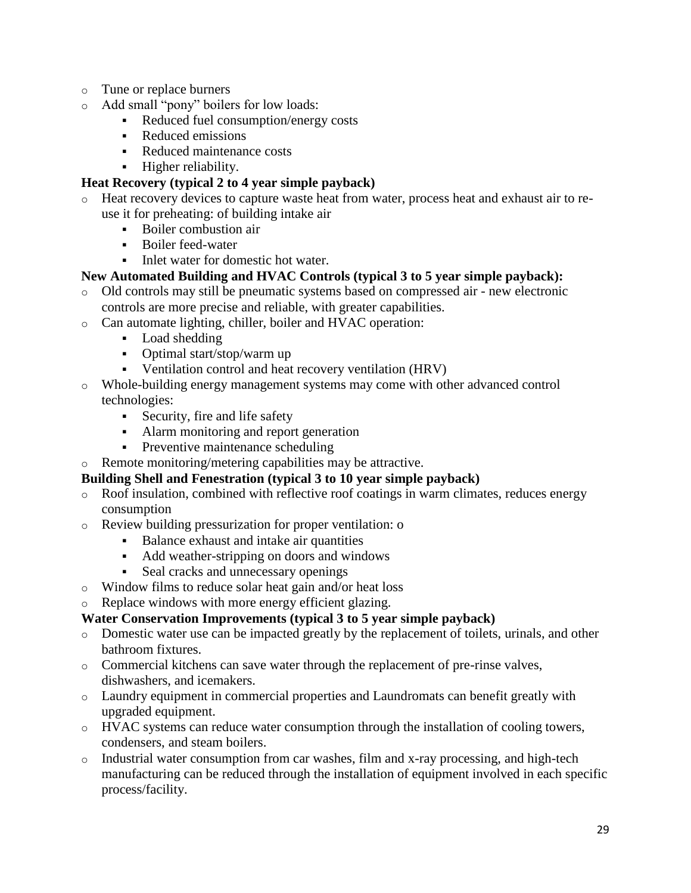- Tune or replace burners
- Add small "pony" boilers for low loads:
  - Reduced fuel consumption/energy costs
  - Reduced emissions
  - Reduced maintenance costs
  - Higher reliability.

**Heat Recovery (typical 2 to 4 year simple payback)**

- Heat recovery devices to capture waste heat from water, process heat and exhaust air to re-use it for preheating: of building intake air
  - Boiler combustion air
  - Boiler feed-water
  - Inlet water for domestic hot water.

**New Automated Building and HVAC Controls (typical 3 to 5 year simple payback):**

- Old controls may still be pneumatic systems based on compressed air - new electronic controls are more precise and reliable, with greater capabilities.
- Can automate lighting, chiller, boiler and HVAC operation:
  - Load shedding
  - Optimal start/stop/warm up
  - Ventilation control and heat recovery ventilation (HRV)
- Whole-building energy management systems may come with other advanced control technologies:
  - Security, fire and life safety
  - Alarm monitoring and report generation
  - Preventive maintenance scheduling
- Remote monitoring/metering capabilities may be attractive.

**Building Shell and Fenestration (typical 3 to 10 year simple payback)**

- Roof insulation, combined with reflective roof coatings in warm climates, reduces energy consumption
- Review building pressurization for proper ventilation: o
  - Balance exhaust and intake air quantities
  - Add weather-stripping on doors and windows
  - Seal cracks and unnecessary openings
- Window films to reduce solar heat gain and/or heat loss
- Replace windows with more energy efficient glazing.

**Water Conservation Improvements (typical 3 to 5 year simple payback)**

- Domestic water use can be impacted greatly by the replacement of toilets, urinals, and other bathroom fixtures.
- Commercial kitchens can save water through the replacement of pre-rinse valves, dishwashers, and icemakers.
- Laundry equipment in commercial properties and Laundromats can benefit greatly with upgraded equipment.
- HVAC systems can reduce water consumption through the installation of cooling towers, condensers, and steam boilers.
- Industrial water consumption from car washes, film and x-ray processing, and high-tech manufacturing can be reduced through the installation of equipment involved in each specific process/facility.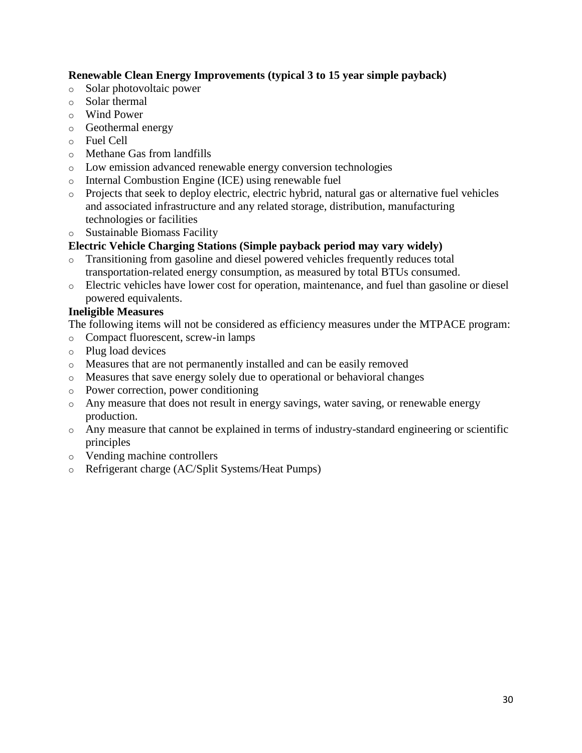**Renewable Clean Energy Improvements (typical 3 to 15 year simple payback)**

- Solar photovoltaic power
- Solar thermal
- Wind Power
- Geothermal energy
- Fuel Cell
- Methane Gas from landfills
- Low emission advanced renewable energy conversion technologies
- Internal Combustion Engine (ICE) using renewable fuel
- Projects that seek to deploy electric, electric hybrid, natural gas or alternative fuel vehicles and associated infrastructure and any related storage, distribution, manufacturing technologies or facilities
- Sustainable Biomass Facility

**Electric Vehicle Charging Stations (Simple payback period may vary widely)**

- Transitioning from gasoline and diesel powered vehicles frequently reduces total transportation-related energy consumption, as measured by total BTUs consumed.
- Electric vehicles have lower cost for operation, maintenance, and fuel than gasoline or diesel powered equivalents.

**Ineligible Measures**

The following items will not be considered as efficiency measures under the MTPACE program:

- Compact fluorescent, screw-in lamps
- Plug load devices
- Measures that are not permanently installed and can be easily removed
- Measures that save energy solely due to operational or behavioral changes
- Power correction, power conditioning
- Any measure that does not result in energy savings, water saving, or renewable energy production.
- Any measure that cannot be explained in terms of industry-standard engineering or scientific principles
- Vending machine controllers
- Refrigerant charge (AC/Split Systems/Heat Pumps)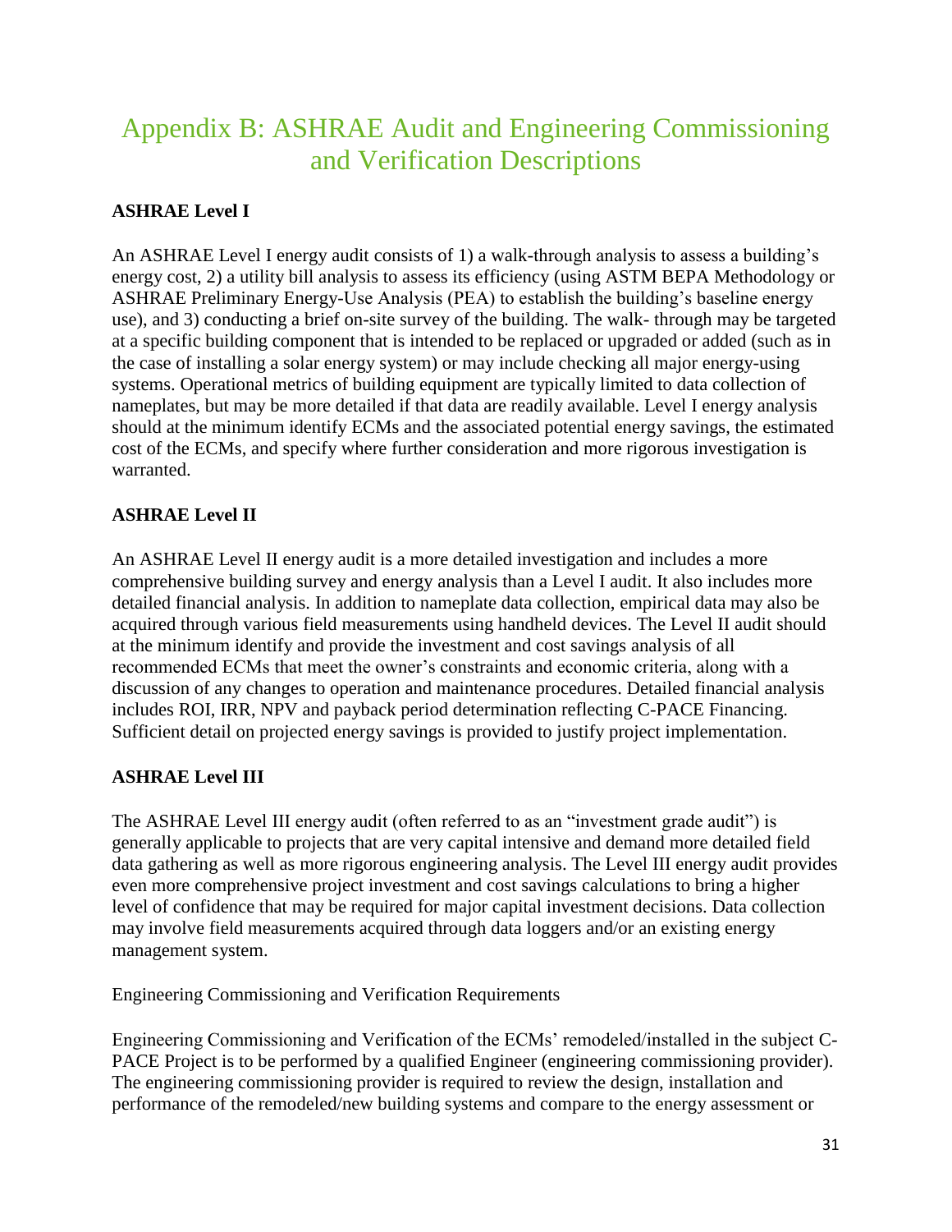# Appendix B: ASHRAE Audit and Engineering Commissioning and Verification Descriptions

**ASHRAE Level I**

An ASHRAE Level I energy audit consists of 1) a walk-through analysis to assess a building's energy cost, 2) a utility bill analysis to assess its efficiency (using ASTM BEPA Methodology or ASHRAE Preliminary Energy-Use Analysis (PEA) to establish the building's baseline energy use), and 3) conducting a brief on-site survey of the building. The walk- through may be targeted at a specific building component that is intended to be replaced or upgraded or added (such as in the case of installing a solar energy system) or may include checking all major energy-using systems. Operational metrics of building equipment are typically limited to data collection of nameplates, but may be more detailed if that data are readily available. Level I energy analysis should at the minimum identify ECMs and the associated potential energy savings, the estimated cost of the ECMs, and specify where further consideration and more rigorous investigation is warranted.

**ASHRAE Level II**

An ASHRAE Level II energy audit is a more detailed investigation and includes a more comprehensive building survey and energy analysis than a Level I audit. It also includes more detailed financial analysis. In addition to nameplate data collection, empirical data may also be acquired through various field measurements using handheld devices. The Level II audit should at the minimum identify and provide the investment and cost savings analysis of all recommended ECMs that meet the owner's constraints and economic criteria, along with a discussion of any changes to operation and maintenance procedures. Detailed financial analysis includes ROI, IRR, NPV and payback period determination reflecting C-PACE Financing. Sufficient detail on projected energy savings is provided to justify project implementation.

**ASHRAE Level III**

The ASHRAE Level III energy audit (often referred to as an "investment grade audit") is generally applicable to projects that are very capital intensive and demand more detailed field data gathering as well as more rigorous engineering analysis. The Level III energy audit provides even more comprehensive project investment and cost savings calculations to bring a higher level of confidence that may be required for major capital investment decisions. Data collection may involve field measurements acquired through data loggers and/or an existing energy management system.

Engineering Commissioning and Verification Requirements

Engineering Commissioning and Verification of the ECMs' remodeled/installed in the subject C-PACE Project is to be performed by a qualified Engineer (engineering commissioning provider). The engineering commissioning provider is required to review the design, installation and performance of the remodeled/new building systems and compare to the energy assessment or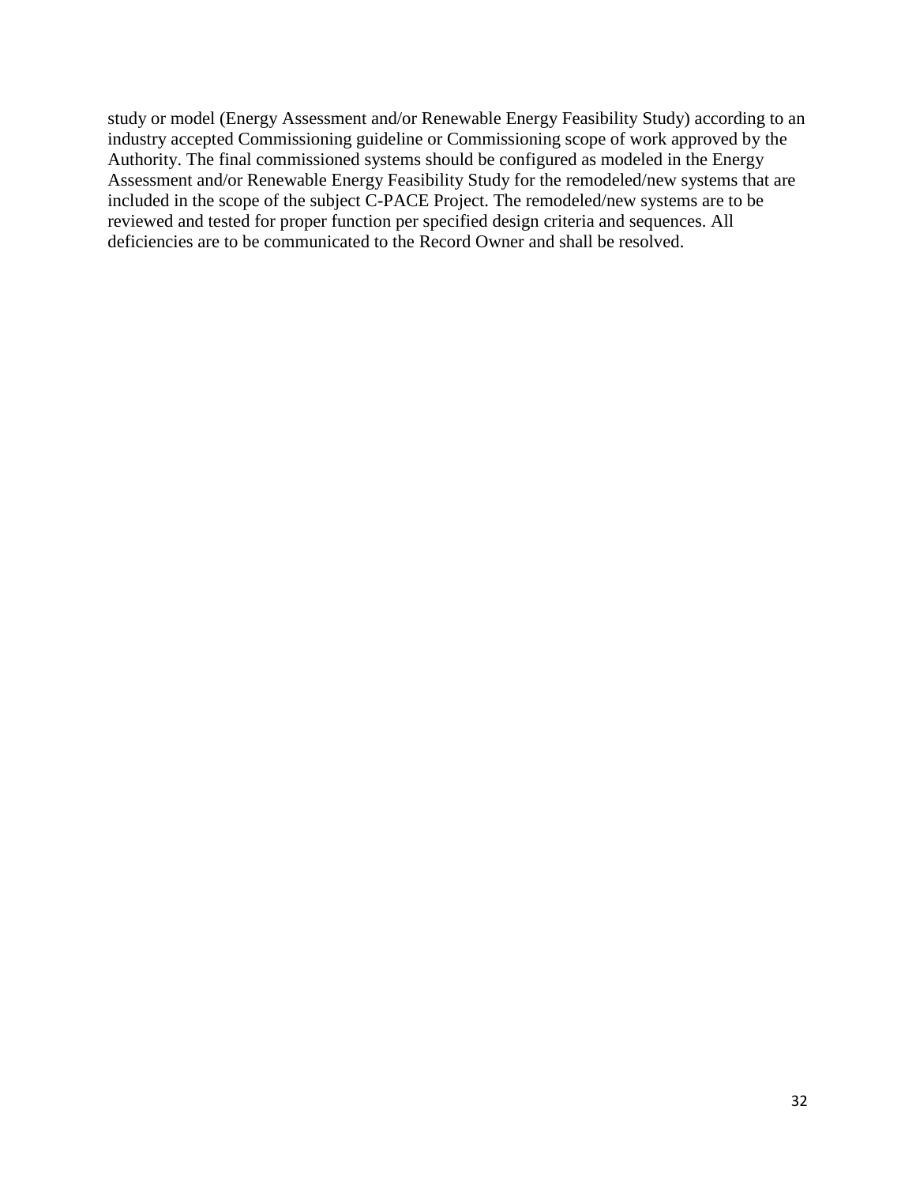study or model (Energy Assessment and/or Renewable Energy Feasibility Study) according to an industry accepted Commissioning guideline or Commissioning scope of work approved by the Authority. The final commissioned systems should be configured as modeled in the Energy Assessment and/or Renewable Energy Feasibility Study for the remodeled/new systems that are included in the scope of the subject C-PACE Project. The remodeled/new systems are to be reviewed and tested for proper function per specified design criteria and sequences. All deficiencies are to be communicated to the Record Owner and shall be resolved.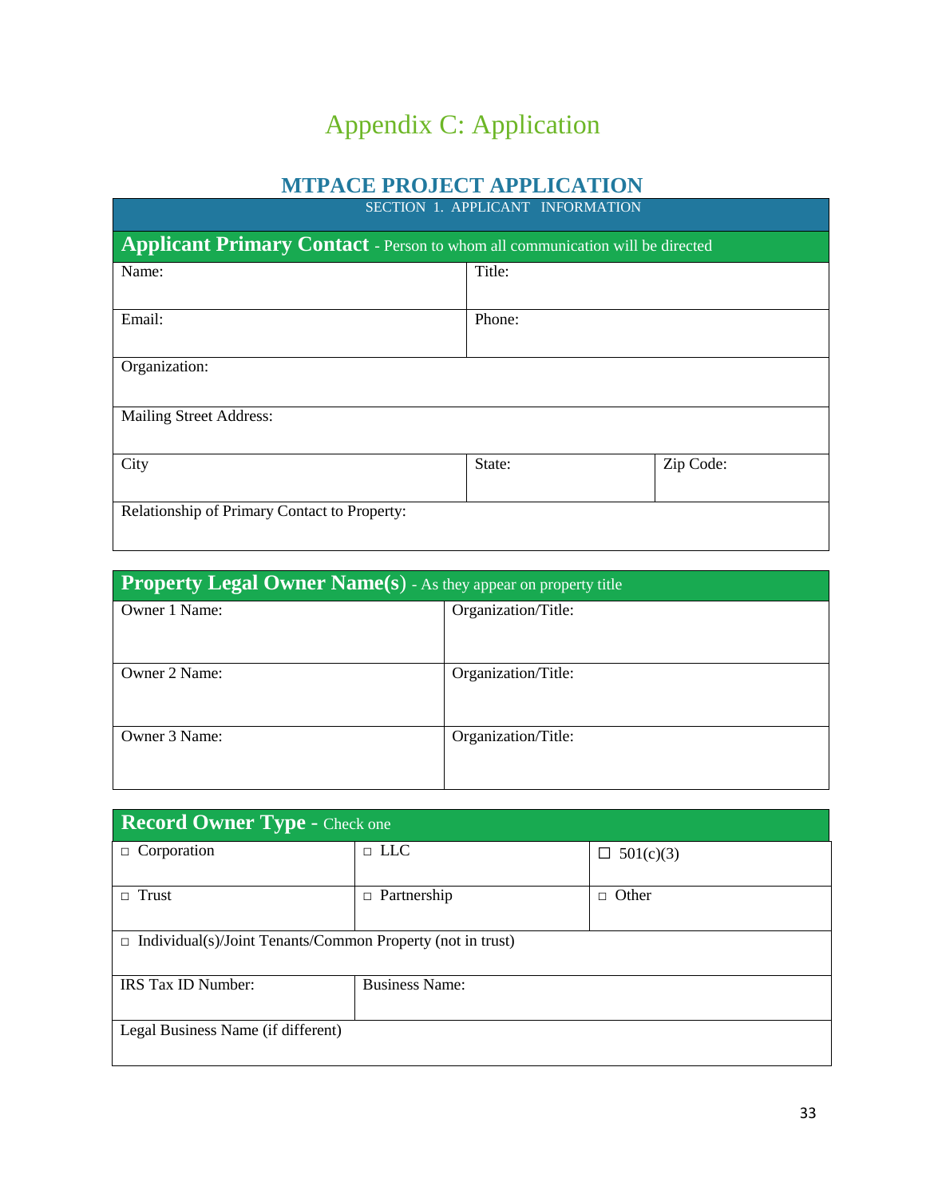# Appendix C: Application

## MTPACE PROJECT APPLICATION

SECTION 1. APPLICANT INFORMATION

| **Applicant Primary Contact** - Person to whom all communication will be directed | | |
|---|---|---|
| Name: | Title: | |
| Email: | Phone: | |
| Organization: | | |
| Mailing Street Address: | | |
| City | State: | Zip Code: |
| Relationship of Primary Contact to Property: | | |

| **Property Legal Owner Name(s)** - As they appear on property title | |
|---|---|
| Owner 1 Name: | Organization/Title: |
| Owner 2 Name: | Organization/Title: |
| Owner 3 Name: | Organization/Title: |

| **Record Owner Type** - Check one | | |
|---|---|---|
| □ Corporation | □ LLC | ☐ 501(c)(3) |
| □ Trust | □ Partnership | □ Other |
| □ Individual(s)/Joint Tenants/Common Property (not in trust) | | |
| IRS Tax ID Number: | Business Name: | |
| Legal Business Name (if different) | | |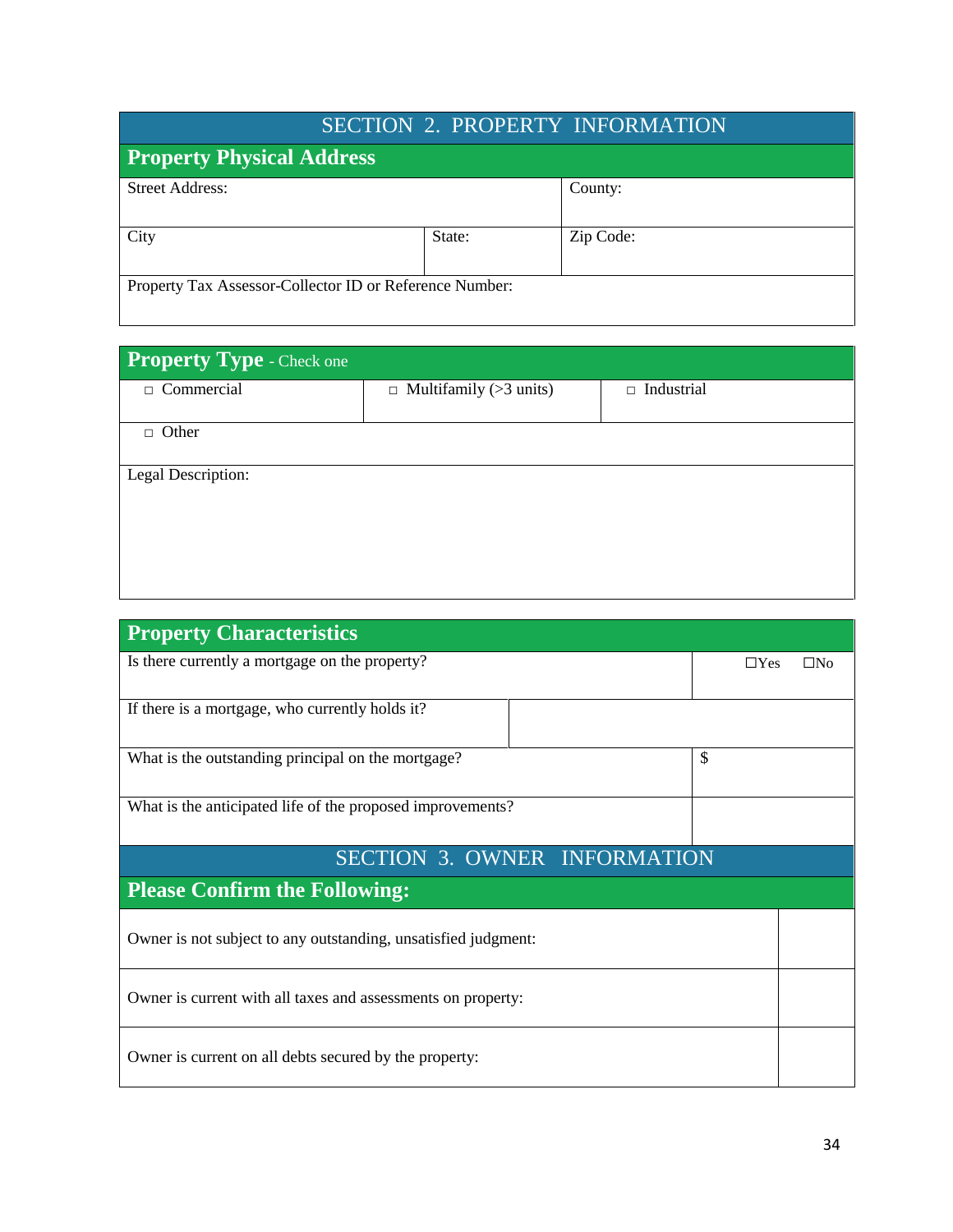## SECTION 2. PROPERTY INFORMATION

### Property Physical Address

| Street Address: | | County: |
|---|---|---|
| City | State: | Zip Code: |
| Property Tax Assessor-Collector ID or Reference Number: | | |

### Property Type - Check one

| □ Commercial | □ Multifamily (>3 units) | □ Industrial |
|---|---|---|
| □ Other | | |
| Legal Description: | | |

### Property Characteristics

| | |
|---|---|
| Is there currently a mortgage on the property? | ☐Yes ☐No |
| If there is a mortgage, who currently holds it? | |
| What is the outstanding principal on the mortgage? | $ |
| What is the anticipated life of the proposed improvements? | |

## SECTION 3. OWNER INFORMATION

### Please Confirm the Following:

| | |
|---|---|
| Owner is not subject to any outstanding, unsatisfied judgment: | |
| Owner is current with all taxes and assessments on property: | |
| Owner is current on all debts secured by the property: | |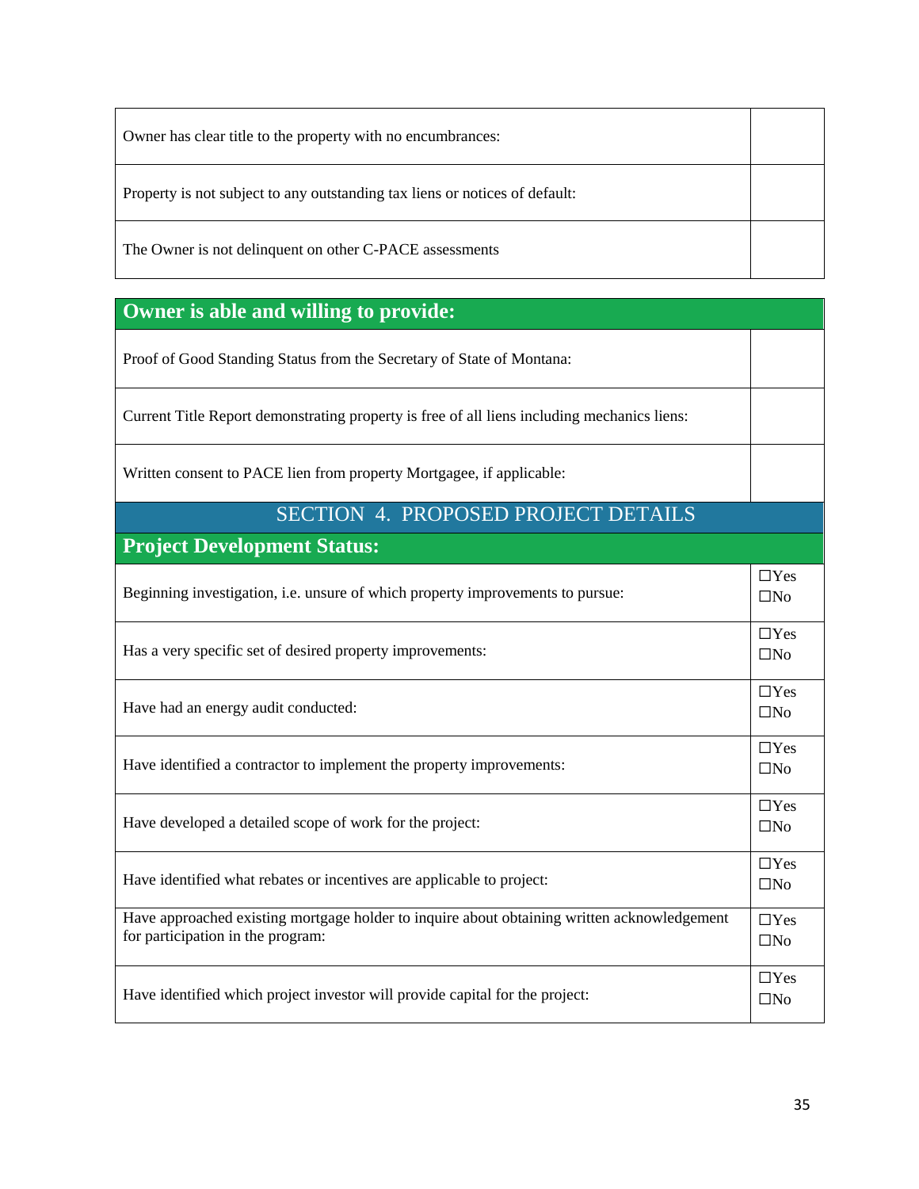| | |
|---|---|
| Owner has clear title to the property with no encumbrances: | |
| Property is not subject to any outstanding tax liens or notices of default: | |
| The Owner is not delinquent on other C-PACE assessments | |

| **Owner is able and willing to provide:** | |
|---|---|
| Proof of Good Standing Status from the Secretary of State of Montana: | |
| Current Title Report demonstrating property is free of all liens including mechanics liens: | |
| Written consent to PACE lien from property Mortgagee, if applicable: | |

## SECTION 4. PROPOSED PROJECT DETAILS

| **Project Development Status:** | |
|---|---|
| Beginning investigation, i.e. unsure of which property improvements to pursue: | ☐Yes ☐No |
| Has a very specific set of desired property improvements: | ☐Yes ☐No |
| Have had an energy audit conducted: | ☐Yes ☐No |
| Have identified a contractor to implement the property improvements: | ☐Yes ☐No |
| Have developed a detailed scope of work for the project: | ☐Yes ☐No |
| Have identified what rebates or incentives are applicable to project: | ☐Yes ☐No |
| Have approached existing mortgage holder to inquire about obtaining written acknowledgement for participation in the program: | ☐Yes ☐No |
| Have identified which project investor will provide capital for the project: | ☐Yes ☐No |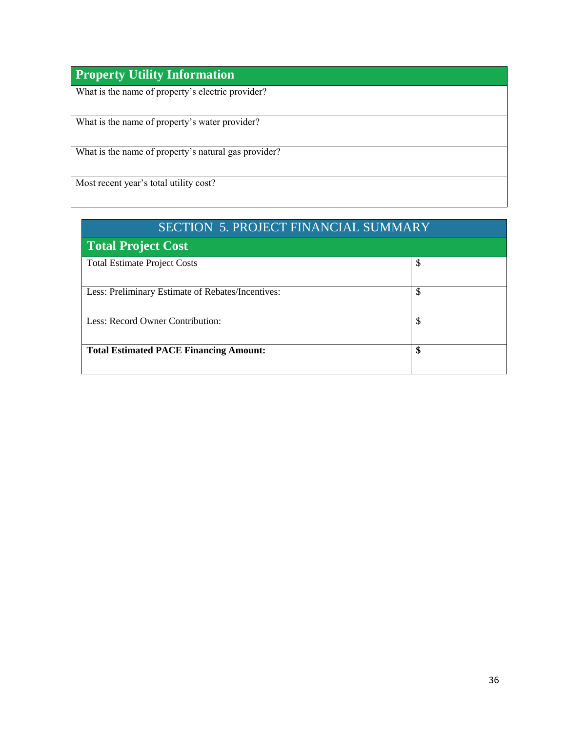| Property Utility Information |
|---|
| What is the name of property's electric provider? |
| What is the name of property's water provider? |
| What is the name of property's natural gas provider? |
| Most recent year's total utility cost? |

## SECTION 5. PROJECT FINANCIAL SUMMARY

| Total Project Cost | |
|---|---|
| Total Estimate Project Costs | $ |
| Less: Preliminary Estimate of Rebates/Incentives: | $ |
| Less: Record Owner Contribution: | $ |
| **Total Estimated PACE Financing Amount:** | **$** |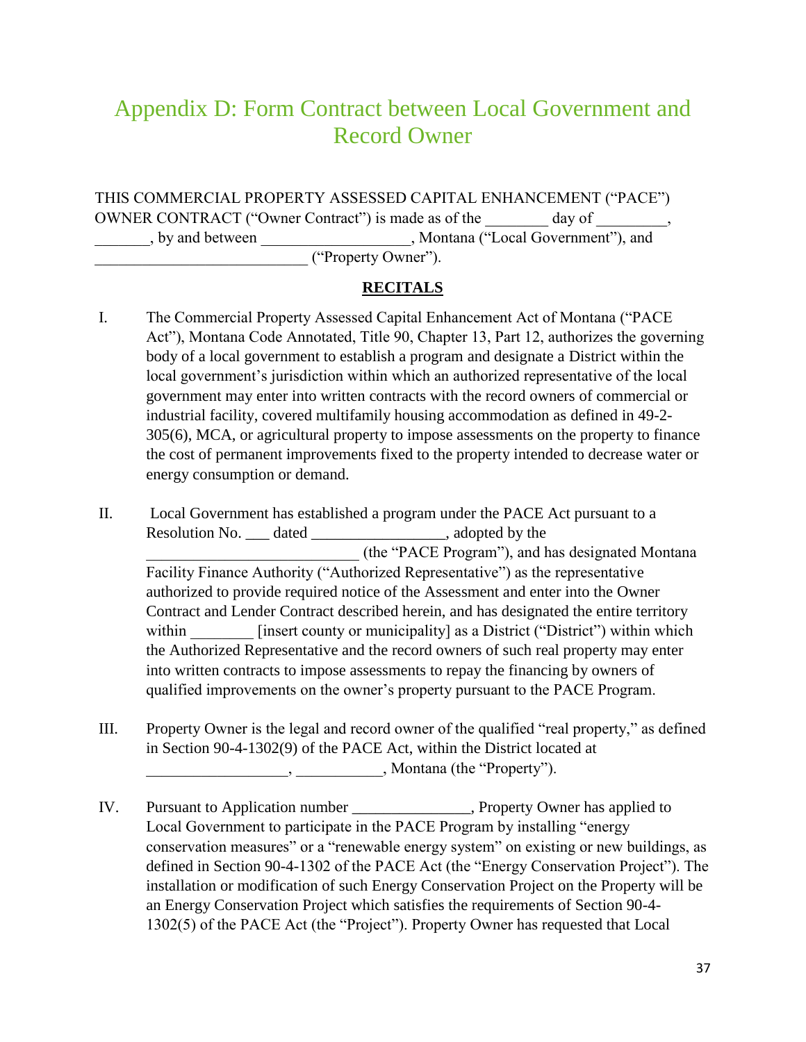# Appendix D: Form Contract between Local Government and Record Owner

THIS COMMERCIAL PROPERTY ASSESSED CAPITAL ENHANCEMENT ("PACE") OWNER CONTRACT ("Owner Contract") is made as of the ________ day of _________, _______, by and between __________________, Montana ("Local Government"), and ___________________________ ("Property Owner").

**RECITALS**

I. The Commercial Property Assessed Capital Enhancement Act of Montana ("PACE Act"), Montana Code Annotated, Title 90, Chapter 13, Part 12, authorizes the governing body of a local government to establish a program and designate a District within the local government's jurisdiction within which an authorized representative of the local government may enter into written contracts with the record owners of commercial or industrial facility, covered multifamily housing accommodation as defined in 49-2-305(6), MCA, or agricultural property to impose assessments on the property to finance the cost of permanent improvements fixed to the property intended to decrease water or energy consumption or demand.

II. Local Government has established a program under the PACE Act pursuant to a Resolution No. ___ dated _________________, adopted by the ___________________________ (the "PACE Program"), and has designated Montana Facility Finance Authority ("Authorized Representative") as the representative authorized to provide required notice of the Assessment and enter into the Owner Contract and Lender Contract described herein, and has designated the entire territory within ________ [insert county or municipality] as a District ("District") within which the Authorized Representative and the record owners of such real property may enter into written contracts to impose assessments to repay the financing by owners of qualified improvements on the owner's property pursuant to the PACE Program.

III. Property Owner is the legal and record owner of the qualified "real property," as defined in Section 90-4-1302(9) of the PACE Act, within the District located at __________________, ___________, Montana (the "Property").

IV. Pursuant to Application number _______________, Property Owner has applied to Local Government to participate in the PACE Program by installing "energy conservation measures" or a "renewable energy system" on existing or new buildings, as defined in Section 90-4-1302 of the PACE Act (the "Energy Conservation Project"). The installation or modification of such Energy Conservation Project on the Property will be an Energy Conservation Project which satisfies the requirements of Section 90-4-1302(5) of the PACE Act (the "Project"). Property Owner has requested that Local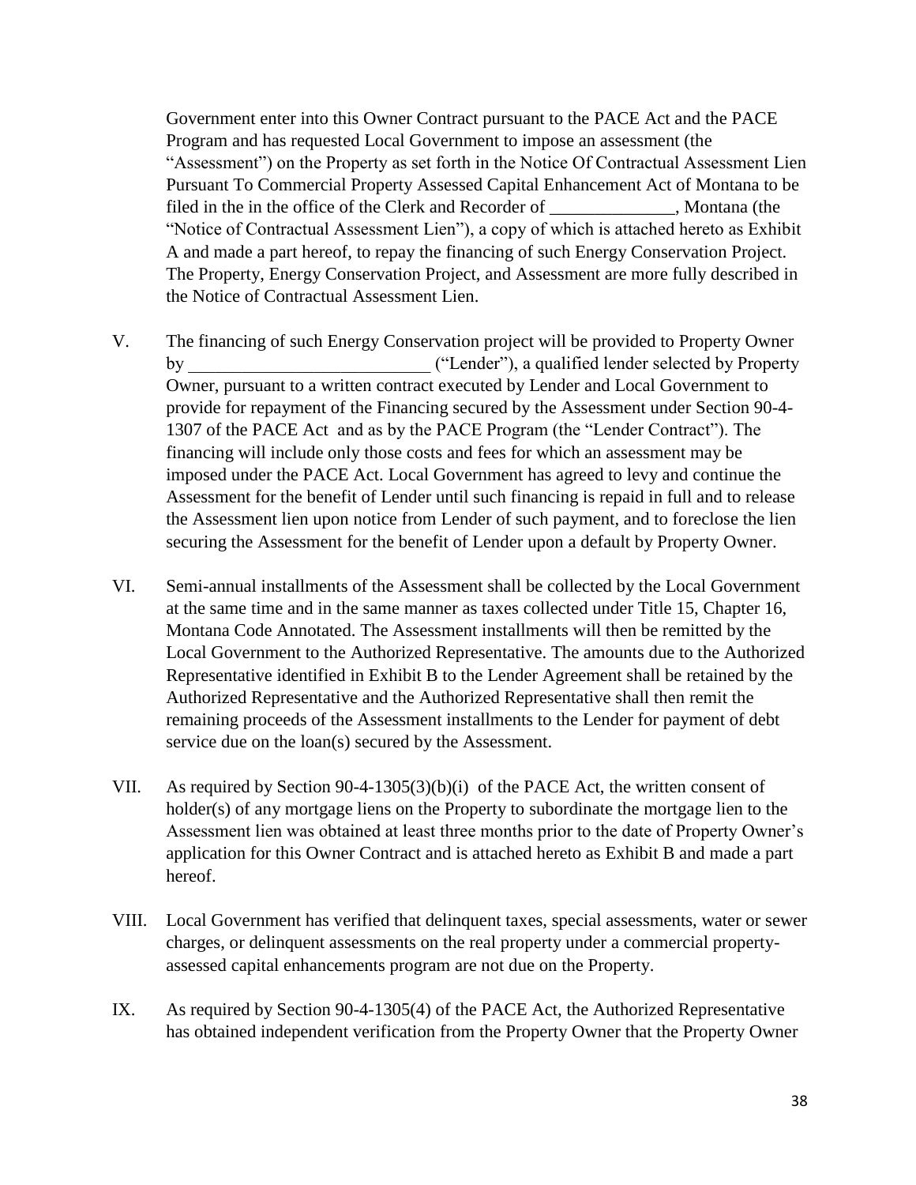Government enter into this Owner Contract pursuant to the PACE Act and the PACE Program and has requested Local Government to impose an assessment (the "Assessment") on the Property as set forth in the Notice Of Contractual Assessment Lien Pursuant To Commercial Property Assessed Capital Enhancement Act of Montana to be filed in the in the office of the Clerk and Recorder of ______________, Montana (the "Notice of Contractual Assessment Lien"), a copy of which is attached hereto as Exhibit A and made a part hereof, to repay the financing of such Energy Conservation Project. The Property, Energy Conservation Project, and Assessment are more fully described in the Notice of Contractual Assessment Lien.

V. The financing of such Energy Conservation project will be provided to Property Owner by ___________________________ ("Lender"), a qualified lender selected by Property Owner, pursuant to a written contract executed by Lender and Local Government to provide for repayment of the Financing secured by the Assessment under Section 90-4-1307 of the PACE Act and as by the PACE Program (the "Lender Contract"). The financing will include only those costs and fees for which an assessment may be imposed under the PACE Act. Local Government has agreed to levy and continue the Assessment for the benefit of Lender until such financing is repaid in full and to release the Assessment lien upon notice from Lender of such payment, and to foreclose the lien securing the Assessment for the benefit of Lender upon a default by Property Owner.

VI. Semi-annual installments of the Assessment shall be collected by the Local Government at the same time and in the same manner as taxes collected under Title 15, Chapter 16, Montana Code Annotated. The Assessment installments will then be remitted by the Local Government to the Authorized Representative. The amounts due to the Authorized Representative identified in Exhibit B to the Lender Agreement shall be retained by the Authorized Representative and the Authorized Representative shall then remit the remaining proceeds of the Assessment installments to the Lender for payment of debt service due on the loan(s) secured by the Assessment.

VII. As required by Section 90-4-1305(3)(b)(i) of the PACE Act, the written consent of holder(s) of any mortgage liens on the Property to subordinate the mortgage lien to the Assessment lien was obtained at least three months prior to the date of Property Owner's application for this Owner Contract and is attached hereto as Exhibit B and made a part hereof.

VIII. Local Government has verified that delinquent taxes, special assessments, water or sewer charges, or delinquent assessments on the real property under a commercial property-assessed capital enhancements program are not due on the Property.

IX. As required by Section 90-4-1305(4) of the PACE Act, the Authorized Representative has obtained independent verification from the Property Owner that the Property Owner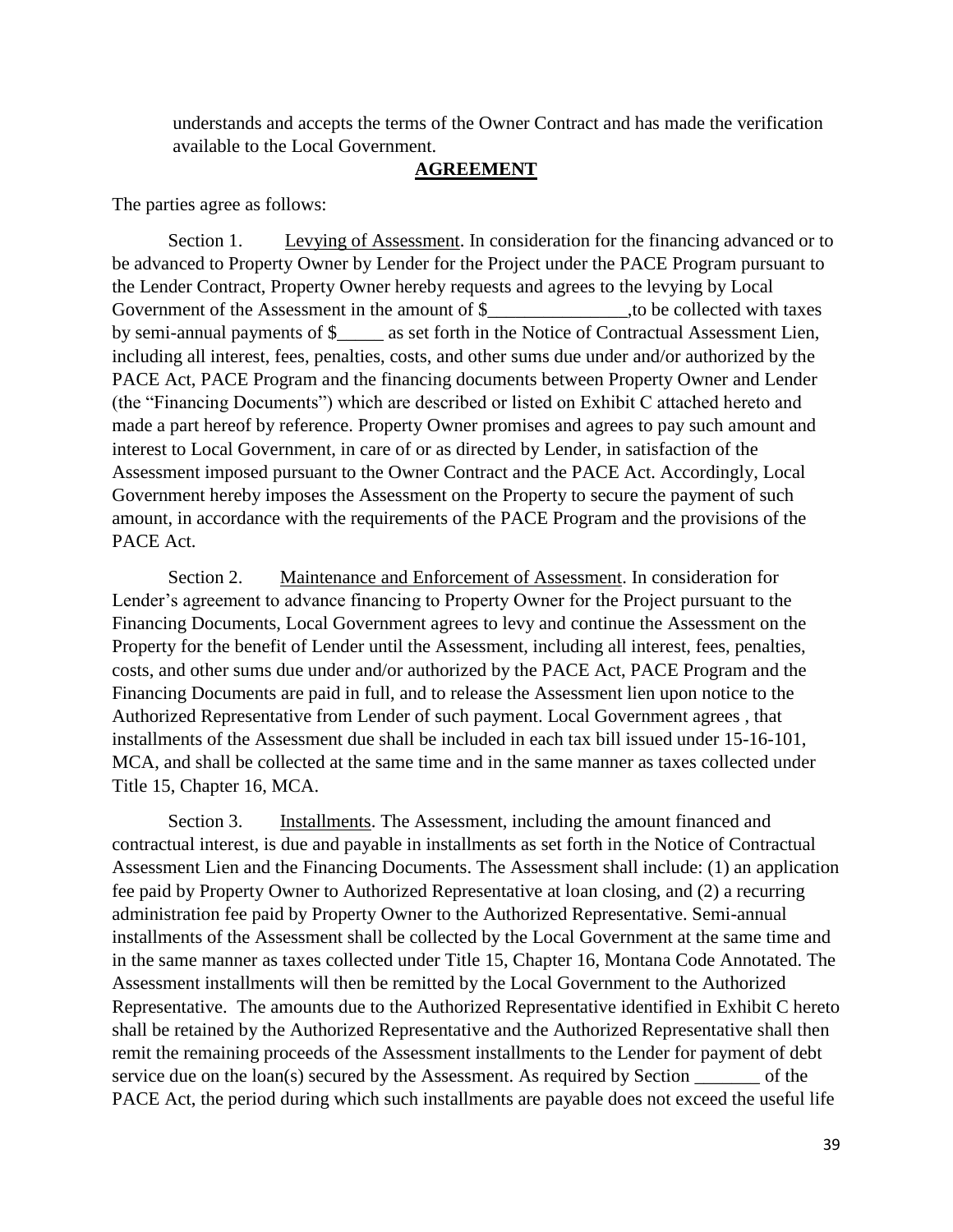understands and accepts the terms of the Owner Contract and has made the verification available to the Local Government.

**AGREEMENT**

The parties agree as follows:

Section 1. Levying of Assessment. In consideration for the financing advanced or to be advanced to Property Owner by Lender for the Project under the PACE Program pursuant to the Lender Contract, Property Owner hereby requests and agrees to the levying by Local Government of the Assessment in the amount of $_______________,to be collected with taxes by semi-annual payments of $_____ as set forth in the Notice of Contractual Assessment Lien, including all interest, fees, penalties, costs, and other sums due under and/or authorized by the PACE Act, PACE Program and the financing documents between Property Owner and Lender (the "Financing Documents") which are described or listed on Exhibit C attached hereto and made a part hereof by reference. Property Owner promises and agrees to pay such amount and interest to Local Government, in care of or as directed by Lender, in satisfaction of the Assessment imposed pursuant to the Owner Contract and the PACE Act. Accordingly, Local Government hereby imposes the Assessment on the Property to secure the payment of such amount, in accordance with the requirements of the PACE Program and the provisions of the PACE Act.

Section 2. Maintenance and Enforcement of Assessment. In consideration for Lender's agreement to advance financing to Property Owner for the Project pursuant to the Financing Documents, Local Government agrees to levy and continue the Assessment on the Property for the benefit of Lender until the Assessment, including all interest, fees, penalties, costs, and other sums due under and/or authorized by the PACE Act, PACE Program and the Financing Documents are paid in full, and to release the Assessment lien upon notice to the Authorized Representative from Lender of such payment. Local Government agrees , that installments of the Assessment due shall be included in each tax bill issued under 15-16-101, MCA, and shall be collected at the same time and in the same manner as taxes collected under Title 15, Chapter 16, MCA.

Section 3. Installments. The Assessment, including the amount financed and contractual interest, is due and payable in installments as set forth in the Notice of Contractual Assessment Lien and the Financing Documents. The Assessment shall include: (1) an application fee paid by Property Owner to Authorized Representative at loan closing, and (2) a recurring administration fee paid by Property Owner to the Authorized Representative. Semi-annual installments of the Assessment shall be collected by the Local Government at the same time and in the same manner as taxes collected under Title 15, Chapter 16, Montana Code Annotated. The Assessment installments will then be remitted by the Local Government to the Authorized Representative. The amounts due to the Authorized Representative identified in Exhibit C hereto shall be retained by the Authorized Representative and the Authorized Representative shall then remit the remaining proceeds of the Assessment installments to the Lender for payment of debt service due on the loan(s) secured by the Assessment. As required by Section _______ of the PACE Act, the period during which such installments are payable does not exceed the useful life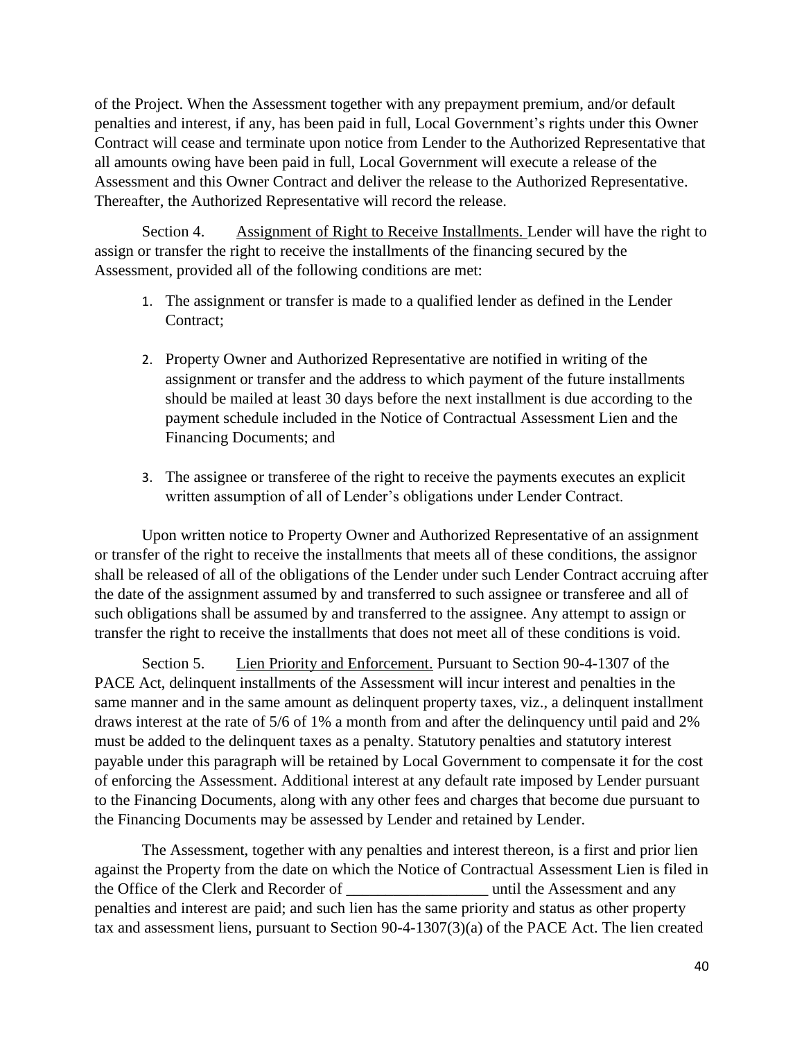of the Project. When the Assessment together with any prepayment premium, and/or default penalties and interest, if any, has been paid in full, Local Government's rights under this Owner Contract will cease and terminate upon notice from Lender to the Authorized Representative that all amounts owing have been paid in full, Local Government will execute a release of the Assessment and this Owner Contract and deliver the release to the Authorized Representative. Thereafter, the Authorized Representative will record the release.

Section 4. Assignment of Right to Receive Installments. Lender will have the right to assign or transfer the right to receive the installments of the financing secured by the Assessment, provided all of the following conditions are met:

1. The assignment or transfer is made to a qualified lender as defined in the Lender Contract;

2. Property Owner and Authorized Representative are notified in writing of the assignment or transfer and the address to which payment of the future installments should be mailed at least 30 days before the next installment is due according to the payment schedule included in the Notice of Contractual Assessment Lien and the Financing Documents; and

3. The assignee or transferee of the right to receive the payments executes an explicit written assumption of all of Lender's obligations under Lender Contract.

Upon written notice to Property Owner and Authorized Representative of an assignment or transfer of the right to receive the installments that meets all of these conditions, the assignor shall be released of all of the obligations of the Lender under such Lender Contract accruing after the date of the assignment assumed by and transferred to such assignee or transferee and all of such obligations shall be assumed by and transferred to the assignee. Any attempt to assign or transfer the right to receive the installments that does not meet all of these conditions is void.

Section 5. Lien Priority and Enforcement. Pursuant to Section 90-4-1307 of the PACE Act, delinquent installments of the Assessment will incur interest and penalties in the same manner and in the same amount as delinquent property taxes, viz., a delinquent installment draws interest at the rate of 5/6 of 1% a month from and after the delinquency until paid and 2% must be added to the delinquent taxes as a penalty. Statutory penalties and statutory interest payable under this paragraph will be retained by Local Government to compensate it for the cost of enforcing the Assessment. Additional interest at any default rate imposed by Lender pursuant to the Financing Documents, along with any other fees and charges that become due pursuant to the Financing Documents may be assessed by Lender and retained by Lender.

The Assessment, together with any penalties and interest thereon, is a first and prior lien against the Property from the date on which the Notice of Contractual Assessment Lien is filed in the Office of the Clerk and Recorder of __________________ until the Assessment and any penalties and interest are paid; and such lien has the same priority and status as other property tax and assessment liens, pursuant to Section 90-4-1307(3)(a) of the PACE Act. The lien created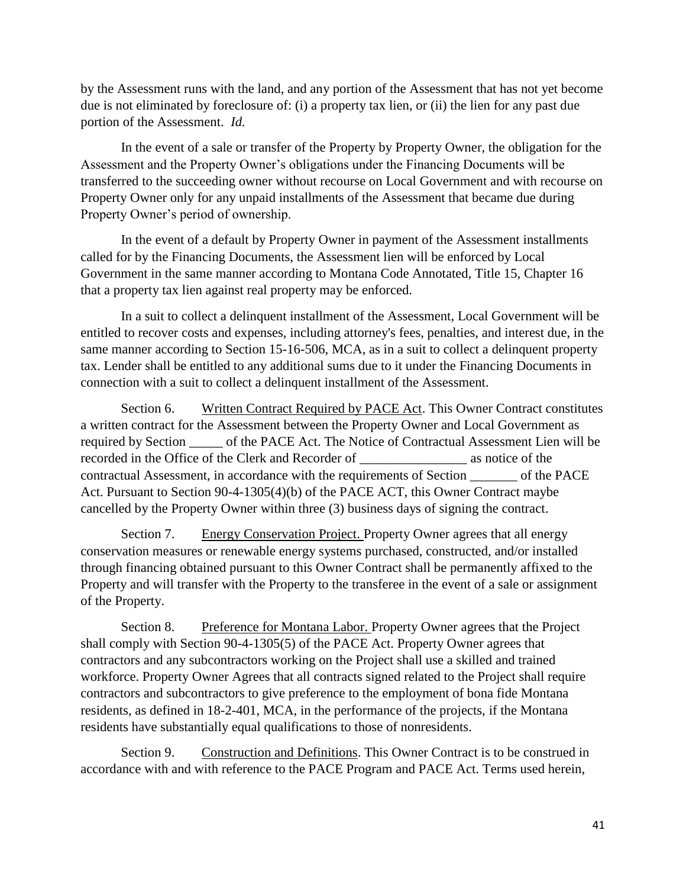by the Assessment runs with the land, and any portion of the Assessment that has not yet become due is not eliminated by foreclosure of: (i) a property tax lien, or (ii) the lien for any past due portion of the Assessment. *Id.*

In the event of a sale or transfer of the Property by Property Owner, the obligation for the Assessment and the Property Owner's obligations under the Financing Documents will be transferred to the succeeding owner without recourse on Local Government and with recourse on Property Owner only for any unpaid installments of the Assessment that became due during Property Owner's period of ownership.

In the event of a default by Property Owner in payment of the Assessment installments called for by the Financing Documents, the Assessment lien will be enforced by Local Government in the same manner according to Montana Code Annotated, Title 15, Chapter 16 that a property tax lien against real property may be enforced.

In a suit to collect a delinquent installment of the Assessment, Local Government will be entitled to recover costs and expenses, including attorney's fees, penalties, and interest due, in the same manner according to Section 15-16-506, MCA, as in a suit to collect a delinquent property tax. Lender shall be entitled to any additional sums due to it under the Financing Documents in connection with a suit to collect a delinquent installment of the Assessment.

Section 6. Written Contract Required by PACE Act. This Owner Contract constitutes a written contract for the Assessment between the Property Owner and Local Government as required by Section _____ of the PACE Act. The Notice of Contractual Assessment Lien will be recorded in the Office of the Clerk and Recorder of ________________ as notice of the contractual Assessment, in accordance with the requirements of Section _______ of the PACE Act. Pursuant to Section 90-4-1305(4)(b) of the PACE ACT, this Owner Contract maybe cancelled by the Property Owner within three (3) business days of signing the contract.

Section 7. Energy Conservation Project. Property Owner agrees that all energy conservation measures or renewable energy systems purchased, constructed, and/or installed through financing obtained pursuant to this Owner Contract shall be permanently affixed to the Property and will transfer with the Property to the transferee in the event of a sale or assignment of the Property.

Section 8. Preference for Montana Labor. Property Owner agrees that the Project shall comply with Section 90-4-1305(5) of the PACE Act. Property Owner agrees that contractors and any subcontractors working on the Project shall use a skilled and trained workforce. Property Owner Agrees that all contracts signed related to the Project shall require contractors and subcontractors to give preference to the employment of bona fide Montana residents, as defined in 18-2-401, MCA, in the performance of the projects, if the Montana residents have substantially equal qualifications to those of nonresidents.

Section 9. Construction and Definitions. This Owner Contract is to be construed in accordance with and with reference to the PACE Program and PACE Act. Terms used herein,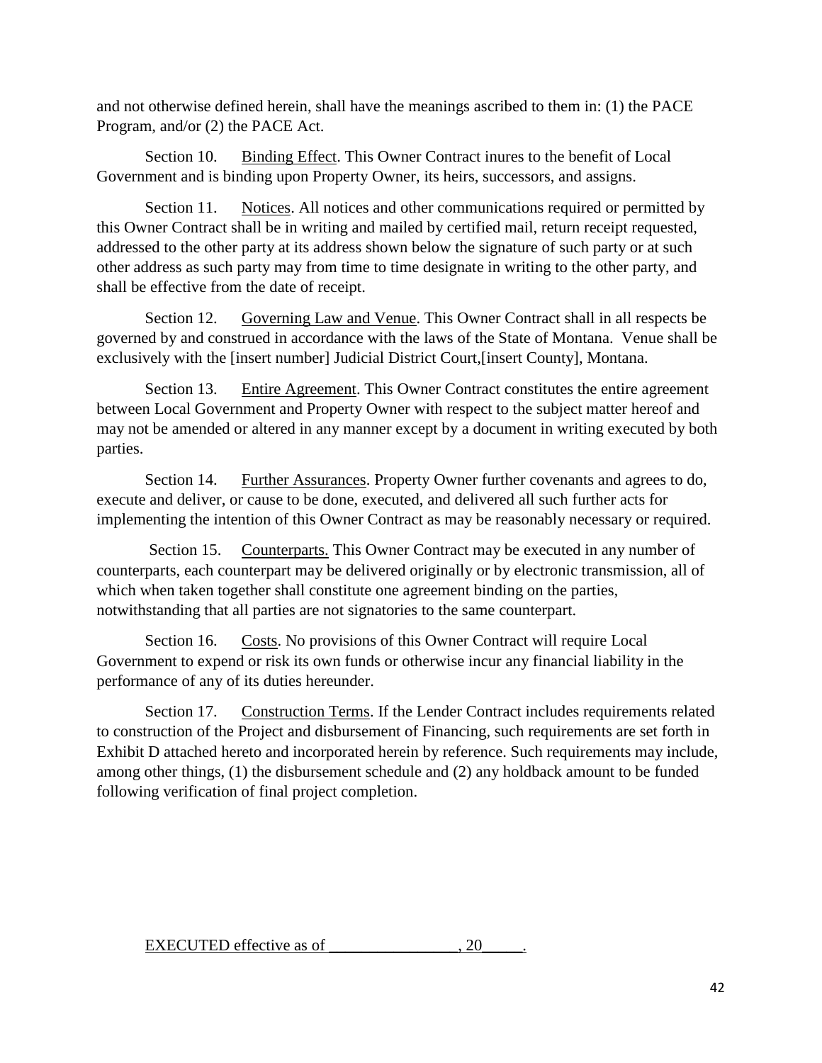and not otherwise defined herein, shall have the meanings ascribed to them in: (1) the PACE Program, and/or (2) the PACE Act.

Section 10. Binding Effect. This Owner Contract inures to the benefit of Local Government and is binding upon Property Owner, its heirs, successors, and assigns.

Section 11. Notices. All notices and other communications required or permitted by this Owner Contract shall be in writing and mailed by certified mail, return receipt requested, addressed to the other party at its address shown below the signature of such party or at such other address as such party may from time to time designate in writing to the other party, and shall be effective from the date of receipt.

Section 12. Governing Law and Venue. This Owner Contract shall in all respects be governed by and construed in accordance with the laws of the State of Montana. Venue shall be exclusively with the [insert number] Judicial District Court,[insert County], Montana.

Section 13. Entire Agreement. This Owner Contract constitutes the entire agreement between Local Government and Property Owner with respect to the subject matter hereof and may not be amended or altered in any manner except by a document in writing executed by both parties.

Section 14. Further Assurances. Property Owner further covenants and agrees to do, execute and deliver, or cause to be done, executed, and delivered all such further acts for implementing the intention of this Owner Contract as may be reasonably necessary or required.

Section 15. Counterparts. This Owner Contract may be executed in any number of counterparts, each counterpart may be delivered originally or by electronic transmission, all of which when taken together shall constitute one agreement binding on the parties, notwithstanding that all parties are not signatories to the same counterpart.

Section 16. Costs. No provisions of this Owner Contract will require Local Government to expend or risk its own funds or otherwise incur any financial liability in the performance of any of its duties hereunder.

Section 17. Construction Terms. If the Lender Contract includes requirements related to construction of the Project and disbursement of Financing, such requirements are set forth in Exhibit D attached hereto and incorporated herein by reference. Such requirements may include, among other things, (1) the disbursement schedule and (2) any holdback amount to be funded following verification of final project completion.

EXECUTED effective as of ________________, 20_____.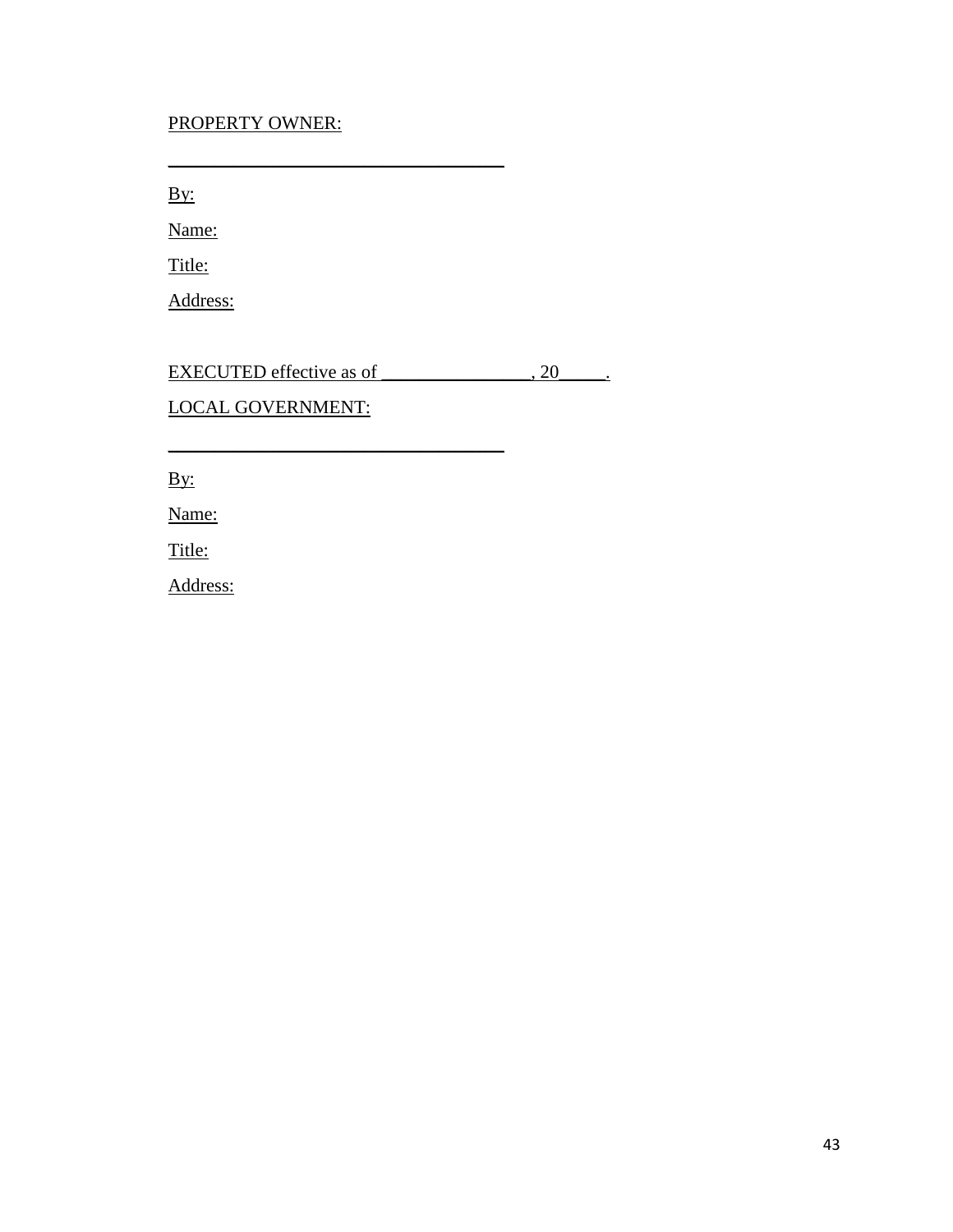PROPERTY OWNER:

\_\_\_\_\_\_\_\_\_\_\_\_\_\_\_\_\_\_\_\_\_\_\_\_\_\_\_\_\_\_\_\_\_\_\_\_

By:

Name:

Title:

Address:

EXECUTED effective as of \_\_\_\_\_\_\_\_\_\_\_\_\_\_\_\_, 20\_\_\_\_\_.

LOCAL GOVERNMENT:

\_\_\_\_\_\_\_\_\_\_\_\_\_\_\_\_\_\_\_\_\_\_\_\_\_\_\_\_\_\_\_\_\_\_\_\_

By:

Name:

Title:

Address: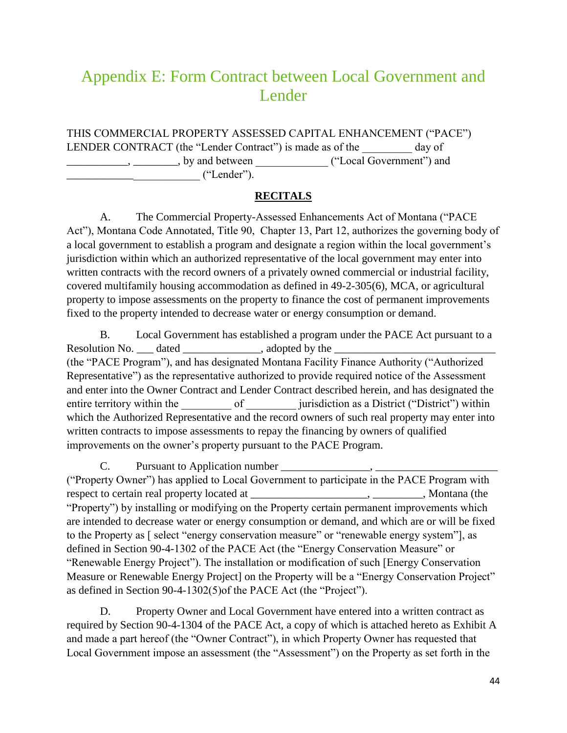// Appendix E: Form Contract between Local Government and Lender

THIS COMMERCIAL PROPERTY ASSESSED CAPITAL ENHANCEMENT ("PACE") LENDER CONTRACT (the "Lender Contract") is made as of the _________ day of ___________, ________, by and between _____________ ("Local Government") and ________________________ ("Lender").

**RECITALS**

A. The Commercial Property-Assessed Enhancements Act of Montana ("PACE Act"), Montana Code Annotated, Title 90, Chapter 13, Part 12, authorizes the governing body of a local government to establish a program and designate a region within the local government's jurisdiction within which an authorized representative of the local government may enter into written contracts with the record owners of a privately owned commercial or industrial facility, covered multifamily housing accommodation as defined in 49-2-305(6), MCA, or agricultural property to impose assessments on the property to finance the cost of permanent improvements fixed to the property intended to decrease water or energy consumption or demand.

B. Local Government has established a program under the PACE Act pursuant to a Resolution No. ___ dated ______________, adopted by the _____________________________ (the "PACE Program"), and has designated Montana Facility Finance Authority ("Authorized Representative") as the representative authorized to provide required notice of the Assessment and enter into the Owner Contract and Lender Contract described herein, and has designated the entire territory within the _________ of _________ jurisdiction as a District ("District") within which the Authorized Representative and the record owners of such real property may enter into written contracts to impose assessments to repay the financing by owners of qualified improvements on the owner's property pursuant to the PACE Program.

C. Pursuant to Application number ________________, ______________________ ("Property Owner") has applied to Local Government to participate in the PACE Program with respect to certain real property located at _____________________, _________, Montana (the "Property") by installing or modifying on the Property certain permanent improvements which are intended to decrease water or energy consumption or demand, and which are or will be fixed to the Property as [ select "energy conservation measure" or "renewable energy system"], as defined in Section 90-4-1302 of the PACE Act (the "Energy Conservation Measure" or "Renewable Energy Project"). The installation or modification of such [Energy Conservation Measure or Renewable Energy Project] on the Property will be a "Energy Conservation Project" as defined in Section 90-4-1302(5)of the PACE Act (the "Project").

D. Property Owner and Local Government have entered into a written contract as required by Section 90-4-1304 of the PACE Act, a copy of which is attached hereto as Exhibit A and made a part hereof (the "Owner Contract"), in which Property Owner has requested that Local Government impose an assessment (the "Assessment") on the Property as set forth in the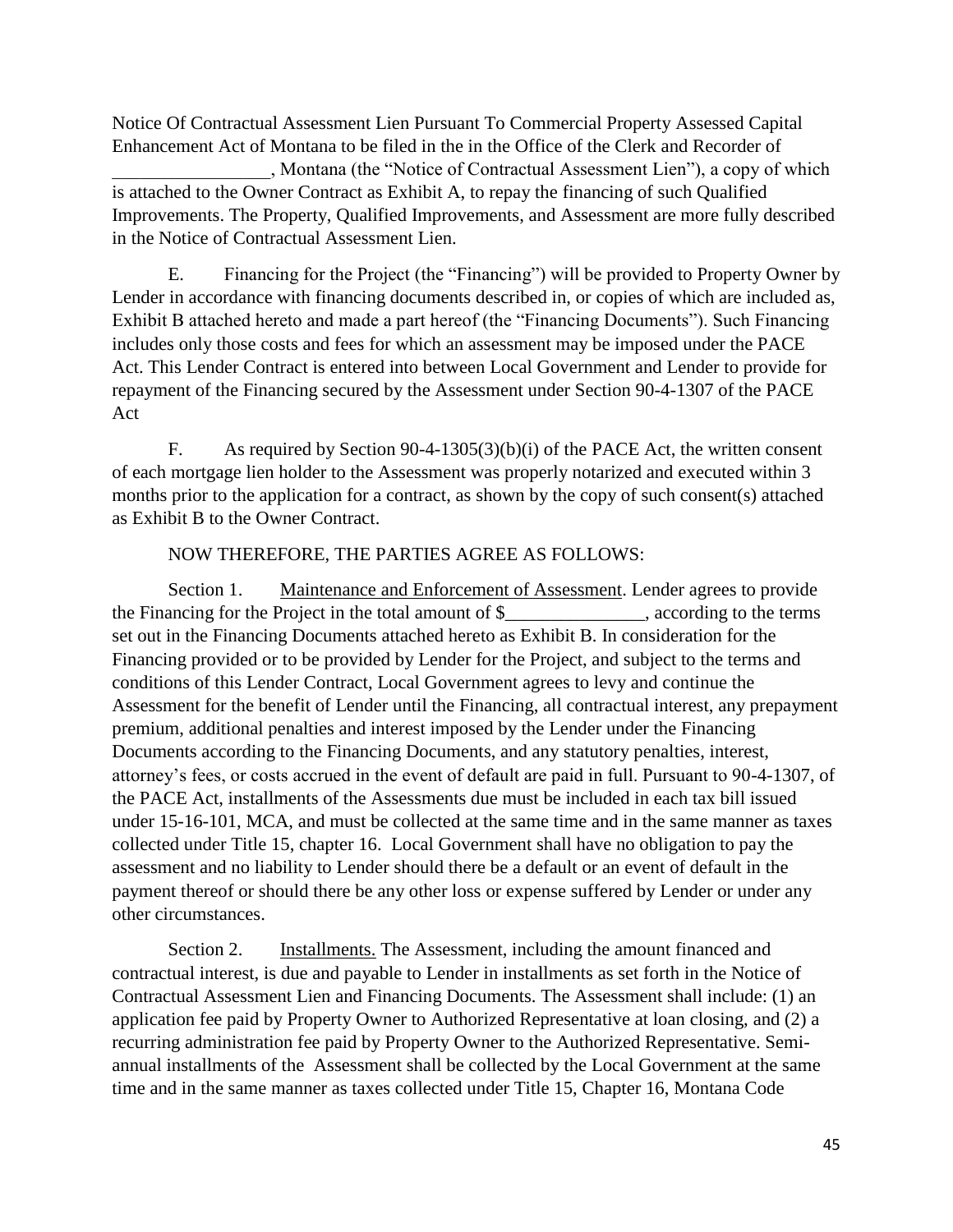Notice Of Contractual Assessment Lien Pursuant To Commercial Property Assessed Capital Enhancement Act of Montana to be filed in the in the Office of the Clerk and Recorder of _________________, Montana (the "Notice of Contractual Assessment Lien"), a copy of which is attached to the Owner Contract as Exhibit A, to repay the financing of such Qualified Improvements. The Property, Qualified Improvements, and Assessment are more fully described in the Notice of Contractual Assessment Lien.

E. Financing for the Project (the "Financing") will be provided to Property Owner by Lender in accordance with financing documents described in, or copies of which are included as, Exhibit B attached hereto and made a part hereof (the "Financing Documents"). Such Financing includes only those costs and fees for which an assessment may be imposed under the PACE Act. This Lender Contract is entered into between Local Government and Lender to provide for repayment of the Financing secured by the Assessment under Section 90-4-1307 of the PACE Act

F. As required by Section 90-4-1305(3)(b)(i) of the PACE Act, the written consent of each mortgage lien holder to the Assessment was properly notarized and executed within 3 months prior to the application for a contract, as shown by the copy of such consent(s) attached as Exhibit B to the Owner Contract.

NOW THEREFORE, THE PARTIES AGREE AS FOLLOWS:

Section 1. Maintenance and Enforcement of Assessment. Lender agrees to provide the Financing for the Project in the total amount of $_______________, according to the terms set out in the Financing Documents attached hereto as Exhibit B. In consideration for the Financing provided or to be provided by Lender for the Project, and subject to the terms and conditions of this Lender Contract, Local Government agrees to levy and continue the Assessment for the benefit of Lender until the Financing, all contractual interest, any prepayment premium, additional penalties and interest imposed by the Lender under the Financing Documents according to the Financing Documents, and any statutory penalties, interest, attorney's fees, or costs accrued in the event of default are paid in full. Pursuant to 90-4-1307, of the PACE Act, installments of the Assessments due must be included in each tax bill issued under 15-16-101, MCA, and must be collected at the same time and in the same manner as taxes collected under Title 15, chapter 16. Local Government shall have no obligation to pay the assessment and no liability to Lender should there be a default or an event of default in the payment thereof or should there be any other loss or expense suffered by Lender or under any other circumstances.

Section 2. Installments. The Assessment, including the amount financed and contractual interest, is due and payable to Lender in installments as set forth in the Notice of Contractual Assessment Lien and Financing Documents. The Assessment shall include: (1) an application fee paid by Property Owner to Authorized Representative at loan closing, and (2) a recurring administration fee paid by Property Owner to the Authorized Representative. Semi-annual installments of the Assessment shall be collected by the Local Government at the same time and in the same manner as taxes collected under Title 15, Chapter 16, Montana Code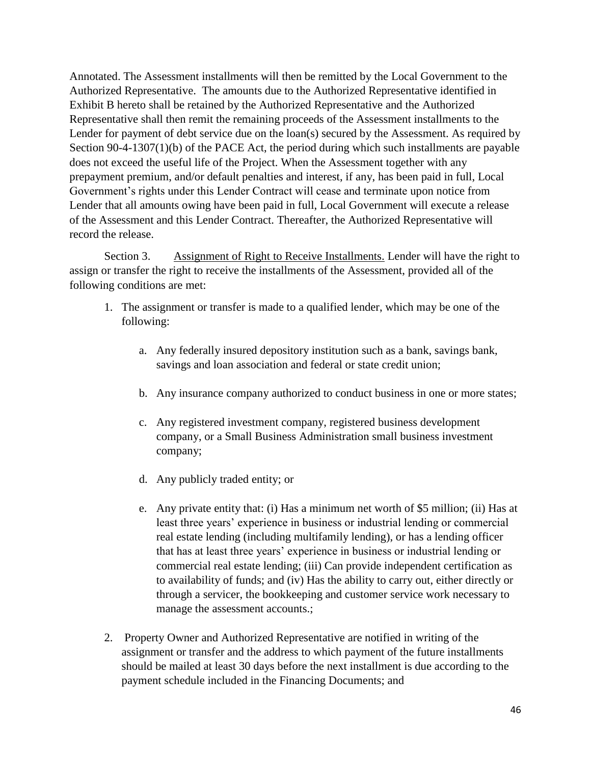Annotated. The Assessment installments will then be remitted by the Local Government to the Authorized Representative. The amounts due to the Authorized Representative identified in Exhibit B hereto shall be retained by the Authorized Representative and the Authorized Representative shall then remit the remaining proceeds of the Assessment installments to the Lender for payment of debt service due on the loan(s) secured by the Assessment. As required by Section 90-4-1307(1)(b) of the PACE Act, the period during which such installments are payable does not exceed the useful life of the Project. When the Assessment together with any prepayment premium, and/or default penalties and interest, if any, has been paid in full, Local Government's rights under this Lender Contract will cease and terminate upon notice from Lender that all amounts owing have been paid in full, Local Government will execute a release of the Assessment and this Lender Contract. Thereafter, the Authorized Representative will record the release.

Section 3. Assignment of Right to Receive Installments. Lender will have the right to assign or transfer the right to receive the installments of the Assessment, provided all of the following conditions are met:

1. The assignment or transfer is made to a qualified lender, which may be one of the following:

    a. Any federally insured depository institution such as a bank, savings bank, savings and loan association and federal or state credit union;

    b. Any insurance company authorized to conduct business in one or more states;

    c. Any registered investment company, registered business development company, or a Small Business Administration small business investment company;

    d. Any publicly traded entity; or

    e. Any private entity that: (i) Has a minimum net worth of $5 million; (ii) Has at least three years' experience in business or industrial lending or commercial real estate lending (including multifamily lending), or has a lending officer that has at least three years' experience in business or industrial lending or commercial real estate lending; (iii) Can provide independent certification as to availability of funds; and (iv) Has the ability to carry out, either directly or through a servicer, the bookkeeping and customer service work necessary to manage the assessment accounts.;

2. Property Owner and Authorized Representative are notified in writing of the assignment or transfer and the address to which payment of the future installments should be mailed at least 30 days before the next installment is due according to the payment schedule included in the Financing Documents; and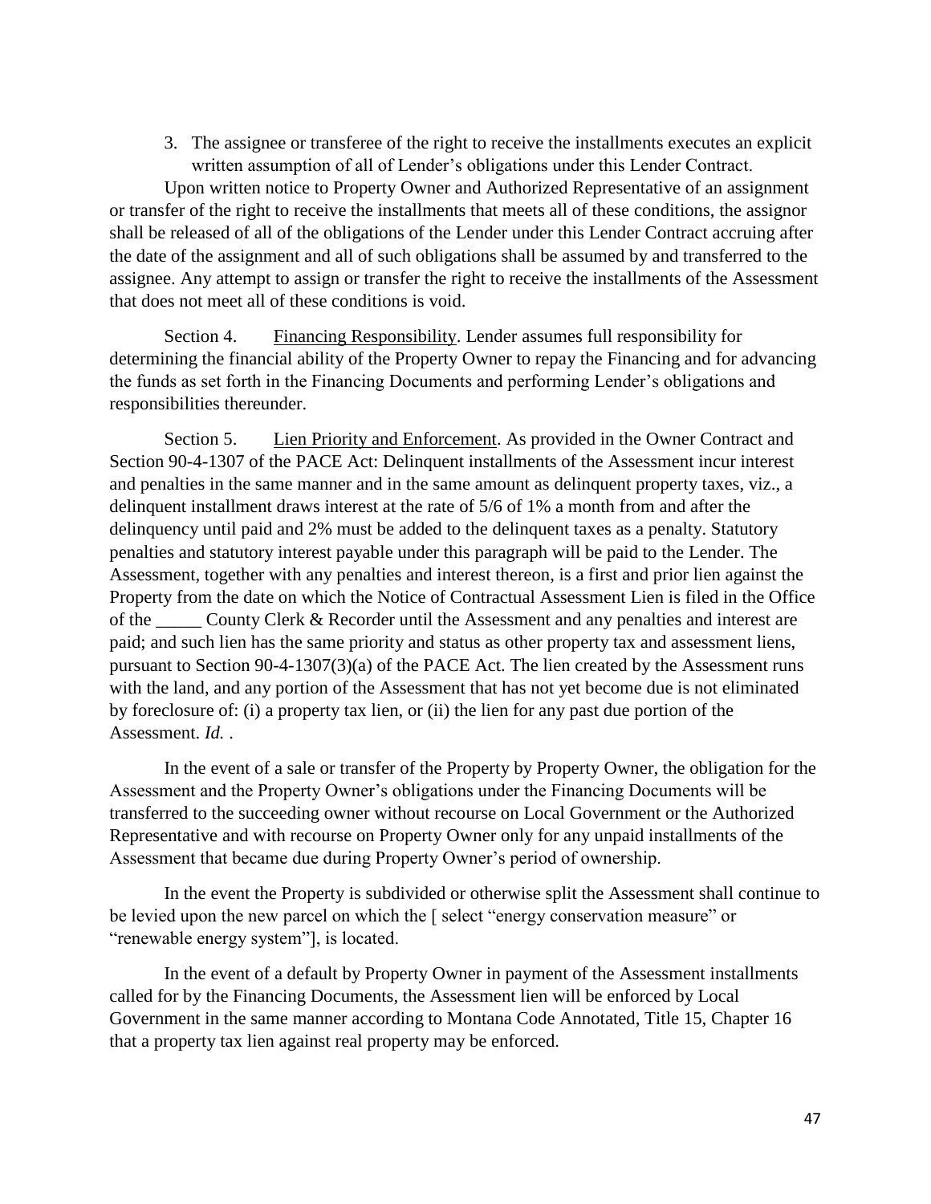3. The assignee or transferee of the right to receive the installments executes an explicit written assumption of all of Lender's obligations under this Lender Contract.

Upon written notice to Property Owner and Authorized Representative of an assignment or transfer of the right to receive the installments that meets all of these conditions, the assignor shall be released of all of the obligations of the Lender under this Lender Contract accruing after the date of the assignment and all of such obligations shall be assumed by and transferred to the assignee. Any attempt to assign or transfer the right to receive the installments of the Assessment that does not meet all of these conditions is void.

Section 4. <u>Financing Responsibility</u>. Lender assumes full responsibility for determining the financial ability of the Property Owner to repay the Financing and for advancing the funds as set forth in the Financing Documents and performing Lender's obligations and responsibilities thereunder.

Section 5. <u>Lien Priority and Enforcement</u>. As provided in the Owner Contract and Section 90-4-1307 of the PACE Act: Delinquent installments of the Assessment incur interest and penalties in the same manner and in the same amount as delinquent property taxes, viz., a delinquent installment draws interest at the rate of 5/6 of 1% a month from and after the delinquency until paid and 2% must be added to the delinquent taxes as a penalty. Statutory penalties and statutory interest payable under this paragraph will be paid to the Lender. The Assessment, together with any penalties and interest thereon, is a first and prior lien against the Property from the date on which the Notice of Contractual Assessment Lien is filed in the Office of the _____ County Clerk & Recorder until the Assessment and any penalties and interest are paid; and such lien has the same priority and status as other property tax and assessment liens, pursuant to Section 90-4-1307(3)(a) of the PACE Act. The lien created by the Assessment runs with the land, and any portion of the Assessment that has not yet become due is not eliminated by foreclosure of: (i) a property tax lien, or (ii) the lien for any past due portion of the Assessment. *Id.* .

In the event of a sale or transfer of the Property by Property Owner, the obligation for the Assessment and the Property Owner's obligations under the Financing Documents will be transferred to the succeeding owner without recourse on Local Government or the Authorized Representative and with recourse on Property Owner only for any unpaid installments of the Assessment that became due during Property Owner's period of ownership.

In the event the Property is subdivided or otherwise split the Assessment shall continue to be levied upon the new parcel on which the [ select "energy conservation measure" or "renewable energy system"], is located.

In the event of a default by Property Owner in payment of the Assessment installments called for by the Financing Documents, the Assessment lien will be enforced by Local Government in the same manner according to Montana Code Annotated, Title 15, Chapter 16 that a property tax lien against real property may be enforced.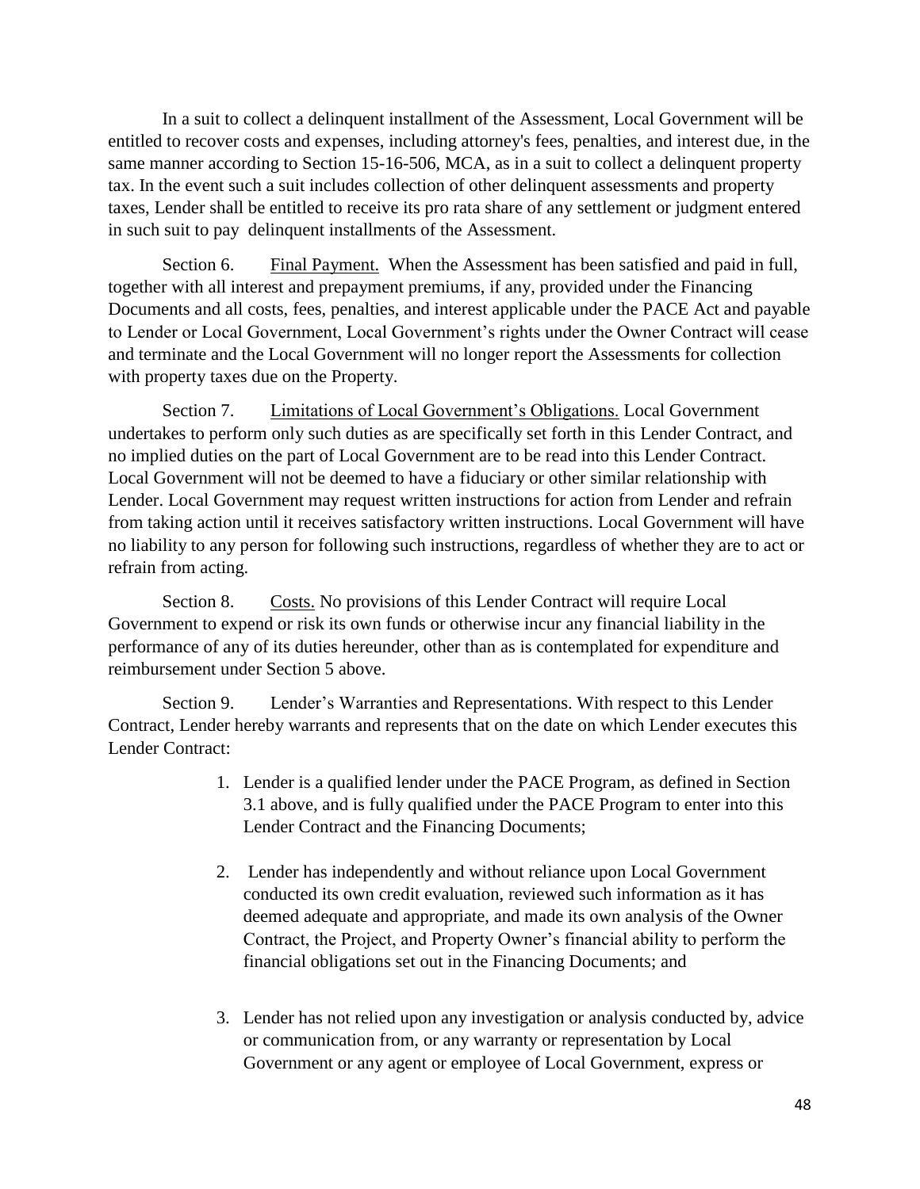In a suit to collect a delinquent installment of the Assessment, Local Government will be entitled to recover costs and expenses, including attorney's fees, penalties, and interest due, in the same manner according to Section 15-16-506, MCA, as in a suit to collect a delinquent property tax. In the event such a suit includes collection of other delinquent assessments and property taxes, Lender shall be entitled to receive its pro rata share of any settlement or judgment entered in such suit to pay delinquent installments of the Assessment.

Section 6. Final Payment. When the Assessment has been satisfied and paid in full, together with all interest and prepayment premiums, if any, provided under the Financing Documents and all costs, fees, penalties, and interest applicable under the PACE Act and payable to Lender or Local Government, Local Government's rights under the Owner Contract will cease and terminate and the Local Government will no longer report the Assessments for collection with property taxes due on the Property.

Section 7. Limitations of Local Government's Obligations. Local Government undertakes to perform only such duties as are specifically set forth in this Lender Contract, and no implied duties on the part of Local Government are to be read into this Lender Contract. Local Government will not be deemed to have a fiduciary or other similar relationship with Lender. Local Government may request written instructions for action from Lender and refrain from taking action until it receives satisfactory written instructions. Local Government will have no liability to any person for following such instructions, regardless of whether they are to act or refrain from acting.

Section 8. Costs. No provisions of this Lender Contract will require Local Government to expend or risk its own funds or otherwise incur any financial liability in the performance of any of its duties hereunder, other than as is contemplated for expenditure and reimbursement under Section 5 above.

Section 9. Lender's Warranties and Representations. With respect to this Lender Contract, Lender hereby warrants and represents that on the date on which Lender executes this Lender Contract:

1. Lender is a qualified lender under the PACE Program, as defined in Section 3.1 above, and is fully qualified under the PACE Program to enter into this Lender Contract and the Financing Documents;

2. Lender has independently and without reliance upon Local Government conducted its own credit evaluation, reviewed such information as it has deemed adequate and appropriate, and made its own analysis of the Owner Contract, the Project, and Property Owner's financial ability to perform the financial obligations set out in the Financing Documents; and

3. Lender has not relied upon any investigation or analysis conducted by, advice or communication from, or any warranty or representation by Local Government or any agent or employee of Local Government, express or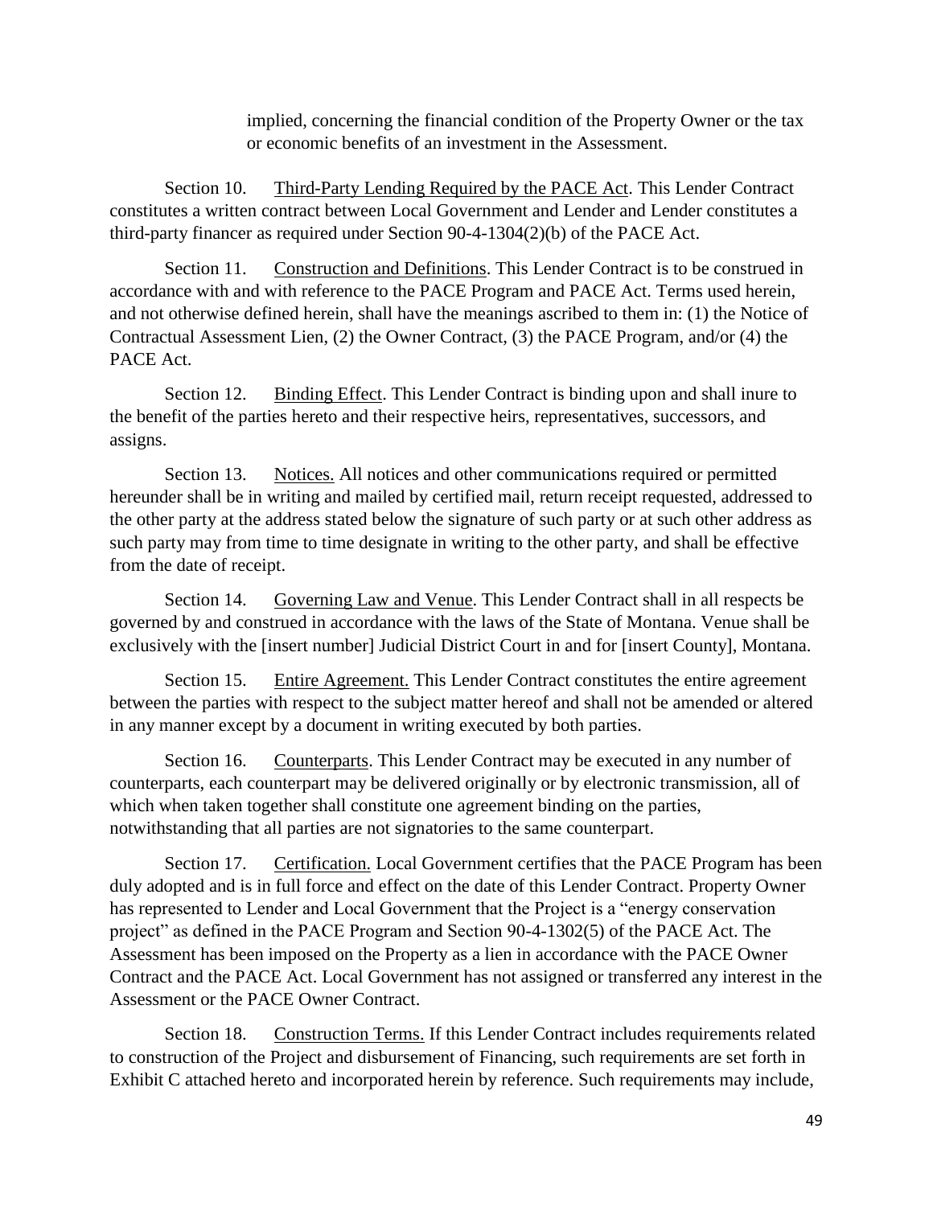implied, concerning the financial condition of the Property Owner or the tax or economic benefits of an investment in the Assessment.

Section 10. Third-Party Lending Required by the PACE Act. This Lender Contract constitutes a written contract between Local Government and Lender and Lender constitutes a third-party financer as required under Section 90-4-1304(2)(b) of the PACE Act.

Section 11. Construction and Definitions. This Lender Contract is to be construed in accordance with and with reference to the PACE Program and PACE Act. Terms used herein, and not otherwise defined herein, shall have the meanings ascribed to them in: (1) the Notice of Contractual Assessment Lien, (2) the Owner Contract, (3) the PACE Program, and/or (4) the PACE Act.

Section 12. Binding Effect. This Lender Contract is binding upon and shall inure to the benefit of the parties hereto and their respective heirs, representatives, successors, and assigns.

Section 13. Notices. All notices and other communications required or permitted hereunder shall be in writing and mailed by certified mail, return receipt requested, addressed to the other party at the address stated below the signature of such party or at such other address as such party may from time to time designate in writing to the other party, and shall be effective from the date of receipt.

Section 14. Governing Law and Venue. This Lender Contract shall in all respects be governed by and construed in accordance with the laws of the State of Montana. Venue shall be exclusively with the [insert number] Judicial District Court in and for [insert County], Montana.

Section 15. Entire Agreement. This Lender Contract constitutes the entire agreement between the parties with respect to the subject matter hereof and shall not be amended or altered in any manner except by a document in writing executed by both parties.

Section 16. Counterparts. This Lender Contract may be executed in any number of counterparts, each counterpart may be delivered originally or by electronic transmission, all of which when taken together shall constitute one agreement binding on the parties, notwithstanding that all parties are not signatories to the same counterpart.

Section 17. Certification. Local Government certifies that the PACE Program has been duly adopted and is in full force and effect on the date of this Lender Contract. Property Owner has represented to Lender and Local Government that the Project is a "energy conservation project" as defined in the PACE Program and Section 90-4-1302(5) of the PACE Act. The Assessment has been imposed on the Property as a lien in accordance with the PACE Owner Contract and the PACE Act. Local Government has not assigned or transferred any interest in the Assessment or the PACE Owner Contract.

Section 18. Construction Terms. If this Lender Contract includes requirements related to construction of the Project and disbursement of Financing, such requirements are set forth in Exhibit C attached hereto and incorporated herein by reference. Such requirements may include,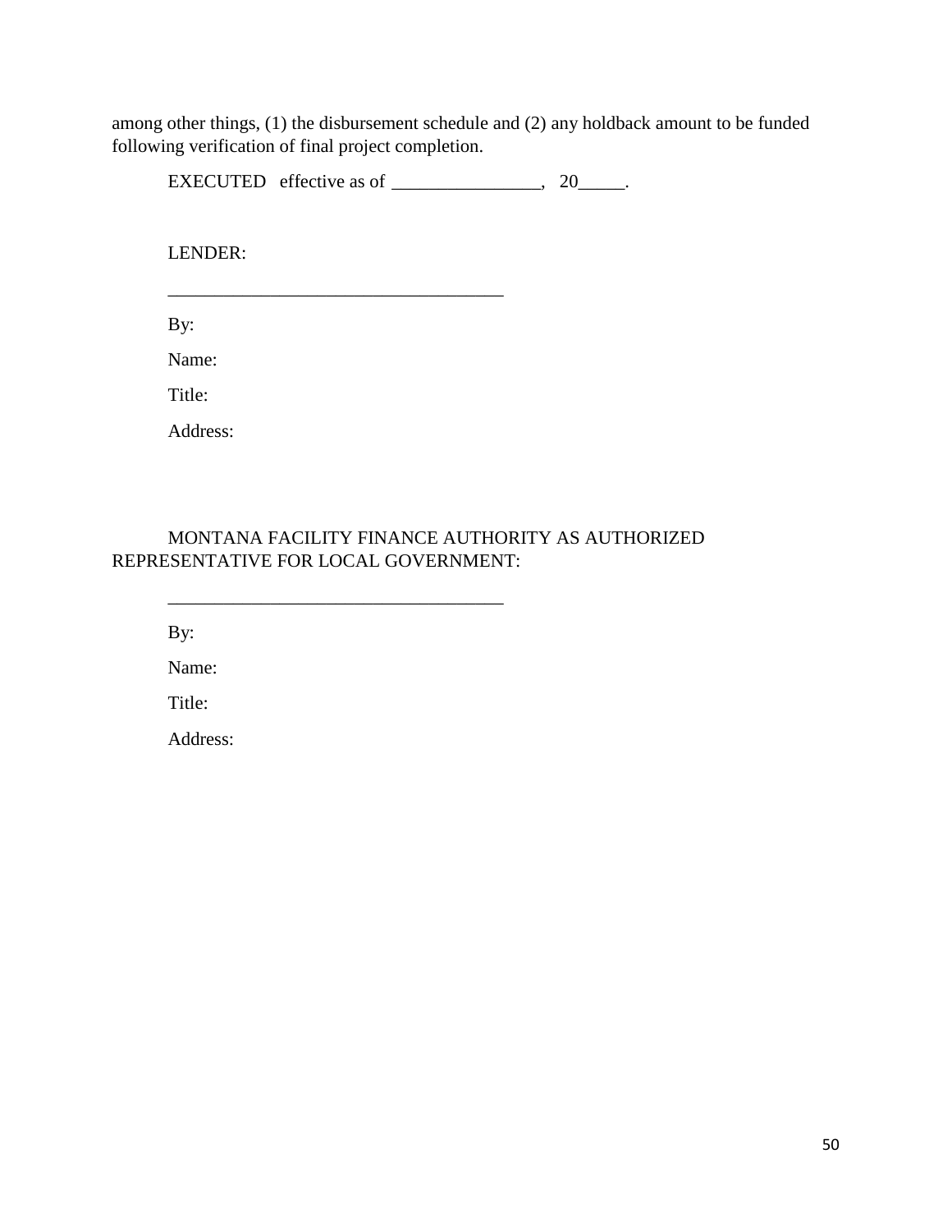among other things, (1) the disbursement schedule and (2) any holdback amount to be funded following verification of final project completion.

EXECUTED effective as of ________________, 20_____.

LENDER:

___________________________________

By:

Name:

Title:

Address:

MONTANA FACILITY FINANCE AUTHORITY AS AUTHORIZED REPRESENTATIVE FOR LOCAL GOVERNMENT:

___________________________________

By:

Name:

Title:

Address: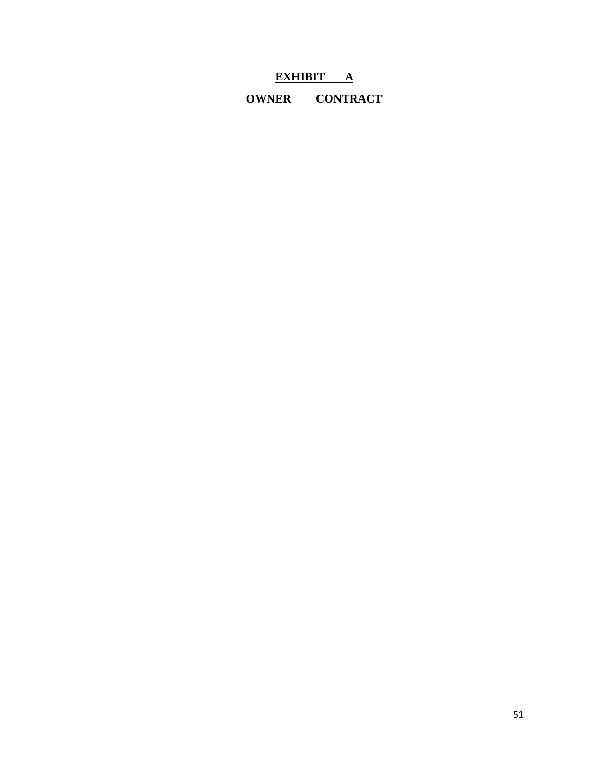# **EXHIBIT A**

## **OWNER CONTRACT**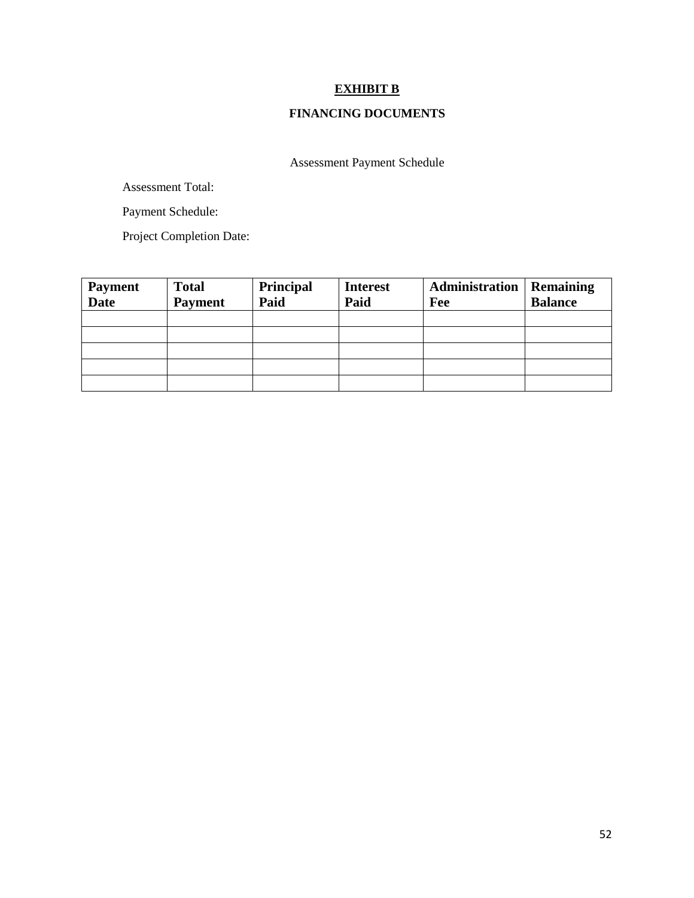# EXHIBIT B

## FINANCING DOCUMENTS

Assessment Payment Schedule

Assessment Total:

Payment Schedule:

Project Completion Date:

| Payment Date | Total Payment | Principal Paid | Interest Paid | Administration Fee | Remaining Balance |
|---|---|---|---|---|---|
| | | | | | |
| | | | | | |
| | | | | | |
| | | | | | |
| | | | | | |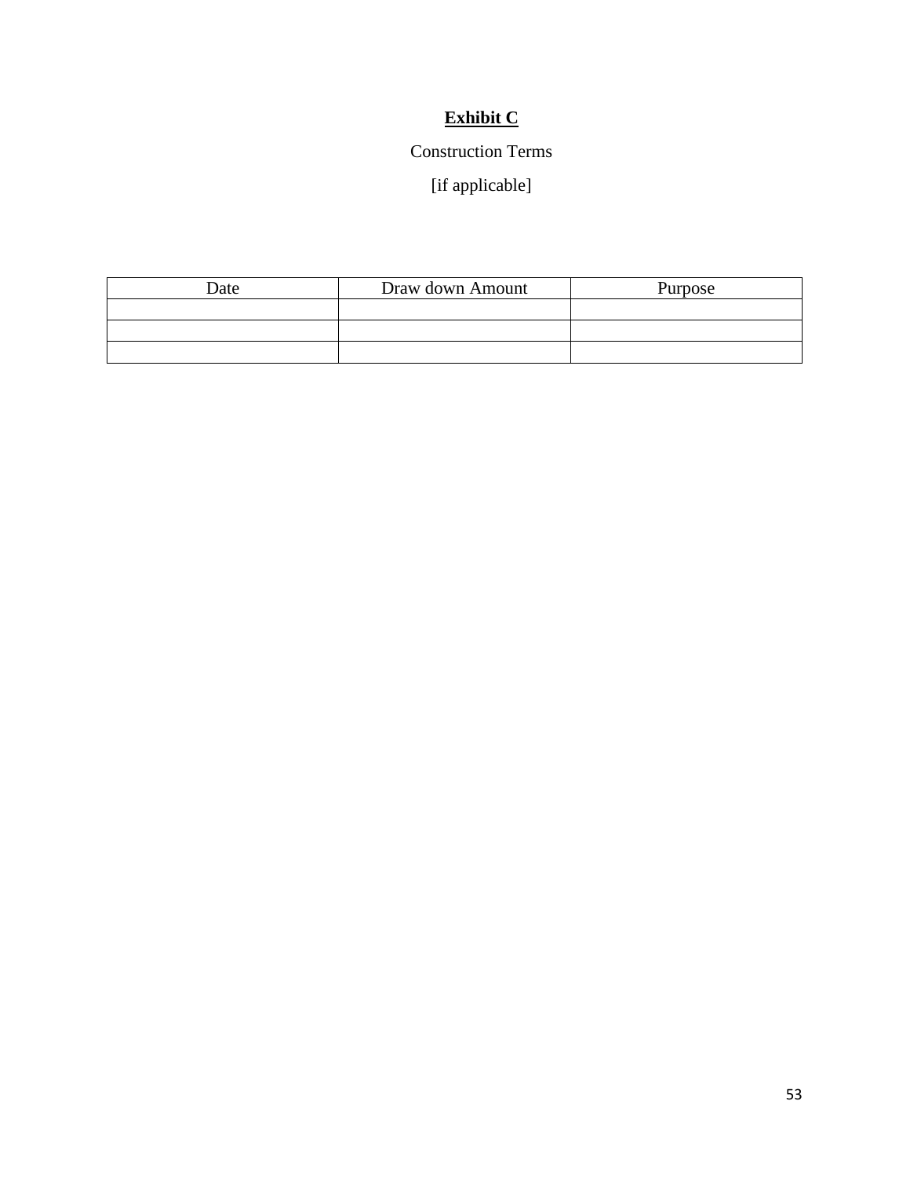**Exhibit C**

Construction Terms

[if applicable]

| Date | Draw down Amount | Purpose |
|---|---|---|
| | | |
| | | |
| | | |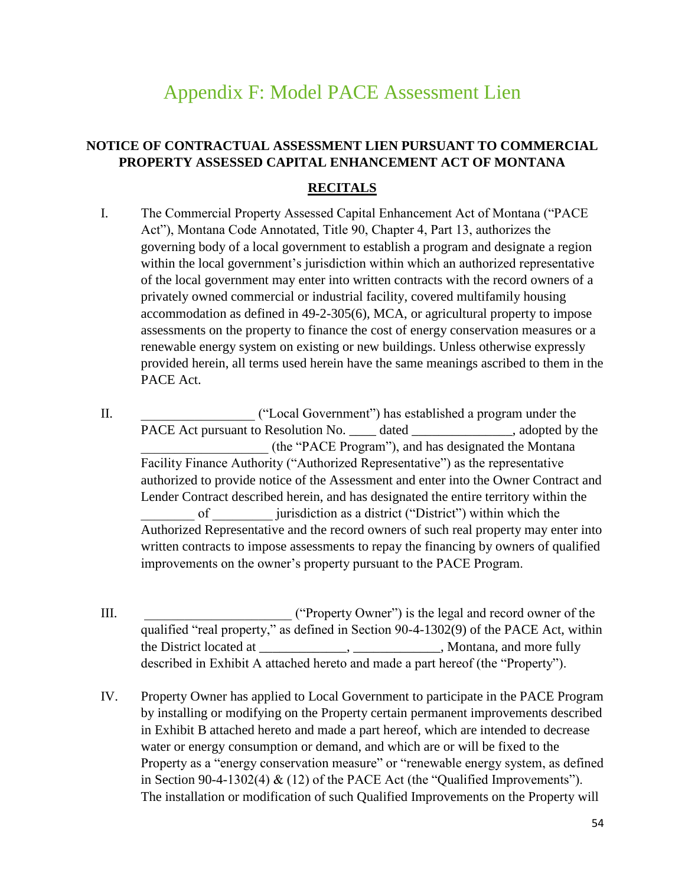# Appendix F: Model PACE Assessment Lien

## NOTICE OF CONTRACTUAL ASSESSMENT LIEN PURSUANT TO COMMERCIAL PROPERTY ASSESSED CAPITAL ENHANCEMENT ACT OF MONTANA

### RECITALS

I. The Commercial Property Assessed Capital Enhancement Act of Montana ("PACE Act"), Montana Code Annotated, Title 90, Chapter 4, Part 13, authorizes the governing body of a local government to establish a program and designate a region within the local government's jurisdiction within which an authorized representative of the local government may enter into written contracts with the record owners of a privately owned commercial or industrial facility, covered multifamily housing accommodation as defined in 49-2-305(6), MCA, or agricultural property to impose assessments on the property to finance the cost of energy conservation measures or a renewable energy system on existing or new buildings. Unless otherwise expressly provided herein, all terms used herein have the same meanings ascribed to them in the PACE Act.

II. _________________ ("Local Government") has established a program under the PACE Act pursuant to Resolution No. ____ dated _______________, adopted by the ___________________ (the "PACE Program"), and has designated the Montana Facility Finance Authority ("Authorized Representative") as the representative authorized to provide notice of the Assessment and enter into the Owner Contract and Lender Contract described herein, and has designated the entire territory within the ________ of _________ jurisdiction as a district ("District") within which the Authorized Representative and the record owners of such real property may enter into written contracts to impose assessments to repay the financing by owners of qualified improvements on the owner's property pursuant to the PACE Program.

III. ______________________ ("Property Owner") is the legal and record owner of the qualified "real property," as defined in Section 90-4-1302(9) of the PACE Act, within the District located at _____________, _____________, Montana, and more fully described in Exhibit A attached hereto and made a part hereof (the "Property").

IV. Property Owner has applied to Local Government to participate in the PACE Program by installing or modifying on the Property certain permanent improvements described in Exhibit B attached hereto and made a part hereof, which are intended to decrease water or energy consumption or demand, and which are or will be fixed to the Property as a "energy conservation measure" or "renewable energy system, as defined in Section 90-4-1302(4) & (12) of the PACE Act (the "Qualified Improvements"). The installation or modification of such Qualified Improvements on the Property will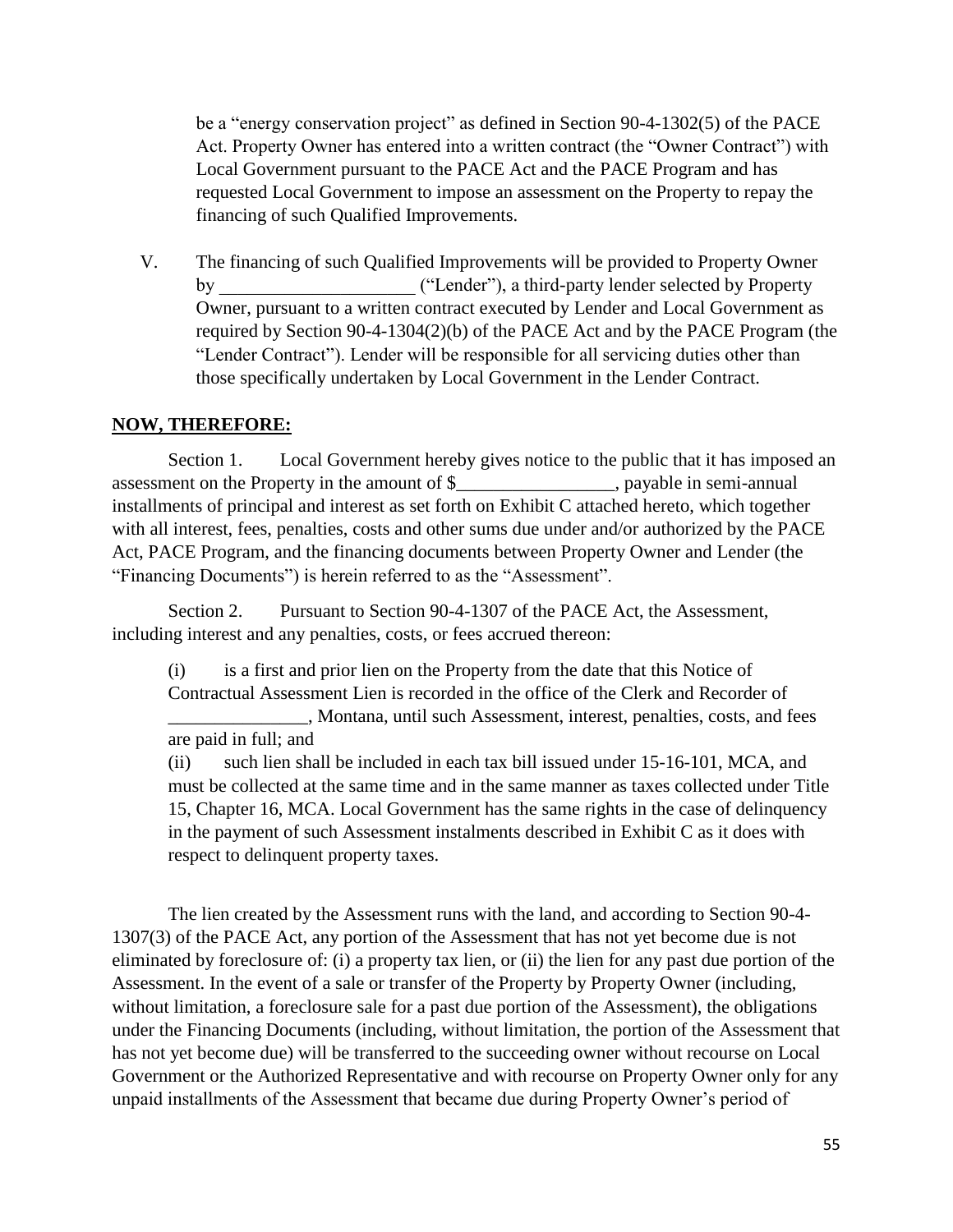be a "energy conservation project" as defined in Section 90-4-1302(5) of the PACE Act. Property Owner has entered into a written contract (the "Owner Contract") with Local Government pursuant to the PACE Act and the PACE Program and has requested Local Government to impose an assessment on the Property to repay the financing of such Qualified Improvements.

V. The financing of such Qualified Improvements will be provided to Property Owner by _____________________ ("Lender"), a third-party lender selected by Property Owner, pursuant to a written contract executed by Lender and Local Government as required by Section 90-4-1304(2)(b) of the PACE Act and by the PACE Program (the "Lender Contract"). Lender will be responsible for all servicing duties other than those specifically undertaken by Local Government in the Lender Contract.

**NOW, THEREFORE:**

Section 1. Local Government hereby gives notice to the public that it has imposed an assessment on the Property in the amount of $_________________, payable in semi-annual installments of principal and interest as set forth on Exhibit C attached hereto, which together with all interest, fees, penalties, costs and other sums due under and/or authorized by the PACE Act, PACE Program, and the financing documents between Property Owner and Lender (the "Financing Documents") is herein referred to as the "Assessment".

Section 2. Pursuant to Section 90-4-1307 of the PACE Act, the Assessment, including interest and any penalties, costs, or fees accrued thereon:

(i) is a first and prior lien on the Property from the date that this Notice of Contractual Assessment Lien is recorded in the office of the Clerk and Recorder of _______________, Montana, until such Assessment, interest, penalties, costs, and fees are paid in full; and

(ii) such lien shall be included in each tax bill issued under 15-16-101, MCA, and must be collected at the same time and in the same manner as taxes collected under Title 15, Chapter 16, MCA. Local Government has the same rights in the case of delinquency in the payment of such Assessment instalments described in Exhibit C as it does with respect to delinquent property taxes.

The lien created by the Assessment runs with the land, and according to Section 90-4-1307(3) of the PACE Act, any portion of the Assessment that has not yet become due is not eliminated by foreclosure of: (i) a property tax lien, or (ii) the lien for any past due portion of the Assessment. In the event of a sale or transfer of the Property by Property Owner (including, without limitation, a foreclosure sale for a past due portion of the Assessment), the obligations under the Financing Documents (including, without limitation, the portion of the Assessment that has not yet become due) will be transferred to the succeeding owner without recourse on Local Government or the Authorized Representative and with recourse on Property Owner only for any unpaid installments of the Assessment that became due during Property Owner's period of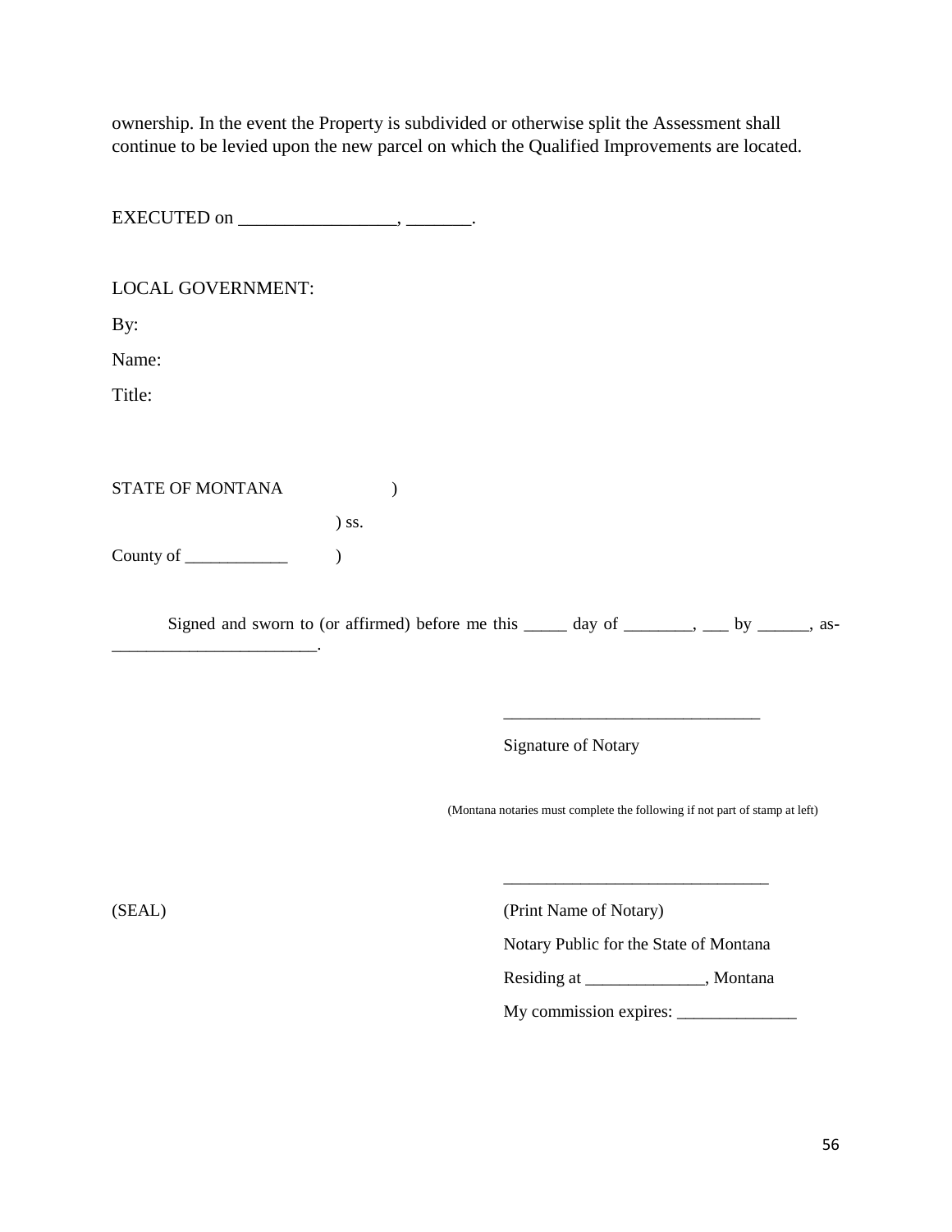ownership. In the event the Property is subdivided or otherwise split the Assessment shall continue to be levied upon the new parcel on which the Qualified Improvements are located.

EXECUTED on _________________, _______.

LOCAL GOVERNMENT:

By:

Name:

Title:

STATE OF MONTANA )

) ss.

County of ____________ )

Signed and sworn to (or affirmed) before me this _____ day of ________, ___ by ______, as-________________________.

______________________________

Signature of Notary

(Montana notaries must complete the following if not part of stamp at left)

_______________________________

(SEAL) (Print Name of Notary)

Notary Public for the State of Montana

Residing at ______________, Montana

My commission expires: ______________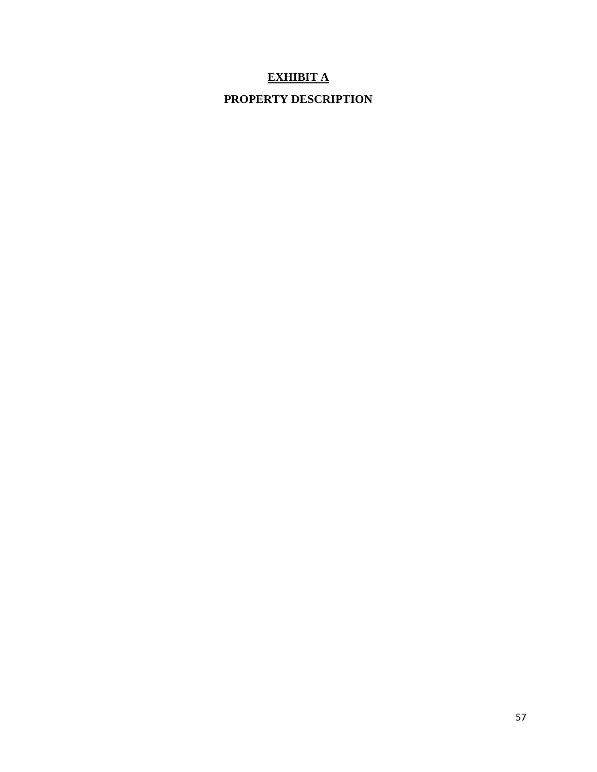# <u>EXHIBIT A</u>

## PROPERTY DESCRIPTION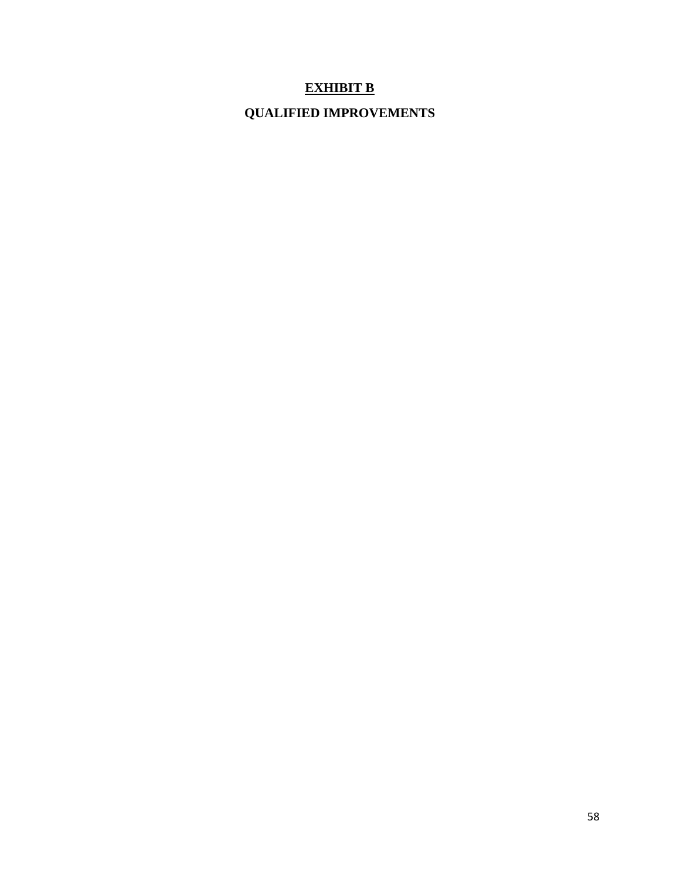## EXHIBIT B

## QUALIFIED IMPROVEMENTS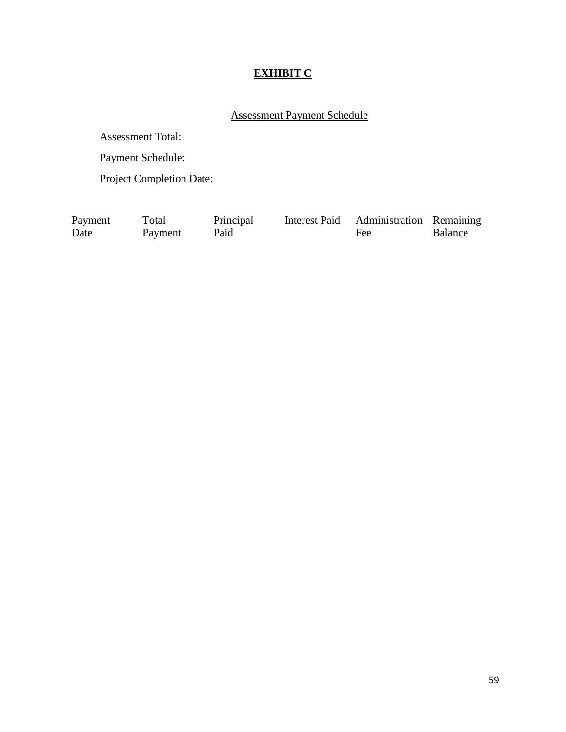# EXHIBIT C

Assessment Payment Schedule

Assessment Total:

Payment Schedule:

Project Completion Date:

| Payment Date | Total Payment | Principal Paid | Interest Paid | Administration Fee | Remaining Balance |
|---|---|---|---|---|---|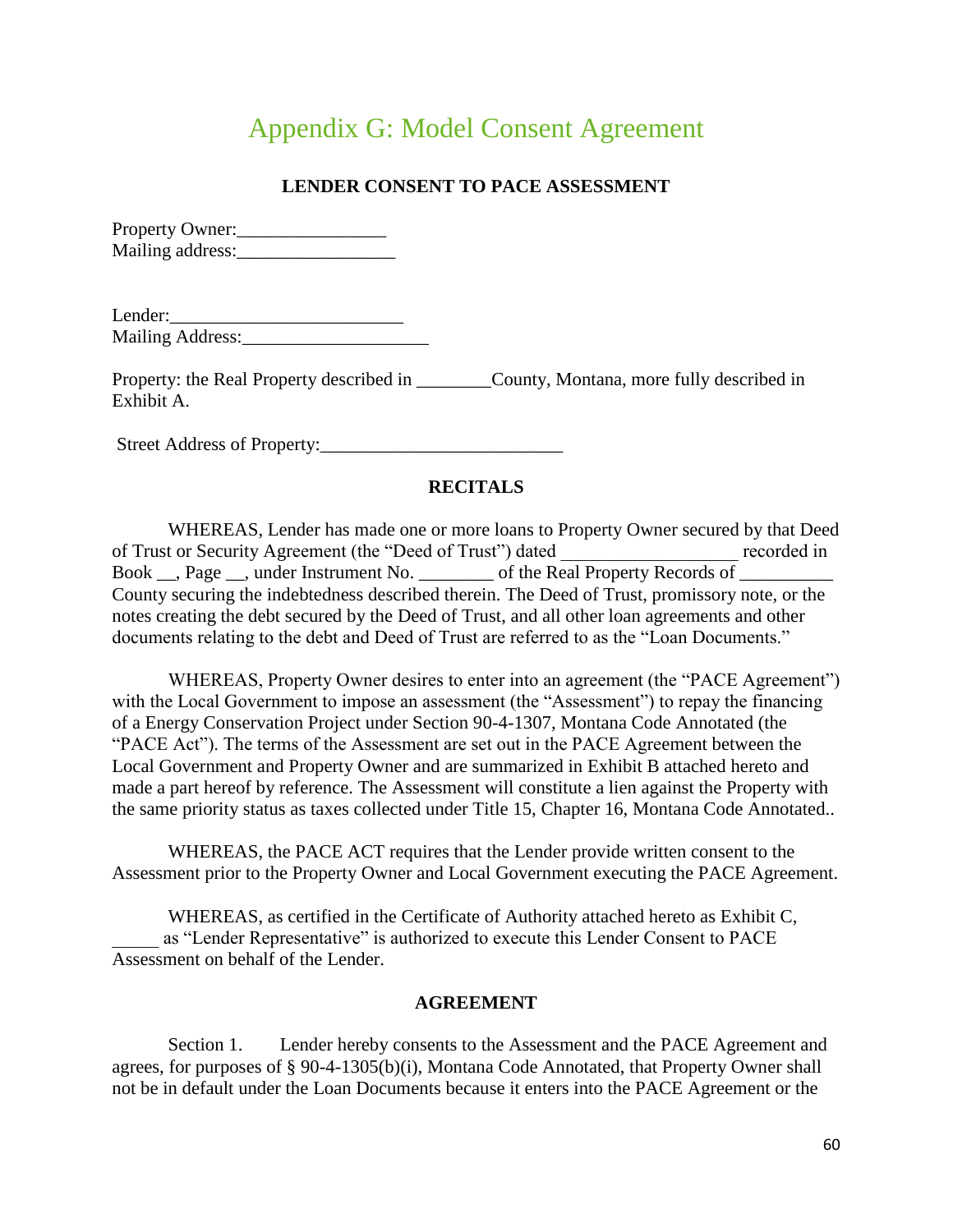# Appendix G: Model Consent Agreement

**LENDER CONSENT TO PACE ASSESSMENT**

Property Owner:________________
Mailing address:_________________

Lender:_________________________
Mailing Address:____________________

Property: the Real Property described in ________County, Montana, more fully described in Exhibit A.

Street Address of Property:__________________________

**RECITALS**

WHEREAS, Lender has made one or more loans to Property Owner secured by that Deed of Trust or Security Agreement (the "Deed of Trust") dated __________________ recorded in Book __, Page __, under Instrument No. ________ of the Real Property Records of __________ County securing the indebtedness described therein. The Deed of Trust, promissory note, or the notes creating the debt secured by the Deed of Trust, and all other loan agreements and other documents relating to the debt and Deed of Trust are referred to as the "Loan Documents."

WHEREAS, Property Owner desires to enter into an agreement (the "PACE Agreement") with the Local Government to impose an assessment (the "Assessment") to repay the financing of a Energy Conservation Project under Section 90-4-1307, Montana Code Annotated (the "PACE Act"). The terms of the Assessment are set out in the PACE Agreement between the Local Government and Property Owner and are summarized in Exhibit B attached hereto and made a part hereof by reference. The Assessment will constitute a lien against the Property with the same priority status as taxes collected under Title 15, Chapter 16, Montana Code Annotated..

WHEREAS, the PACE ACT requires that the Lender provide written consent to the Assessment prior to the Property Owner and Local Government executing the PACE Agreement.

WHEREAS, as certified in the Certificate of Authority attached hereto as Exhibit C, _____ as "Lender Representative" is authorized to execute this Lender Consent to PACE Assessment on behalf of the Lender.

**AGREEMENT**

Section 1. Lender hereby consents to the Assessment and the PACE Agreement and agrees, for purposes of § 90-4-1305(b)(i), Montana Code Annotated, that Property Owner shall not be in default under the Loan Documents because it enters into the PACE Agreement or the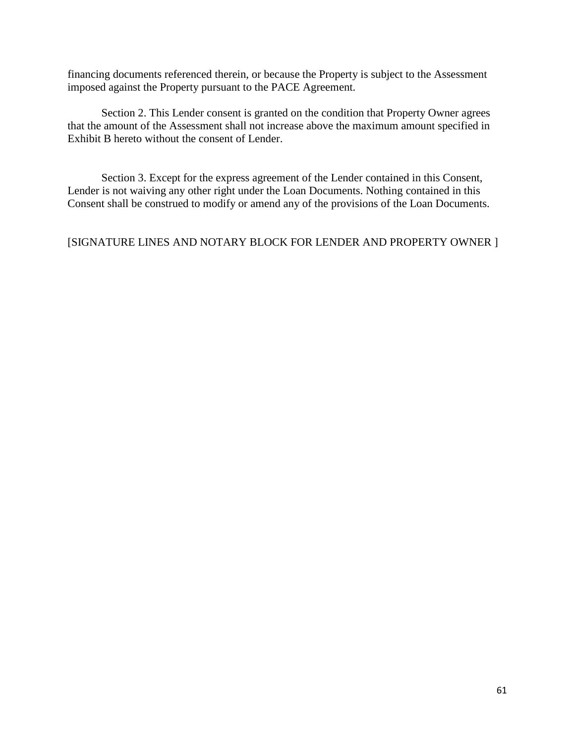financing documents referenced therein, or because the Property is subject to the Assessment imposed against the Property pursuant to the PACE Agreement.

Section 2. This Lender consent is granted on the condition that Property Owner agrees that the amount of the Assessment shall not increase above the maximum amount specified in Exhibit B hereto without the consent of Lender.

Section 3. Except for the express agreement of the Lender contained in this Consent, Lender is not waiving any other right under the Loan Documents. Nothing contained in this Consent shall be construed to modify or amend any of the provisions of the Loan Documents.

[SIGNATURE LINES AND NOTARY BLOCK FOR LENDER AND PROPERTY OWNER ]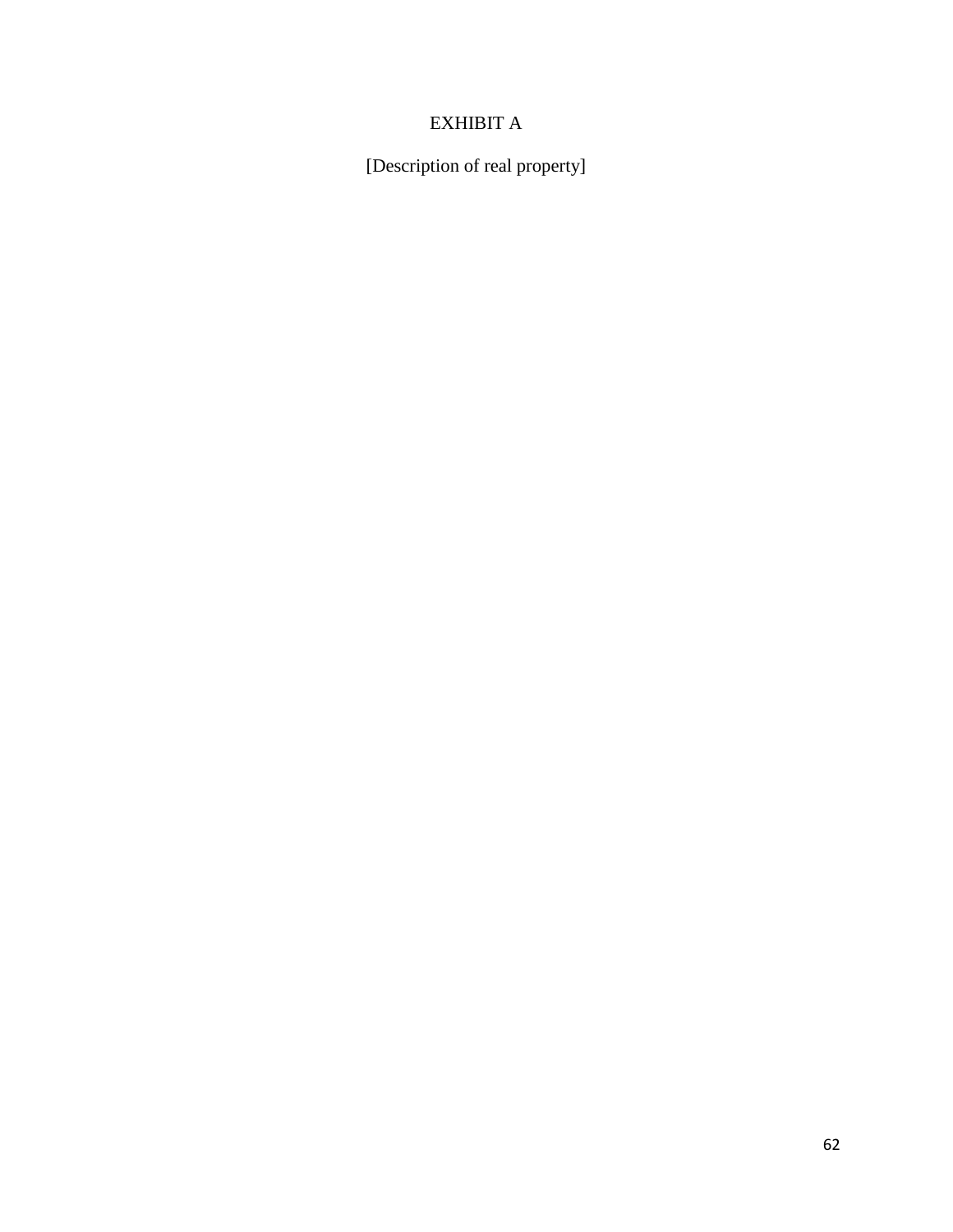# EXHIBIT A

[Description of real property]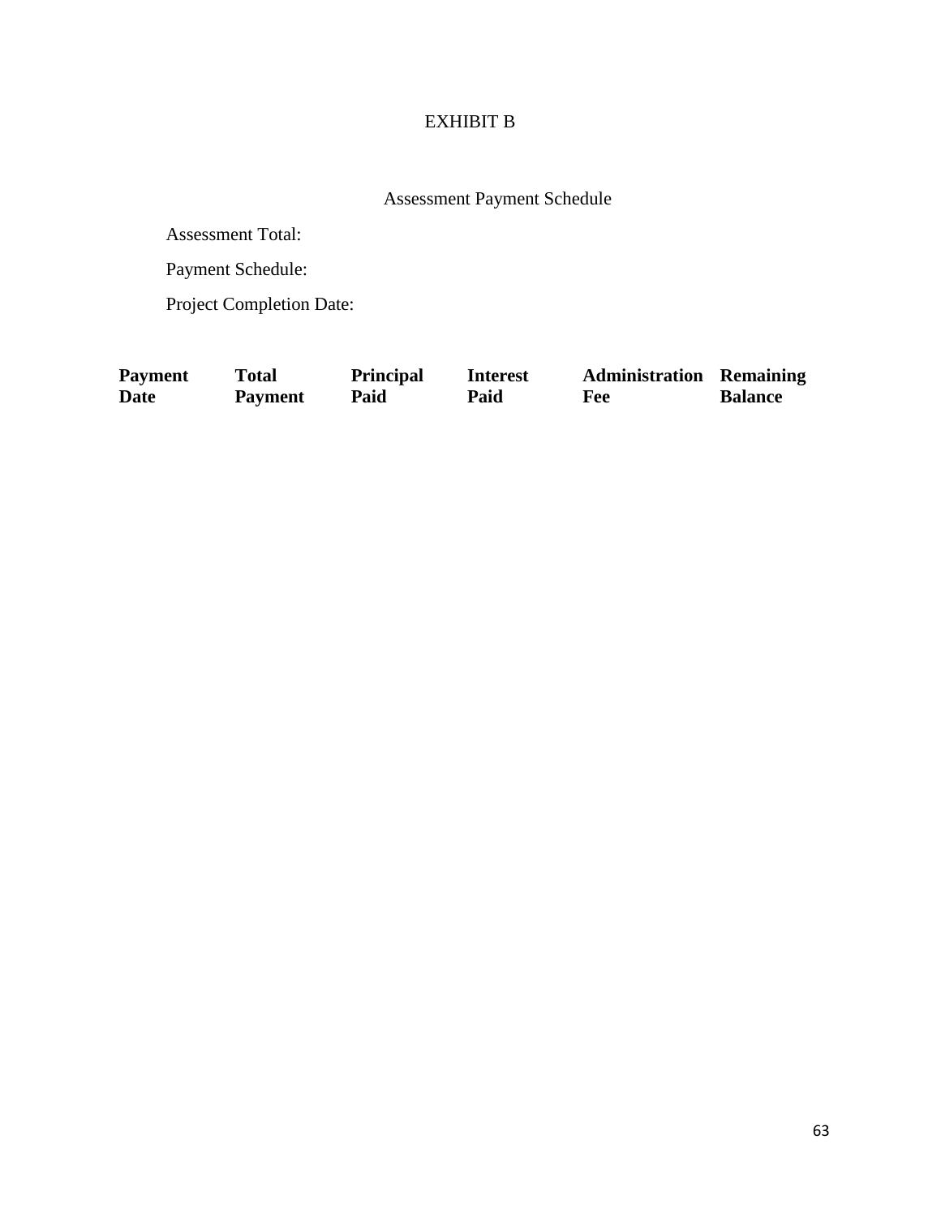EXHIBIT B

Assessment Payment Schedule

Assessment Total:

Payment Schedule:

Project Completion Date:

| Payment Date | Total Payment | Principal Paid | Interest Paid | Administration Fee | Remaining Balance |
|---|---|---|---|---|---|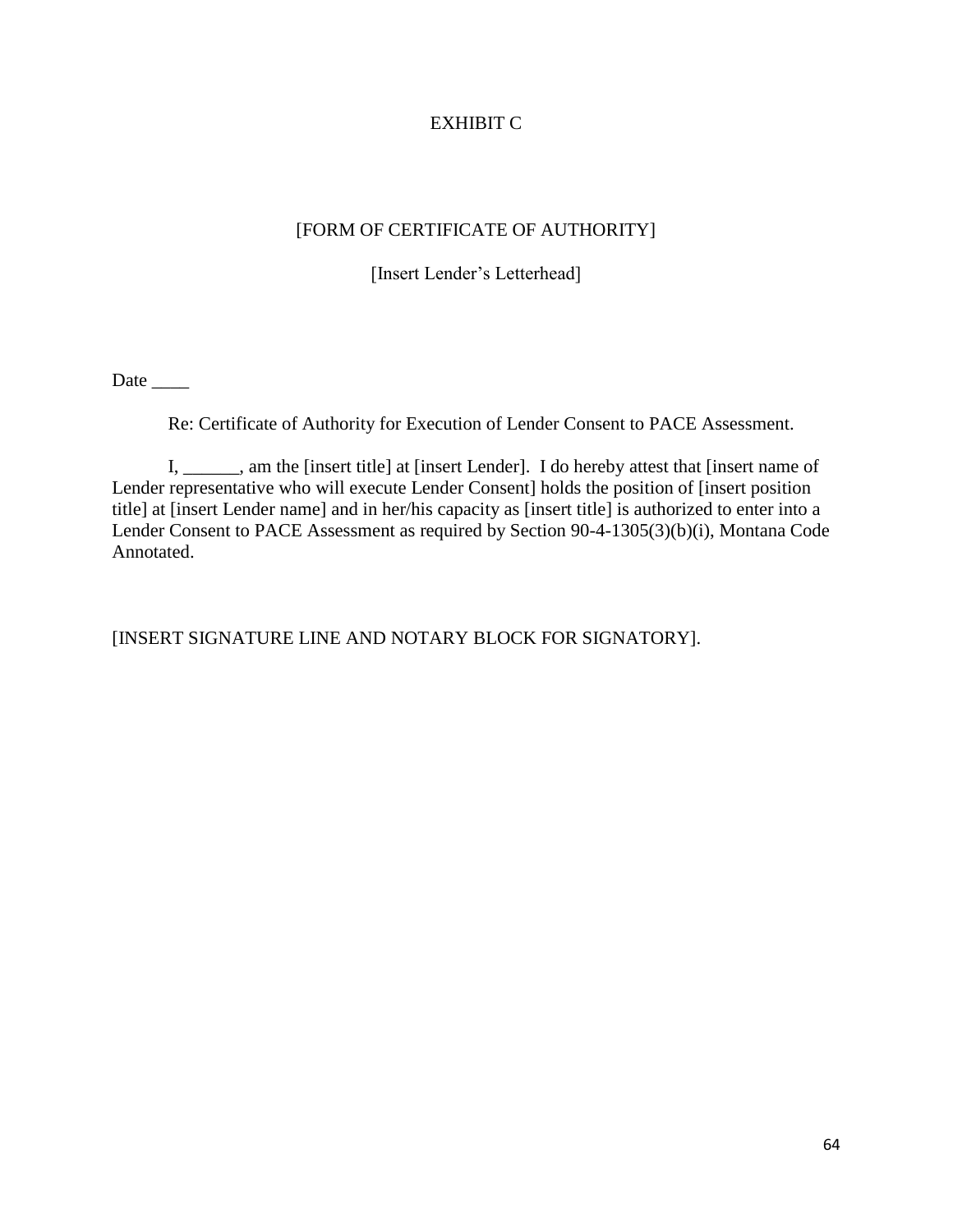# EXHIBIT C

## [FORM OF CERTIFICATE OF AUTHORITY]

[Insert Lender's Letterhead]

Date ____

Re: Certificate of Authority for Execution of Lender Consent to PACE Assessment.

I, ______, am the [insert title] at [insert Lender]. I do hereby attest that [insert name of Lender representative who will execute Lender Consent] holds the position of [insert position title] at [insert Lender name] and in her/his capacity as [insert title] is authorized to enter into a Lender Consent to PACE Assessment as required by Section 90-4-1305(3)(b)(i), Montana Code Annotated.

[INSERT SIGNATURE LINE AND NOTARY BLOCK FOR SIGNATORY].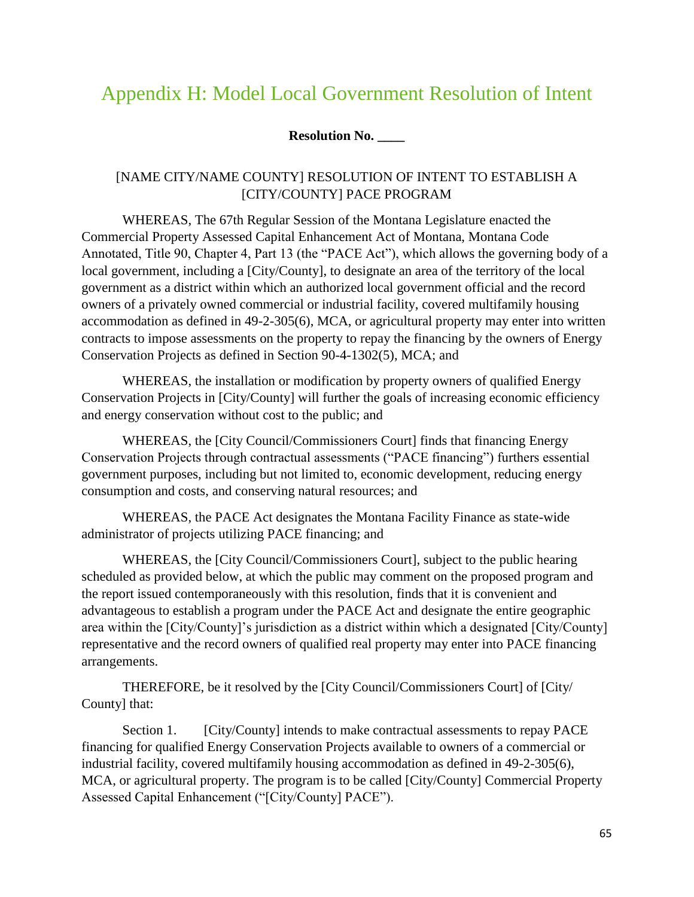# Appendix H: Model Local Government Resolution of Intent

**Resolution No. ____**

[NAME CITY/NAME COUNTY] RESOLUTION OF INTENT TO ESTABLISH A [CITY/COUNTY] PACE PROGRAM

WHEREAS, The 67th Regular Session of the Montana Legislature enacted the Commercial Property Assessed Capital Enhancement Act of Montana, Montana Code Annotated, Title 90, Chapter 4, Part 13 (the "PACE Act"), which allows the governing body of a local government, including a [City/County], to designate an area of the territory of the local government as a district within which an authorized local government official and the record owners of a privately owned commercial or industrial facility, covered multifamily housing accommodation as defined in 49-2-305(6), MCA, or agricultural property may enter into written contracts to impose assessments on the property to repay the financing by the owners of Energy Conservation Projects as defined in Section 90-4-1302(5), MCA; and

WHEREAS, the installation or modification by property owners of qualified Energy Conservation Projects in [City/County] will further the goals of increasing economic efficiency and energy conservation without cost to the public; and

WHEREAS, the [City Council/Commissioners Court] finds that financing Energy Conservation Projects through contractual assessments ("PACE financing") furthers essential government purposes, including but not limited to, economic development, reducing energy consumption and costs, and conserving natural resources; and

WHEREAS, the PACE Act designates the Montana Facility Finance as state-wide administrator of projects utilizing PACE financing; and

WHEREAS, the [City Council/Commissioners Court], subject to the public hearing scheduled as provided below, at which the public may comment on the proposed program and the report issued contemporaneously with this resolution, finds that it is convenient and advantageous to establish a program under the PACE Act and designate the entire geographic area within the [City/County]'s jurisdiction as a district within which a designated [City/County] representative and the record owners of qualified real property may enter into PACE financing arrangements.

THEREFORE, be it resolved by the [City Council/Commissioners Court] of [City/ County] that:

Section 1. [City/County] intends to make contractual assessments to repay PACE financing for qualified Energy Conservation Projects available to owners of a commercial or industrial facility, covered multifamily housing accommodation as defined in 49-2-305(6), MCA, or agricultural property. The program is to be called [City/County] Commercial Property Assessed Capital Enhancement ("[City/County] PACE").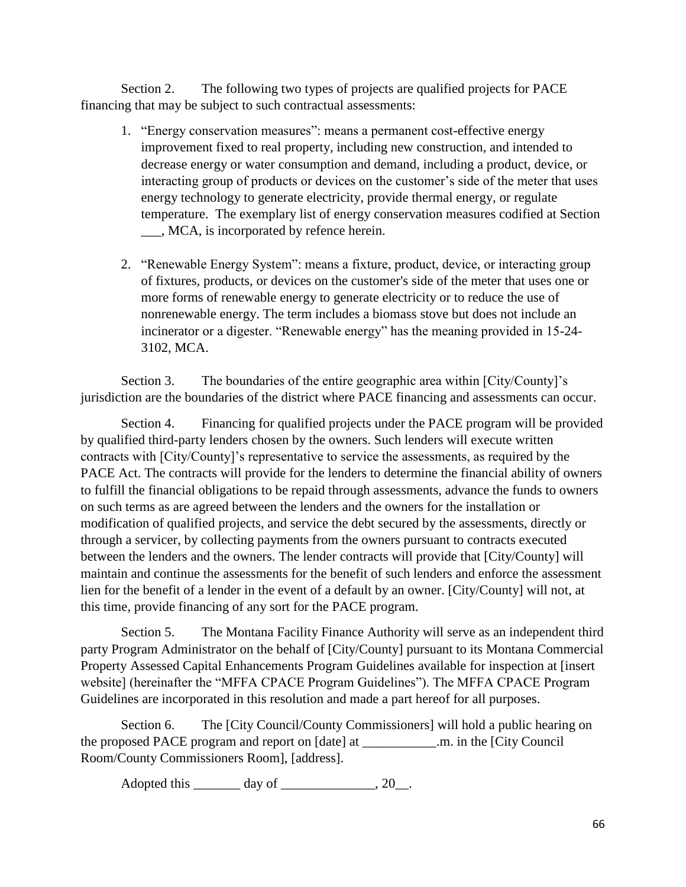Section 2. The following two types of projects are qualified projects for PACE financing that may be subject to such contractual assessments:

1. "Energy conservation measures": means a permanent cost-effective energy improvement fixed to real property, including new construction, and intended to decrease energy or water consumption and demand, including a product, device, or interacting group of products or devices on the customer's side of the meter that uses energy technology to generate electricity, provide thermal energy, or regulate temperature. The exemplary list of energy conservation measures codified at Section ___, MCA, is incorporated by refence herein.

2. "Renewable Energy System": means a fixture, product, device, or interacting group of fixtures, products, or devices on the customer's side of the meter that uses one or more forms of renewable energy to generate electricity or to reduce the use of nonrenewable energy. The term includes a biomass stove but does not include an incinerator or a digester. "Renewable energy" has the meaning provided in 15-24-3102, MCA.

Section 3. The boundaries of the entire geographic area within [City/County]'s jurisdiction are the boundaries of the district where PACE financing and assessments can occur.

Section 4. Financing for qualified projects under the PACE program will be provided by qualified third-party lenders chosen by the owners. Such lenders will execute written contracts with [City/County]'s representative to service the assessments, as required by the PACE Act. The contracts will provide for the lenders to determine the financial ability of owners to fulfill the financial obligations to be repaid through assessments, advance the funds to owners on such terms as are agreed between the lenders and the owners for the installation or modification of qualified projects, and service the debt secured by the assessments, directly or through a servicer, by collecting payments from the owners pursuant to contracts executed between the lenders and the owners. The lender contracts will provide that [City/County] will maintain and continue the assessments for the benefit of such lenders and enforce the assessment lien for the benefit of a lender in the event of a default by an owner. [City/County] will not, at this time, provide financing of any sort for the PACE program.

Section 5. The Montana Facility Finance Authority will serve as an independent third party Program Administrator on the behalf of [City/County] pursuant to its Montana Commercial Property Assessed Capital Enhancements Program Guidelines available for inspection at [insert website] (hereinafter the "MFFA CPACE Program Guidelines"). The MFFA CPACE Program Guidelines are incorporated in this resolution and made a part hereof for all purposes.

Section 6. The [City Council/County Commissioners] will hold a public hearing on the proposed PACE program and report on [date] at ___________.m. in the [City Council Room/County Commissioners Room], [address].

Adopted this _______ day of ______________, 20__.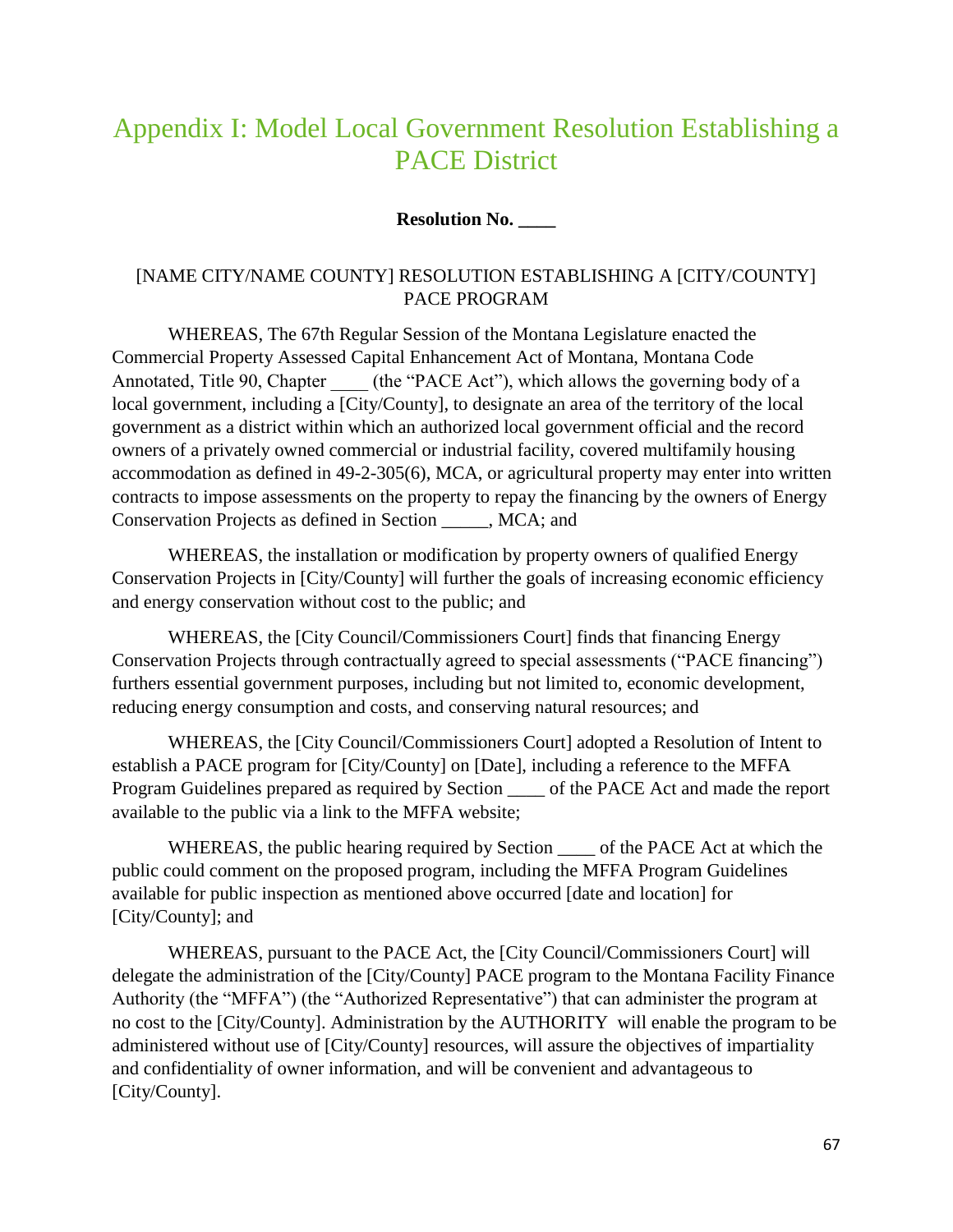# Appendix I: Model Local Government Resolution Establishing a PACE District

**Resolution No. ____**

[NAME CITY/NAME COUNTY] RESOLUTION ESTABLISHING A [CITY/COUNTY] PACE PROGRAM

WHEREAS, The 67th Regular Session of the Montana Legislature enacted the Commercial Property Assessed Capital Enhancement Act of Montana, Montana Code Annotated, Title 90, Chapter ____ (the "PACE Act"), which allows the governing body of a local government, including a [City/County], to designate an area of the territory of the local government as a district within which an authorized local government official and the record owners of a privately owned commercial or industrial facility, covered multifamily housing accommodation as defined in 49-2-305(6), MCA, or agricultural property may enter into written contracts to impose assessments on the property to repay the financing by the owners of Energy Conservation Projects as defined in Section _____, MCA; and

WHEREAS, the installation or modification by property owners of qualified Energy Conservation Projects in [City/County] will further the goals of increasing economic efficiency and energy conservation without cost to the public; and

WHEREAS, the [City Council/Commissioners Court] finds that financing Energy Conservation Projects through contractually agreed to special assessments ("PACE financing") furthers essential government purposes, including but not limited to, economic development, reducing energy consumption and costs, and conserving natural resources; and

WHEREAS, the [City Council/Commissioners Court] adopted a Resolution of Intent to establish a PACE program for [City/County] on [Date], including a reference to the MFFA Program Guidelines prepared as required by Section ____ of the PACE Act and made the report available to the public via a link to the MFFA website;

WHEREAS, the public hearing required by Section ____ of the PACE Act at which the public could comment on the proposed program, including the MFFA Program Guidelines available for public inspection as mentioned above occurred [date and location] for [City/County]; and

WHEREAS, pursuant to the PACE Act, the [City Council/Commissioners Court] will delegate the administration of the [City/County] PACE program to the Montana Facility Finance Authority (the "MFFA") (the "Authorized Representative") that can administer the program at no cost to the [City/County]. Administration by the AUTHORITY will enable the program to be administered without use of [City/County] resources, will assure the objectives of impartiality and confidentiality of owner information, and will be convenient and advantageous to [City/County].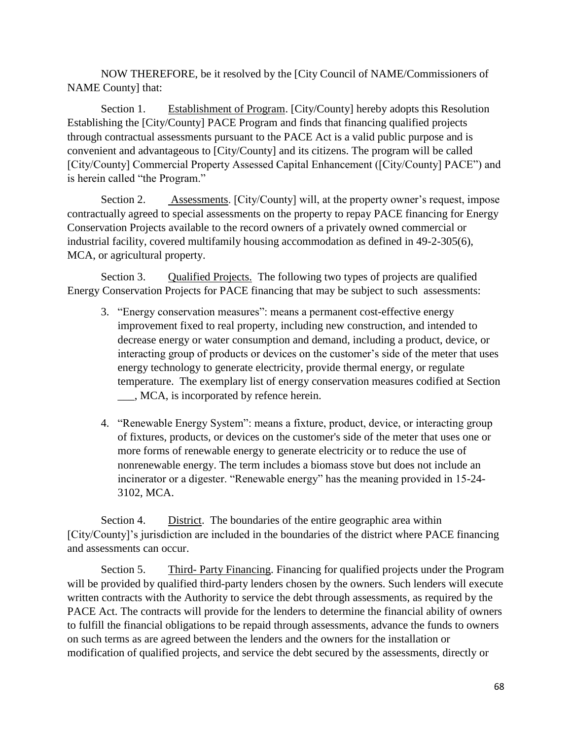NOW THEREFORE, be it resolved by the [City Council of NAME/Commissioners of NAME County] that:

Section 1. <u>Establishment of Program</u>. [City/County] hereby adopts this Resolution Establishing the [City/County] PACE Program and finds that financing qualified projects through contractual assessments pursuant to the PACE Act is a valid public purpose and is convenient and advantageous to [City/County] and its citizens. The program will be called [City/County] Commercial Property Assessed Capital Enhancement ([City/County] PACE") and is herein called "the Program."

Section 2. <u>Assessments</u>. [City/County] will, at the property owner's request, impose contractually agreed to special assessments on the property to repay PACE financing for Energy Conservation Projects available to the record owners of a privately owned commercial or industrial facility, covered multifamily housing accommodation as defined in 49-2-305(6), MCA, or agricultural property.

Section 3. <u>Qualified Projects.</u> The following two types of projects are qualified Energy Conservation Projects for PACE financing that may be subject to such assessments:

3. "Energy conservation measures": means a permanent cost-effective energy improvement fixed to real property, including new construction, and intended to decrease energy or water consumption and demand, including a product, device, or interacting group of products or devices on the customer's side of the meter that uses energy technology to generate electricity, provide thermal energy, or regulate temperature. The exemplary list of energy conservation measures codified at Section ___, MCA, is incorporated by refence herein.

4. "Renewable Energy System": means a fixture, product, device, or interacting group of fixtures, products, or devices on the customer's side of the meter that uses one or more forms of renewable energy to generate electricity or to reduce the use of nonrenewable energy. The term includes a biomass stove but does not include an incinerator or a digester. "Renewable energy" has the meaning provided in 15-24-3102, MCA.

Section 4. <u>District</u>. The boundaries of the entire geographic area within [City/County]'s jurisdiction are included in the boundaries of the district where PACE financing and assessments can occur.

Section 5. <u>Third- Party Financing</u>. Financing for qualified projects under the Program will be provided by qualified third-party lenders chosen by the owners. Such lenders will execute written contracts with the Authority to service the debt through assessments, as required by the PACE Act. The contracts will provide for the lenders to determine the financial ability of owners to fulfill the financial obligations to be repaid through assessments, advance the funds to owners on such terms as are agreed between the lenders and the owners for the installation or modification of qualified projects, and service the debt secured by the assessments, directly or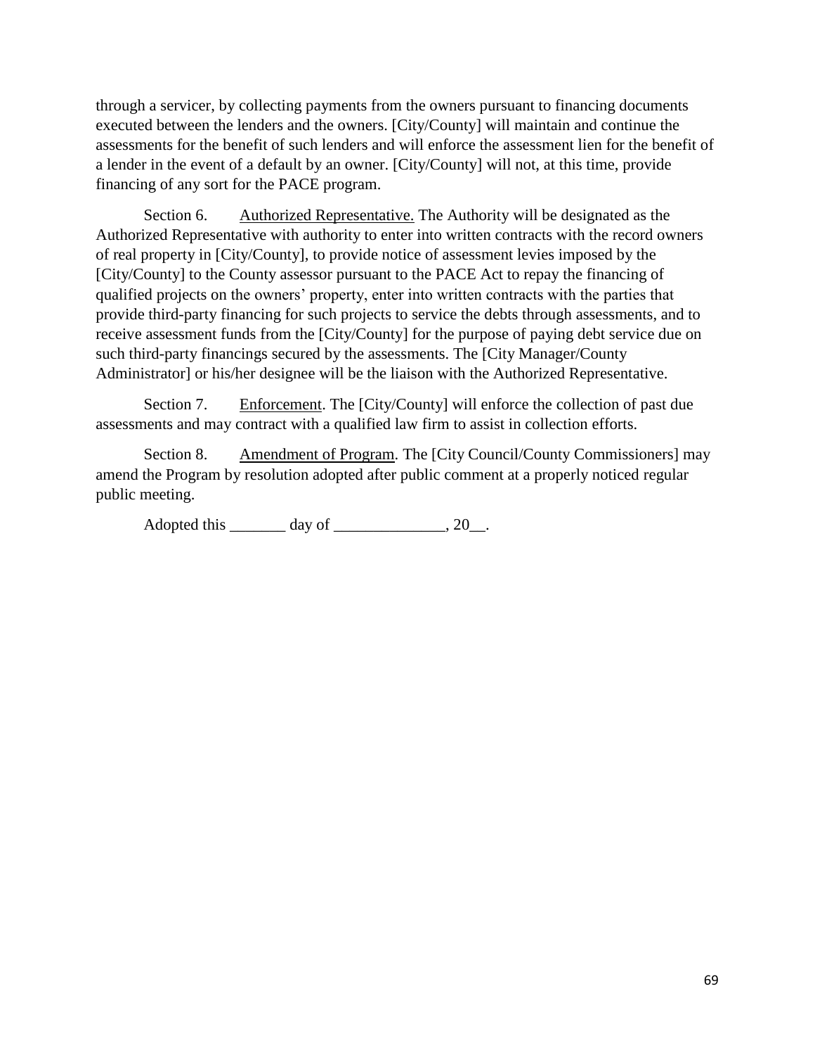through a servicer, by collecting payments from the owners pursuant to financing documents executed between the lenders and the owners. [City/County] will maintain and continue the assessments for the benefit of such lenders and will enforce the assessment lien for the benefit of a lender in the event of a default by an owner. [City/County] will not, at this time, provide financing of any sort for the PACE program.

Section 6. Authorized Representative. The Authority will be designated as the Authorized Representative with authority to enter into written contracts with the record owners of real property in [City/County], to provide notice of assessment levies imposed by the [City/County] to the County assessor pursuant to the PACE Act to repay the financing of qualified projects on the owners' property, enter into written contracts with the parties that provide third-party financing for such projects to service the debts through assessments, and to receive assessment funds from the [City/County] for the purpose of paying debt service due on such third-party financings secured by the assessments. The [City Manager/County Administrator] or his/her designee will be the liaison with the Authorized Representative.

Section 7. Enforcement. The [City/County] will enforce the collection of past due assessments and may contract with a qualified law firm to assist in collection efforts.

Section 8. Amendment of Program. The [City Council/County Commissioners] may amend the Program by resolution adopted after public comment at a properly noticed regular public meeting.

Adopted this _______ day of ______________, 20__.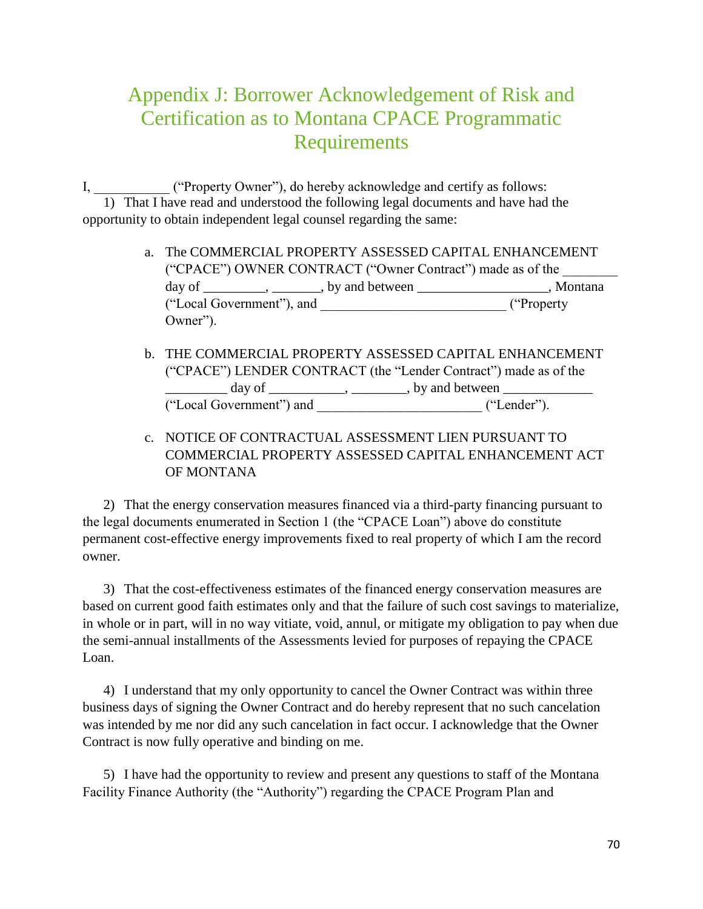# Appendix J: Borrower Acknowledgement of Risk and Certification as to Montana CPACE Programmatic Requirements

I, ___________ ("Property Owner"), do hereby acknowledge and certify as follows:

1) That I have read and understood the following legal documents and have had the opportunity to obtain independent legal counsel regarding the same:

   a. The COMMERCIAL PROPERTY ASSESSED CAPITAL ENHANCEMENT ("CPACE") OWNER CONTRACT ("Owner Contract") made as of the ________ day of _________, _______, by and between __________________, Montana ("Local Government"), and __________________________ ("Property Owner").

   b. THE COMMERCIAL PROPERTY ASSESSED CAPITAL ENHANCEMENT ("CPACE") LENDER CONTRACT (the "Lender Contract") made as of the _________ day of ___________, ________, by and between _____________ ("Local Government") and _______________________ ("Lender").

   c. NOTICE OF CONTRACTUAL ASSESSMENT LIEN PURSUANT TO COMMERCIAL PROPERTY ASSESSED CAPITAL ENHANCEMENT ACT OF MONTANA

2) That the energy conservation measures financed via a third-party financing pursuant to the legal documents enumerated in Section 1 (the "CPACE Loan") above do constitute permanent cost-effective energy improvements fixed to real property of which I am the record owner.

3) That the cost-effectiveness estimates of the financed energy conservation measures are based on current good faith estimates only and that the failure of such cost savings to materialize, in whole or in part, will in no way vitiate, void, annul, or mitigate my obligation to pay when due the semi-annual installments of the Assessments levied for purposes of repaying the CPACE Loan.

4) I understand that my only opportunity to cancel the Owner Contract was within three business days of signing the Owner Contract and do hereby represent that no such cancelation was intended by me nor did any such cancelation in fact occur. I acknowledge that the Owner Contract is now fully operative and binding on me.

5) I have had the opportunity to review and present any questions to staff of the Montana Facility Finance Authority (the "Authority") regarding the CPACE Program Plan and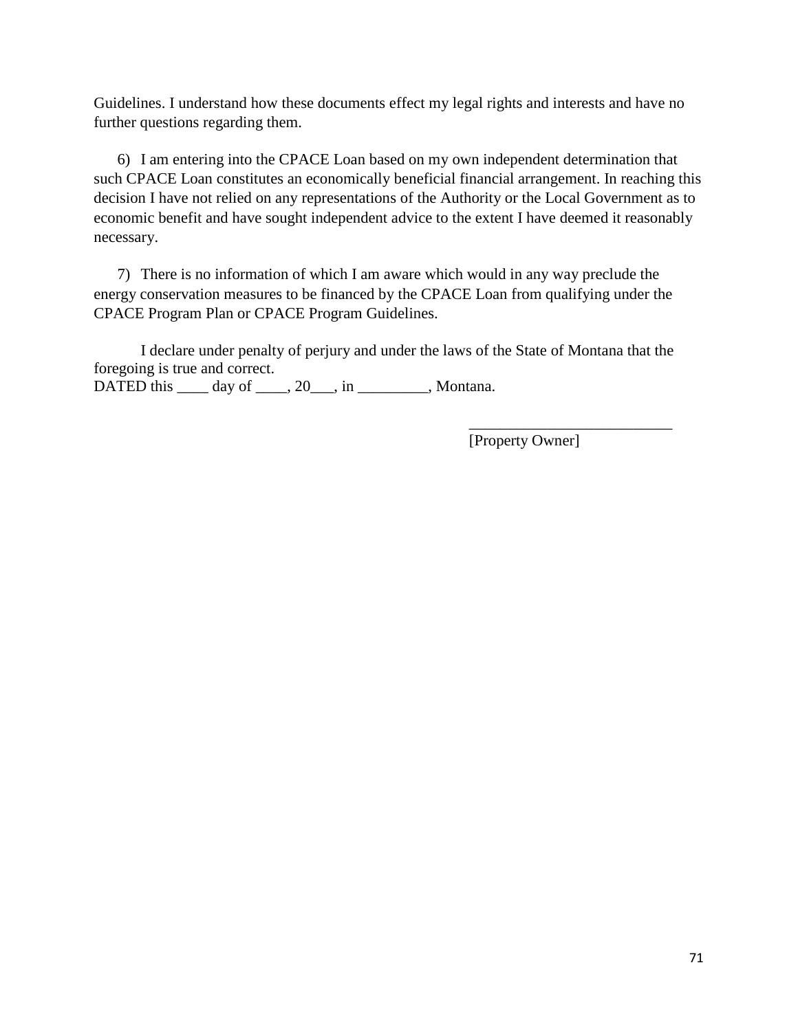Guidelines. I understand how these documents effect my legal rights and interests and have no further questions regarding them.

6) I am entering into the CPACE Loan based on my own independent determination that such CPACE Loan constitutes an economically beneficial financial arrangement. In reaching this decision I have not relied on any representations of the Authority or the Local Government as to economic benefit and have sought independent advice to the extent I have deemed it reasonably necessary.

7) There is no information of which I am aware which would in any way preclude the energy conservation measures to be financed by the CPACE Loan from qualifying under the CPACE Program Plan or CPACE Program Guidelines.

I declare under penalty of perjury and under the laws of the State of Montana that the foregoing is true and correct.

DATED this ____ day of ____, 20___, in _________, Montana.

__________________________

[Property Owner]